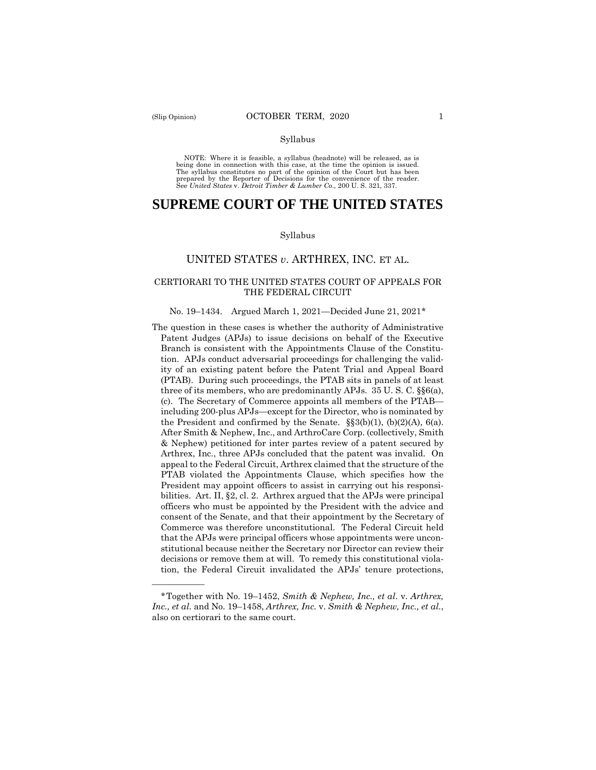Syllabus

NOTE: Where it is feasible, a syllabus (headnote) will be released, as is being done in connection with this case, at the time the opinion is issued. The syllabus constitutes no part of the opinion of the Court but has been prepared by the Reporter of Decisions for the convenience of the reader. See *United States* v. *Detroit Timber & Lumber Co.,* 200 U. S. 321, 337.

# SUPREME COURT OF THE UNITED STATES

Syllabus

## UNITED STATES *v.* ARTHREX, INC. ET AL.

### CERTIORARI TO THE UNITED STATES COURT OF APPEALS FOR THE FEDERAL CIRCUIT

No. 19–1434. Argued March 1, 2021—Decided June 21, 2021*

The question in these cases is whether the authority of Administrative Patent Judges (APJs) to issue decisions on behalf of the Executive Branch is consistent with the Appointments Clause of the Constitution. APJs conduct adversarial proceedings for challenging the validity of an existing patent before the Patent Trial and Appeal Board (PTAB). During such proceedings, the PTAB sits in panels of at least three of its members, who are predominantly APJs. 35 U. S. C. §§6(a), (c). The Secretary of Commerce appoints all members of the PTAB—including 200-plus APJs—except for the Director, who is nominated by the President and confirmed by the Senate. §§3(b)(1), (b)(2)(A), 6(a). After Smith & Nephew, Inc., and ArthroCare Corp. (collectively, Smith & Nephew) petitioned for inter partes review of a patent secured by Arthrex, Inc., three APJs concluded that the patent was invalid. On appeal to the Federal Circuit, Arthrex claimed that the structure of the PTAB violated the Appointments Clause, which specifies how the President may appoint officers to assist in carrying out his responsibilities. Art. II, §2, cl. 2. Arthrex argued that the APJs were principal officers who must be appointed by the President with the advice and consent of the Senate, and that their appointment by the Secretary of Commerce was therefore unconstitutional. The Federal Circuit held that the APJs were principal officers whose appointments were unconstitutional because neither the Secretary nor Director can review their decisions or remove them at will. To remedy this constitutional violation, the Federal Circuit invalidated the APJs' tenure protections,

---

*Together with No. 19–1452, *Smith & Nephew, Inc., et al.* v. *Arthrex, Inc., et al.* and No. 19–1458, *Arthrex, Inc.* v. *Smith & Nephew, Inc., et al.*, also on certiorari to the same court.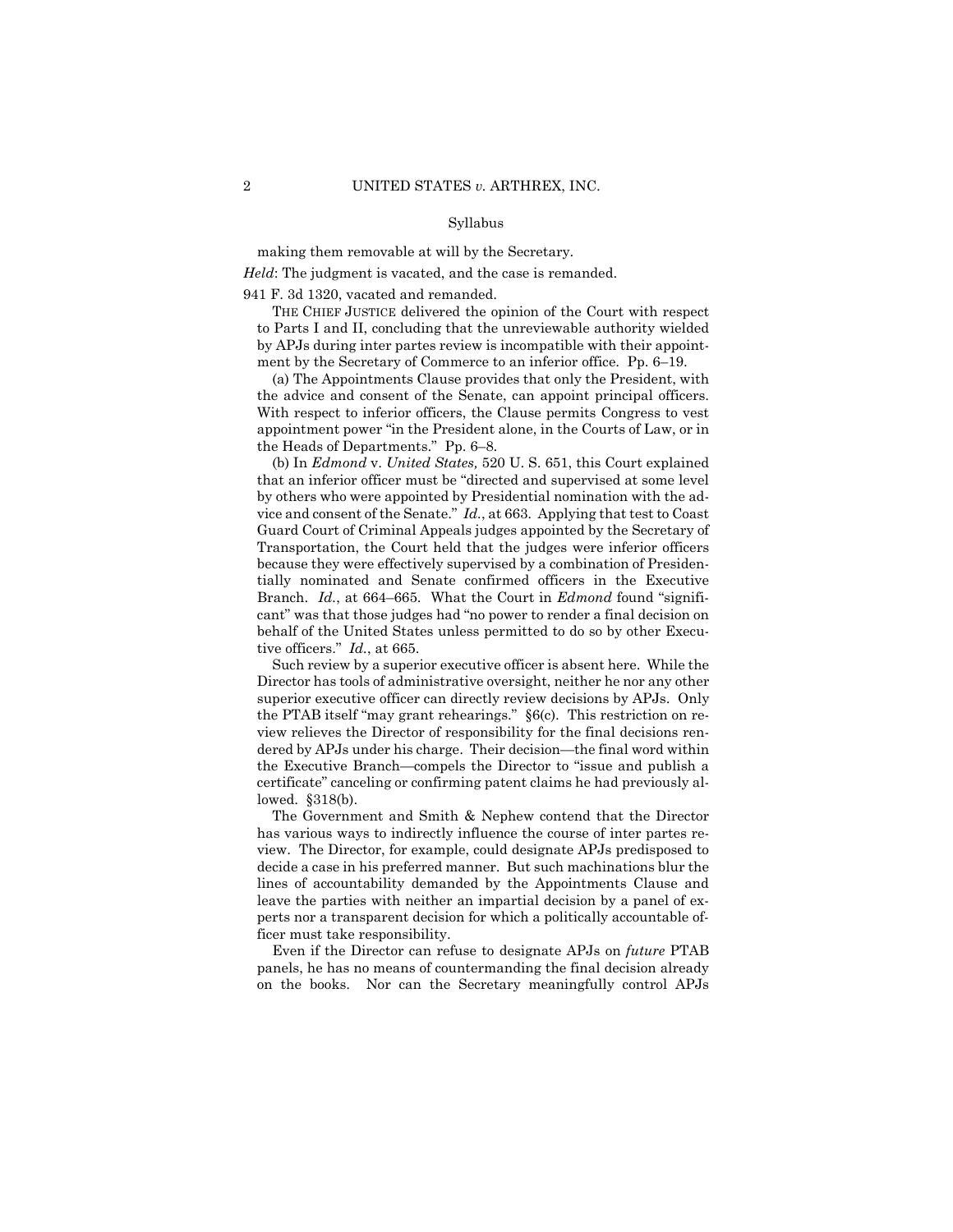Syllabus

making them removable at will by the Secretary.

*Held*: The judgment is vacated, and the case is remanded.

941 F. 3d 1320, vacated and remanded.

THE CHIEF JUSTICE delivered the opinion of the Court with respect to Parts I and II, concluding that the unreviewable authority wielded by APJs during inter partes review is incompatible with their appointment by the Secretary of Commerce to an inferior office. Pp. 6–19.

(a) The Appointments Clause provides that only the President, with the advice and consent of the Senate, can appoint principal officers. With respect to inferior officers, the Clause permits Congress to vest appointment power "in the President alone, in the Courts of Law, or in the Heads of Departments." Pp. 6–8.

(b) In *Edmond* v. *United States,* 520 U. S. 651, this Court explained that an inferior officer must be "directed and supervised at some level by others who were appointed by Presidential nomination with the advice and consent of the Senate." *Id.*, at 663. Applying that test to Coast Guard Court of Criminal Appeals judges appointed by the Secretary of Transportation, the Court held that the judges were inferior officers because they were effectively supervised by a combination of Presidentially nominated and Senate confirmed officers in the Executive Branch. *Id.*, at 664–665. What the Court in *Edmond* found "significant" was that those judges had "no power to render a final decision on behalf of the United States unless permitted to do so by other Executive officers." *Id.*, at 665.

Such review by a superior executive officer is absent here. While the Director has tools of administrative oversight, neither he nor any other superior executive officer can directly review decisions by APJs. Only the PTAB itself "may grant rehearings." §6(c). This restriction on review relieves the Director of responsibility for the final decisions rendered by APJs under his charge. Their decision—the final word within the Executive Branch—compels the Director to "issue and publish a certificate" canceling or confirming patent claims he had previously allowed. §318(b).

The Government and Smith & Nephew contend that the Director has various ways to indirectly influence the course of inter partes review. The Director, for example, could designate APJs predisposed to decide a case in his preferred manner. But such machinations blur the lines of accountability demanded by the Appointments Clause and leave the parties with neither an impartial decision by a panel of experts nor a transparent decision for which a politically accountable officer must take responsibility.

Even if the Director can refuse to designate APJs on *future* PTAB panels, he has no means of countermanding the final decision already on the books. Nor can the Secretary meaningfully control APJs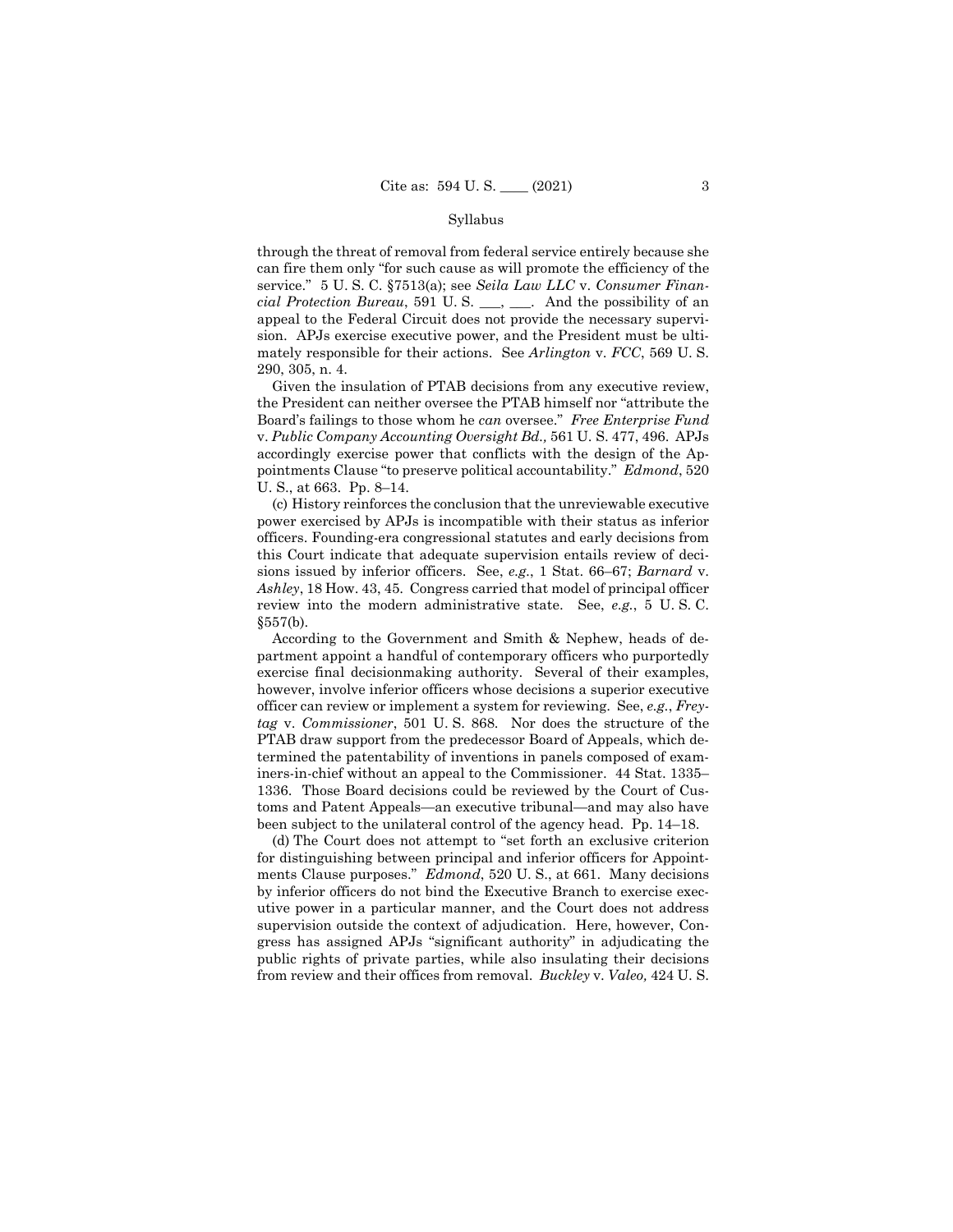through the threat of removal from federal service entirely because she can fire them only "for such cause as will promote the efficiency of the service." 5 U. S. C. §7513(a); see *Seila Law LLC* v. *Consumer Financial Protection Bureau*, 591 U. S. ___, ___. And the possibility of an appeal to the Federal Circuit does not provide the necessary supervision. APJs exercise executive power, and the President must be ultimately responsible for their actions. See *Arlington* v. *FCC*, 569 U. S. 290, 305, n. 4.

Given the insulation of PTAB decisions from any executive review, the President can neither oversee the PTAB himself nor "attribute the Board's failings to those whom he *can* oversee." *Free Enterprise Fund* v. *Public Company Accounting Oversight Bd.,* 561 U. S. 477, 496. APJs accordingly exercise power that conflicts with the design of the Appointments Clause "to preserve political accountability." *Edmond*, 520 U. S., at 663. Pp. 8–14.

(c) History reinforces the conclusion that the unreviewable executive power exercised by APJs is incompatible with their status as inferior officers. Founding-era congressional statutes and early decisions from this Court indicate that adequate supervision entails review of decisions issued by inferior officers. See, *e.g.*, 1 Stat. 66–67; *Barnard* v. *Ashley*, 18 How. 43, 45. Congress carried that model of principal officer review into the modern administrative state. See, *e.g.*, 5 U. S. C. §557(b).

According to the Government and Smith & Nephew, heads of department appoint a handful of contemporary officers who purportedly exercise final decisionmaking authority. Several of their examples, however, involve inferior officers whose decisions a superior executive officer can review or implement a system for reviewing. See, *e.g.*, *Freytag* v. *Commissioner*, 501 U. S. 868. Nor does the structure of the PTAB draw support from the predecessor Board of Appeals, which determined the patentability of inventions in panels composed of examiners-in-chief without an appeal to the Commissioner. 44 Stat. 1335–1336. Those Board decisions could be reviewed by the Court of Customs and Patent Appeals—an executive tribunal—and may also have been subject to the unilateral control of the agency head. Pp. 14–18.

(d) The Court does not attempt to "set forth an exclusive criterion for distinguishing between principal and inferior officers for Appointments Clause purposes." *Edmond*, 520 U. S., at 661. Many decisions by inferior officers do not bind the Executive Branch to exercise executive power in a particular manner, and the Court does not address supervision outside the context of adjudication. Here, however, Congress has assigned APJs "significant authority" in adjudicating the public rights of private parties, while also insulating their decisions from review and their offices from removal. *Buckley* v. *Valeo,* 424 U. S.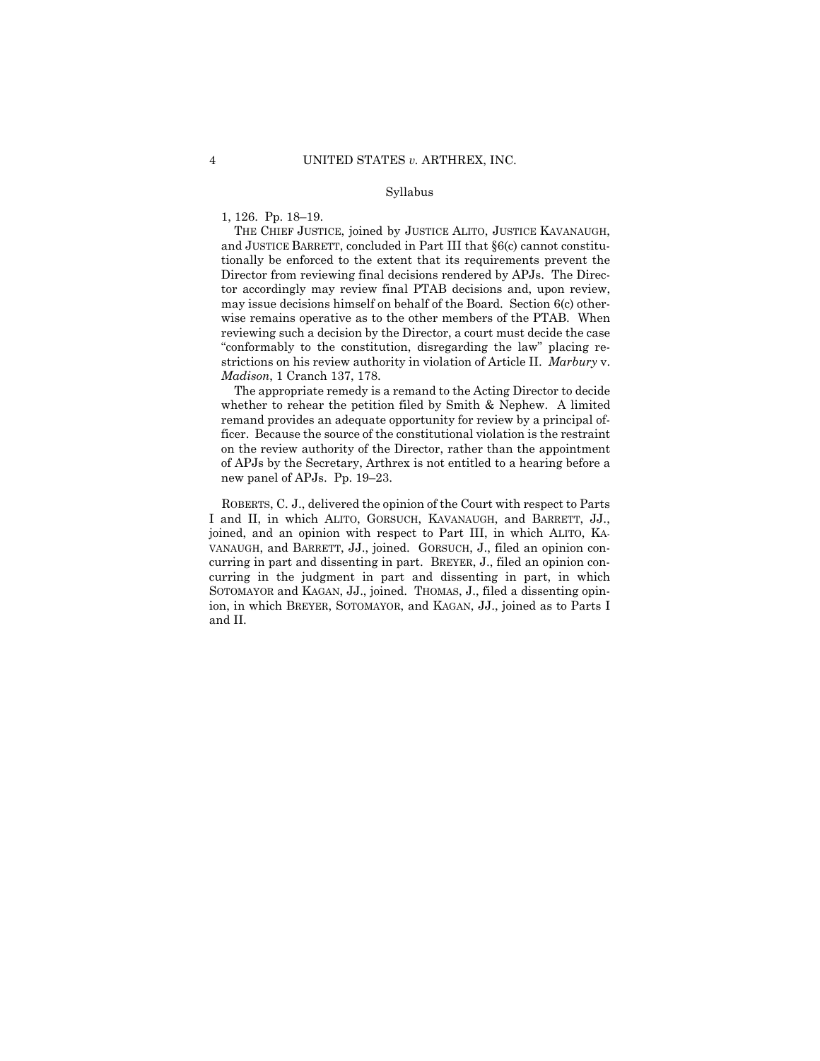1, 126. Pp. 18–19.

THE CHIEF JUSTICE, joined by JUSTICE ALITO, JUSTICE KAVANAUGH, and JUSTICE BARRETT, concluded in Part III that §6(c) cannot constitutionally be enforced to the extent that its requirements prevent the Director from reviewing final decisions rendered by APJs. The Director accordingly may review final PTAB decisions and, upon review, may issue decisions himself on behalf of the Board. Section 6(c) otherwise remains operative as to the other members of the PTAB. When reviewing such a decision by the Director, a court must decide the case "conformably to the constitution, disregarding the law" placing restrictions on his review authority in violation of Article II. *Marbury* v. *Madison*, 1 Cranch 137, 178.

The appropriate remedy is a remand to the Acting Director to decide whether to rehear the petition filed by Smith & Nephew. A limited remand provides an adequate opportunity for review by a principal officer. Because the source of the constitutional violation is the restraint on the review authority of the Director, rather than the appointment of APJs by the Secretary, Arthrex is not entitled to a hearing before a new panel of APJs. Pp. 19–23.

ROBERTS, C. J., delivered the opinion of the Court with respect to Parts I and II, in which ALITO, GORSUCH, KAVANAUGH, and BARRETT, JJ., joined, and an opinion with respect to Part III, in which ALITO, KAVANAUGH, and BARRETT, JJ., joined. GORSUCH, J., filed an opinion concurring in part and dissenting in part. BREYER, J., filed an opinion concurring in the judgment in part and dissenting in part, in which SOTOMAYOR and KAGAN, JJ., joined. THOMAS, J., filed a dissenting opinion, in which BREYER, SOTOMAYOR, and KAGAN, JJ., joined as to Parts I and II.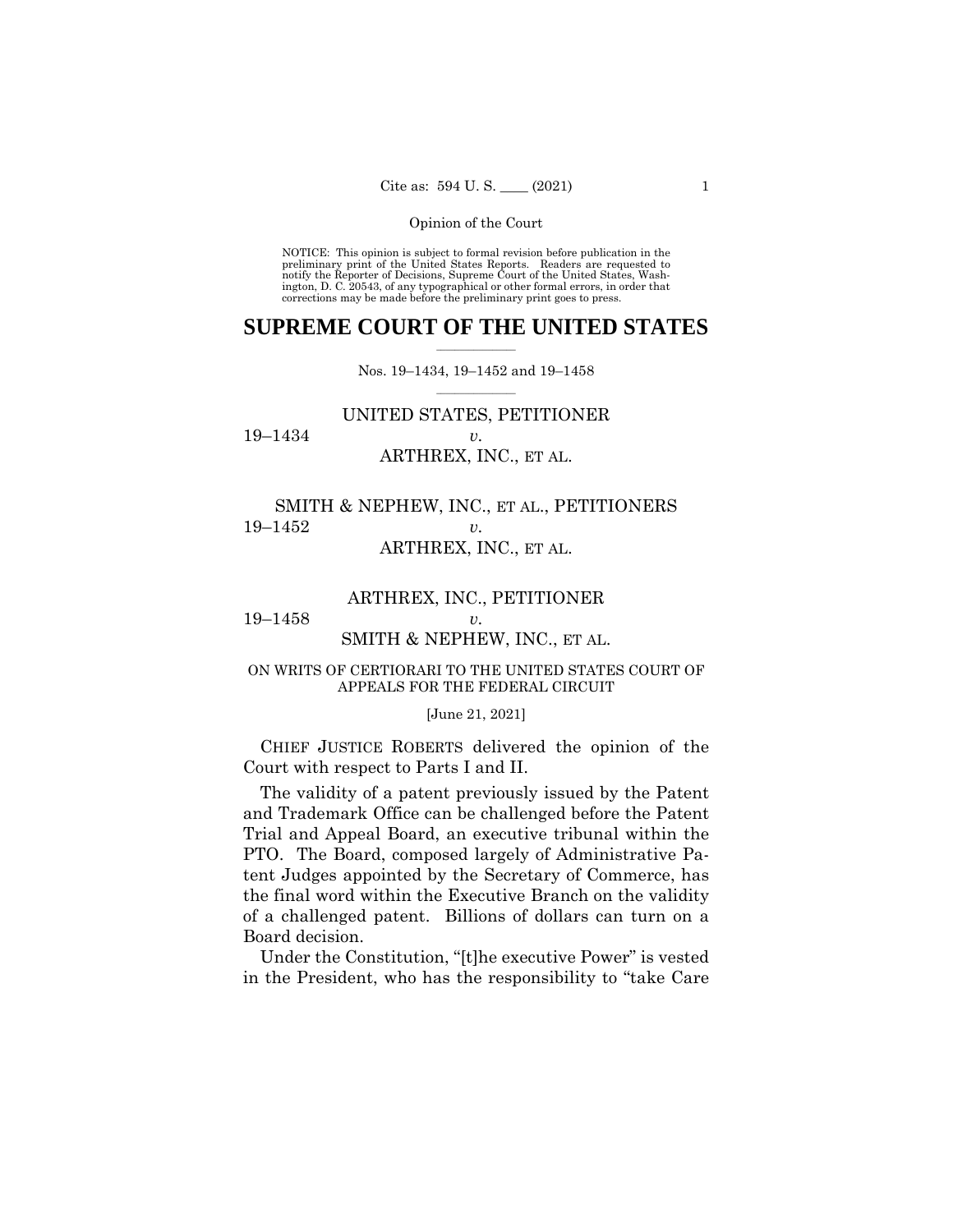NOTICE: This opinion is subject to formal revision before publication in the preliminary print of the United States Reports. Readers are requested to notify the Reporter of Decisions, Supreme Court of the United States, Washington, D. C. 20543, of any typographical or other formal errors, in order that corrections may be made before the preliminary print goes to press.

# SUPREME COURT OF THE UNITED STATES

Nos. 19–1434, 19–1452 and 19–1458

UNITED STATES, PETITIONER
19–1434 *v.*
ARTHREX, INC., ET AL.

SMITH & NEPHEW, INC., ET AL., PETITIONERS
19–1452 *v.*
ARTHREX, INC., ET AL.

ARTHREX, INC., PETITIONER
19–1458 *v.*
SMITH & NEPHEW, INC., ET AL.

ON WRITS OF CERTIORARI TO THE UNITED STATES COURT OF APPEALS FOR THE FEDERAL CIRCUIT

[June 21, 2021]

CHIEF JUSTICE ROBERTS delivered the opinion of the Court with respect to Parts I and II.

The validity of a patent previously issued by the Patent and Trademark Office can be challenged before the Patent Trial and Appeal Board, an executive tribunal within the PTO. The Board, composed largely of Administrative Patent Judges appointed by the Secretary of Commerce, has the final word within the Executive Branch on the validity of a challenged patent. Billions of dollars can turn on a Board decision.

Under the Constitution, "[t]he executive Power" is vested in the President, who has the responsibility to "take Care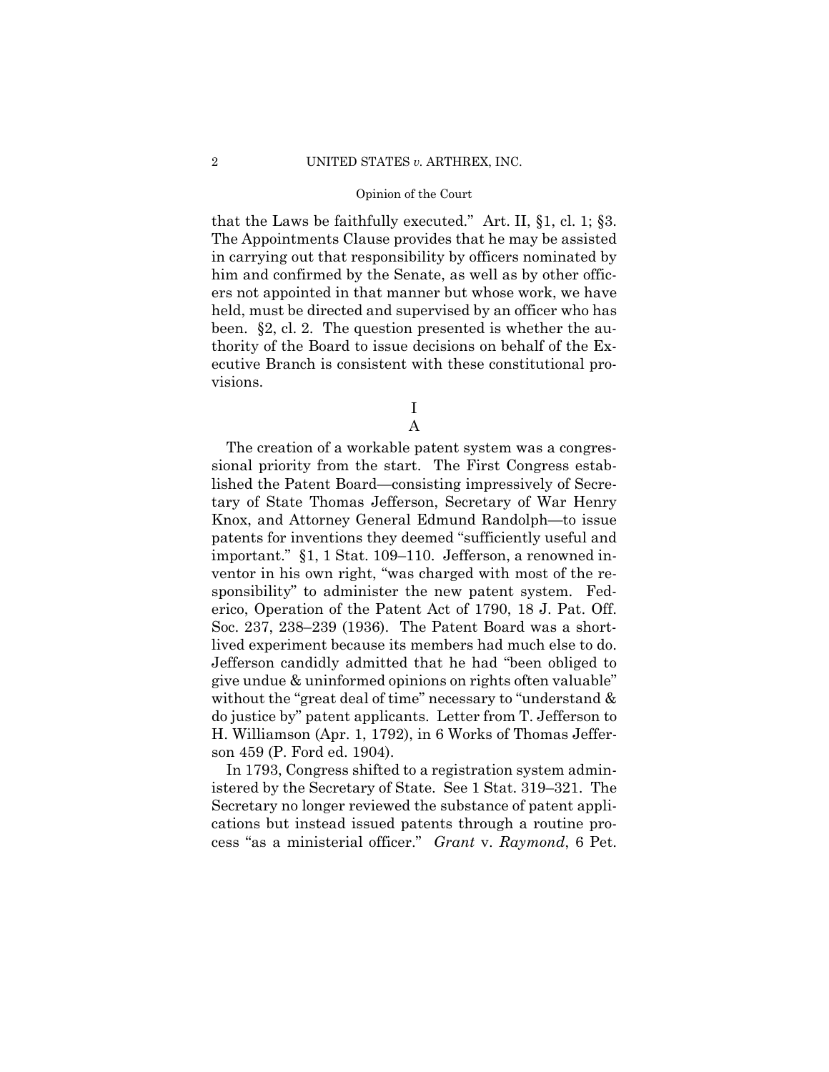that the Laws be faithfully executed." Art. II, §1, cl. 1; §3. The Appointments Clause provides that he may be assisted in carrying out that responsibility by officers nominated by him and confirmed by the Senate, as well as by other officers not appointed in that manner but whose work, we have held, must be directed and supervised by an officer who has been. §2, cl. 2. The question presented is whether the authority of the Board to issue decisions on behalf of the Executive Branch is consistent with these constitutional provisions.

# I

## A

The creation of a workable patent system was a congressional priority from the start. The First Congress established the Patent Board—consisting impressively of Secretary of State Thomas Jefferson, Secretary of War Henry Knox, and Attorney General Edmund Randolph—to issue patents for inventions they deemed "sufficiently useful and important." §1, 1 Stat. 109–110. Jefferson, a renowned inventor in his own right, "was charged with most of the responsibility" to administer the new patent system. Federico, Operation of the Patent Act of 1790, 18 J. Pat. Off. Soc. 237, 238–239 (1936). The Patent Board was a short-lived experiment because its members had much else to do. Jefferson candidly admitted that he had "been obliged to give undue & uninformed opinions on rights often valuable" without the "great deal of time" necessary to "understand & do justice by" patent applicants. Letter from T. Jefferson to H. Williamson (Apr. 1, 1792), in 6 Works of Thomas Jefferson 459 (P. Ford ed. 1904).

In 1793, Congress shifted to a registration system administered by the Secretary of State. See 1 Stat. 319–321. The Secretary no longer reviewed the substance of patent applications but instead issued patents through a routine process "as a ministerial officer." *Grant* v. *Raymond*, 6 Pet.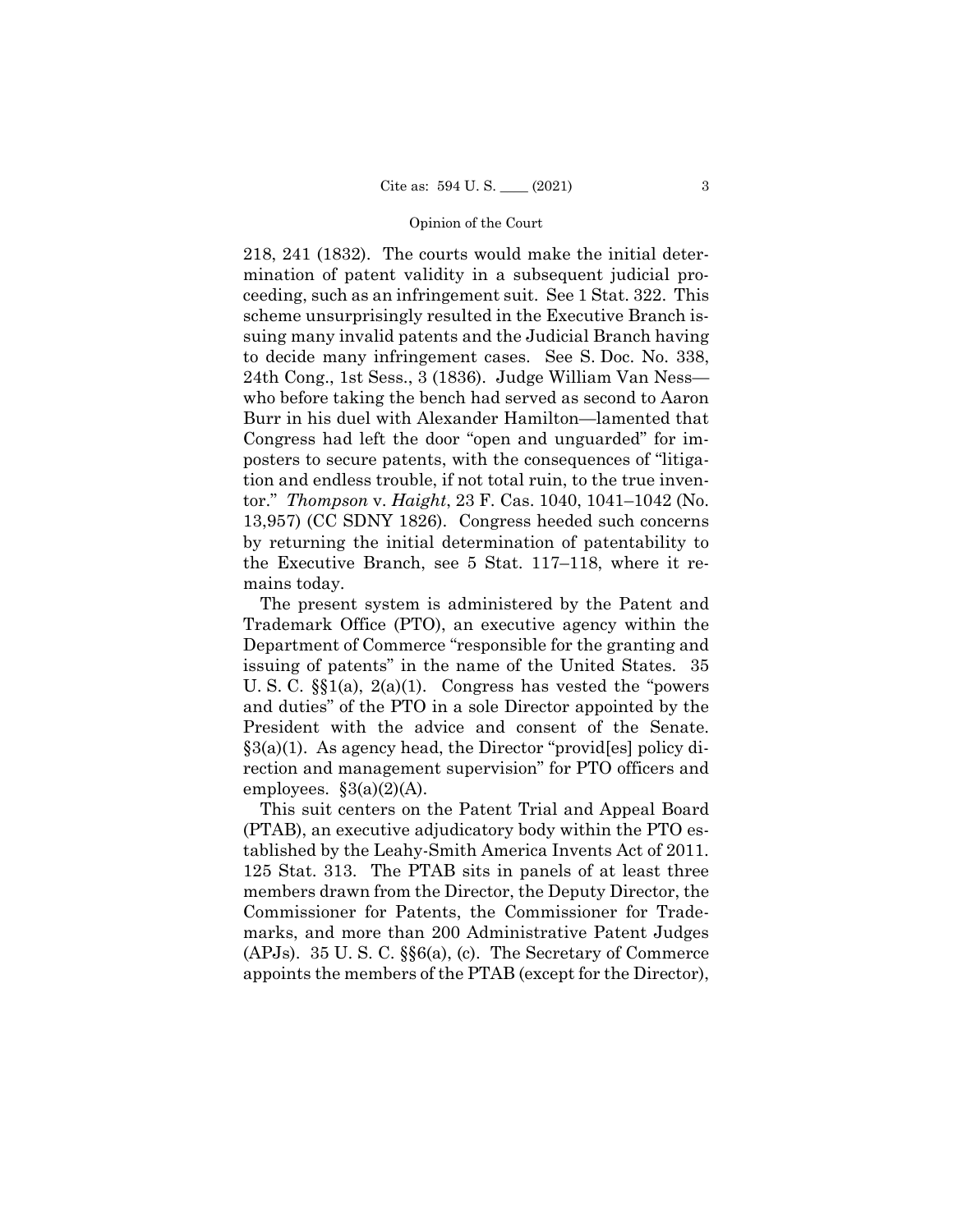218, 241 (1832). The courts would make the initial determination of patent validity in a subsequent judicial proceeding, such as an infringement suit. See 1 Stat. 322. This scheme unsurprisingly resulted in the Executive Branch issuing many invalid patents and the Judicial Branch having to decide many infringement cases. See S. Doc. No. 338, 24th Cong., 1st Sess., 3 (1836). Judge William Van Ness—who before taking the bench had served as second to Aaron Burr in his duel with Alexander Hamilton—lamented that Congress had left the door "open and unguarded" for imposters to secure patents, with the consequences of "litigation and endless trouble, if not total ruin, to the true inventor." *Thompson* v. *Haight*, 23 F. Cas. 1040, 1041–1042 (No. 13,957) (CC SDNY 1826). Congress heeded such concerns by returning the initial determination of patentability to the Executive Branch, see 5 Stat. 117–118, where it remains today.

The present system is administered by the Patent and Trademark Office (PTO), an executive agency within the Department of Commerce "responsible for the granting and issuing of patents" in the name of the United States. 35 U. S. C. §§1(a), 2(a)(1). Congress has vested the "powers and duties" of the PTO in a sole Director appointed by the President with the advice and consent of the Senate. §3(a)(1). As agency head, the Director "provid[es] policy direction and management supervision" for PTO officers and employees. §3(a)(2)(A).

This suit centers on the Patent Trial and Appeal Board (PTAB), an executive adjudicatory body within the PTO established by the Leahy-Smith America Invents Act of 2011. 125 Stat. 313. The PTAB sits in panels of at least three members drawn from the Director, the Deputy Director, the Commissioner for Patents, the Commissioner for Trademarks, and more than 200 Administrative Patent Judges (APJs). 35 U. S. C. §§6(a), (c). The Secretary of Commerce appoints the members of the PTAB (except for the Director),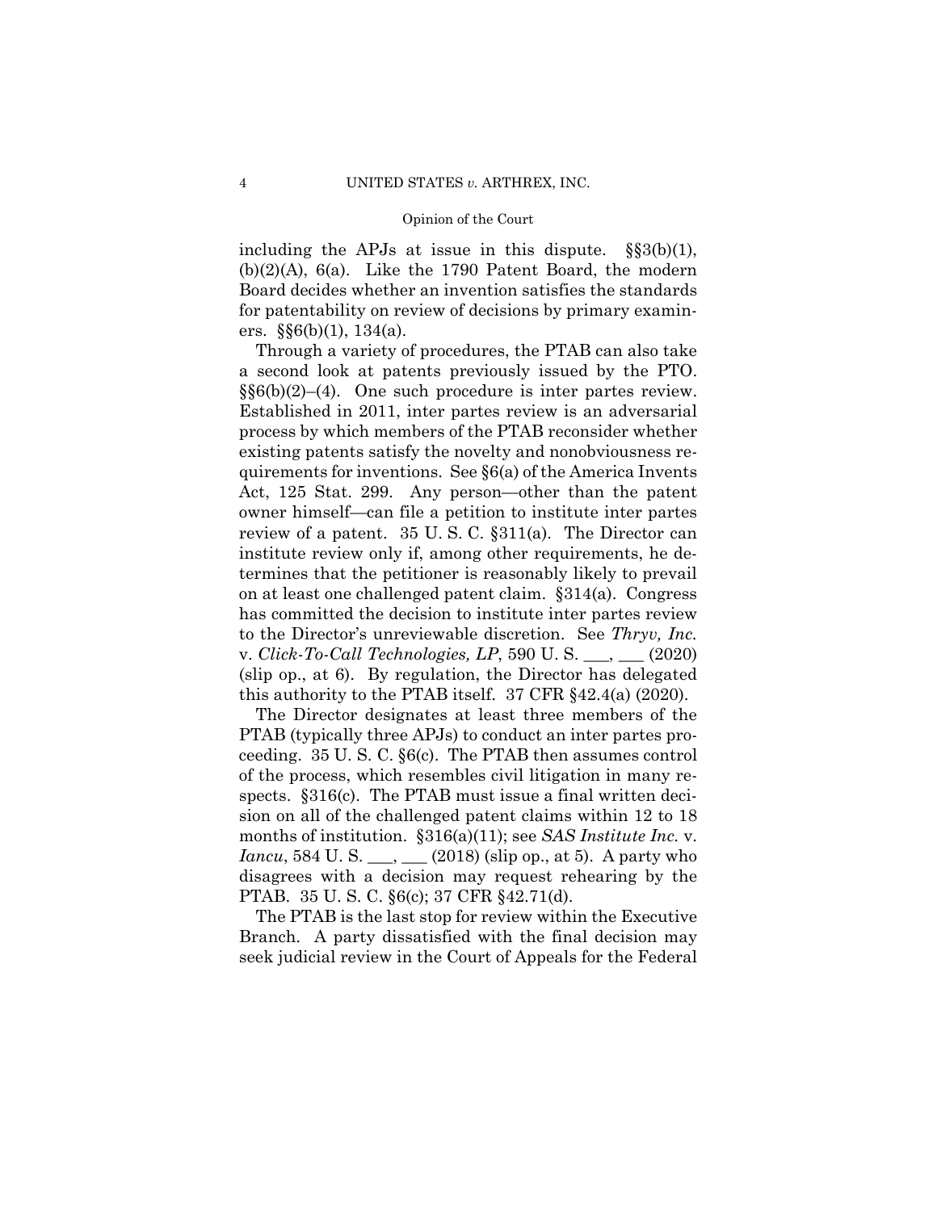including the APJs at issue in this dispute. §§3(b)(1), (b)(2)(A), 6(a). Like the 1790 Patent Board, the modern Board decides whether an invention satisfies the standards for patentability on review of decisions by primary examiners. §§6(b)(1), 134(a).

Through a variety of procedures, the PTAB can also take a second look at patents previously issued by the PTO. §§6(b)(2)–(4). One such procedure is inter partes review. Established in 2011, inter partes review is an adversarial process by which members of the PTAB reconsider whether existing patents satisfy the novelty and nonobviousness requirements for inventions. See §6(a) of the America Invents Act, 125 Stat. 299. Any person—other than the patent owner himself—can file a petition to institute inter partes review of a patent. 35 U. S. C. §311(a). The Director can institute review only if, among other requirements, he determines that the petitioner is reasonably likely to prevail on at least one challenged patent claim. §314(a). Congress has committed the decision to institute inter partes review to the Director's unreviewable discretion. See *Thryv, Inc.* v. *Click-To-Call Technologies, LP*, 590 U. S. \_\_\_, \_\_\_ (2020) (slip op., at 6). By regulation, the Director has delegated this authority to the PTAB itself. 37 CFR §42.4(a) (2020).

The Director designates at least three members of the PTAB (typically three APJs) to conduct an inter partes proceeding. 35 U. S. C. §6(c). The PTAB then assumes control of the process, which resembles civil litigation in many respects. §316(c). The PTAB must issue a final written decision on all of the challenged patent claims within 12 to 18 months of institution. §316(a)(11); see *SAS Institute Inc.* v. *Iancu*, 584 U. S. \_\_\_, \_\_\_ (2018) (slip op., at 5). A party who disagrees with a decision may request rehearing by the PTAB. 35 U. S. C. §6(c); 37 CFR §42.71(d).

The PTAB is the last stop for review within the Executive Branch. A party dissatisfied with the final decision may seek judicial review in the Court of Appeals for the Federal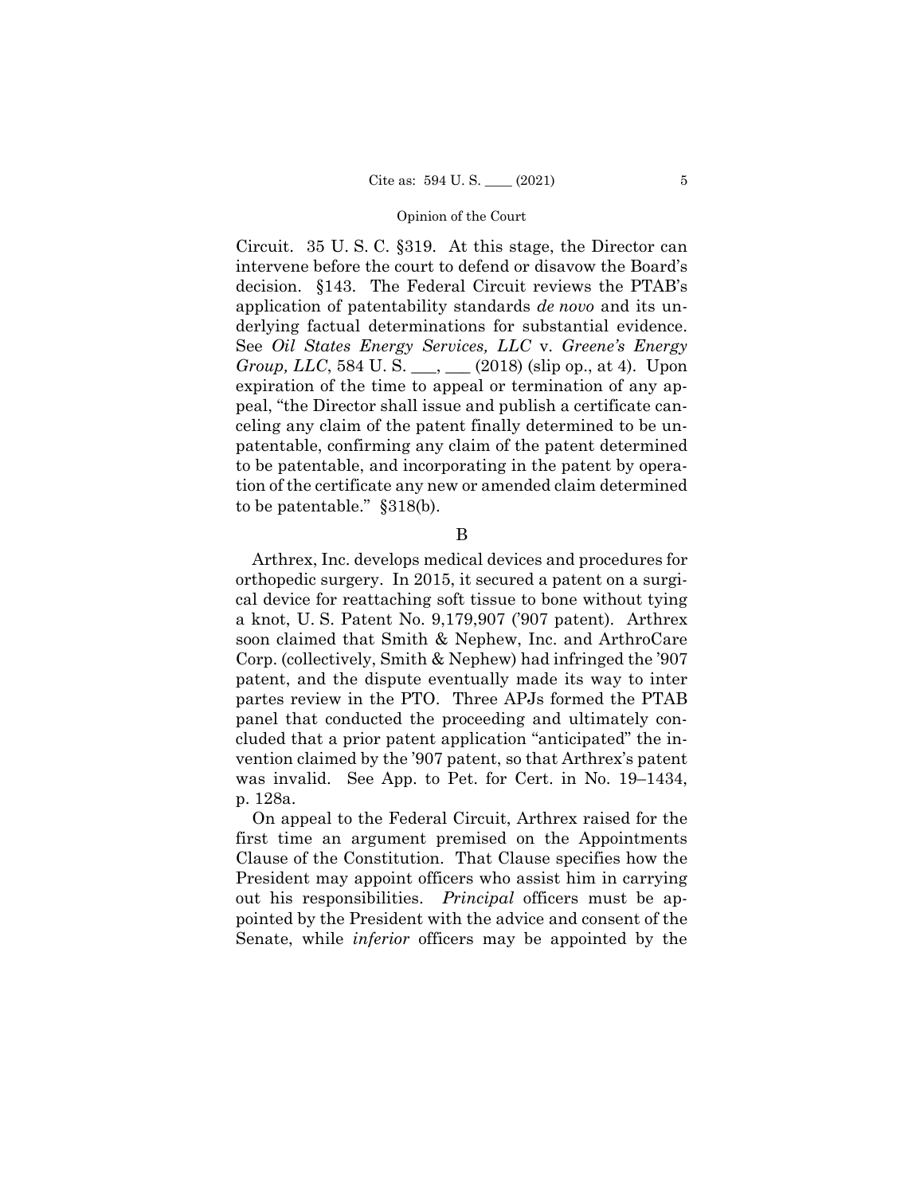Circuit. 35 U. S. C. §319. At this stage, the Director can intervene before the court to defend or disavow the Board's decision. §143. The Federal Circuit reviews the PTAB's application of patentability standards *de novo* and its underlying factual determinations for substantial evidence. See *Oil States Energy Services, LLC* v. *Greene's Energy Group, LLC*, 584 U. S. ___, ___ (2018) (slip op., at 4). Upon expiration of the time to appeal or termination of any appeal, "the Director shall issue and publish a certificate canceling any claim of the patent finally determined to be unpatentable, confirming any claim of the patent determined to be patentable, and incorporating in the patent by operation of the certificate any new or amended claim determined to be patentable." §318(b).

B

Arthrex, Inc. develops medical devices and procedures for orthopedic surgery. In 2015, it secured a patent on a surgical device for reattaching soft tissue to bone without tying a knot, U. S. Patent No. 9,179,907 ('907 patent). Arthrex soon claimed that Smith & Nephew, Inc. and ArthroCare Corp. (collectively, Smith & Nephew) had infringed the '907 patent, and the dispute eventually made its way to inter partes review in the PTO. Three APJs formed the PTAB panel that conducted the proceeding and ultimately concluded that a prior patent application "anticipated" the invention claimed by the '907 patent, so that Arthrex's patent was invalid. See App. to Pet. for Cert. in No. 19–1434, p. 128a.

On appeal to the Federal Circuit, Arthrex raised for the first time an argument premised on the Appointments Clause of the Constitution. That Clause specifies how the President may appoint officers who assist him in carrying out his responsibilities. *Principal* officers must be appointed by the President with the advice and consent of the Senate, while *inferior* officers may be appointed by the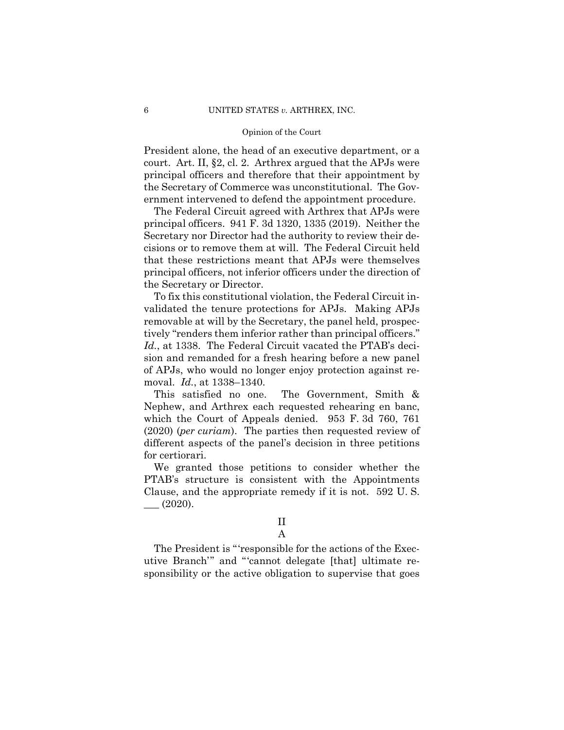President alone, the head of an executive department, or a court. Art. II, §2, cl. 2. Arthrex argued that the APJs were principal officers and therefore that their appointment by the Secretary of Commerce was unconstitutional. The Government intervened to defend the appointment procedure.

The Federal Circuit agreed with Arthrex that APJs were principal officers. 941 F. 3d 1320, 1335 (2019). Neither the Secretary nor Director had the authority to review their decisions or to remove them at will. The Federal Circuit held that these restrictions meant that APJs were themselves principal officers, not inferior officers under the direction of the Secretary or Director.

To fix this constitutional violation, the Federal Circuit invalidated the tenure protections for APJs. Making APJs removable at will by the Secretary, the panel held, prospectively "renders them inferior rather than principal officers." *Id.*, at 1338. The Federal Circuit vacated the PTAB's decision and remanded for a fresh hearing before a new panel of APJs, who would no longer enjoy protection against removal. *Id.*, at 1338–1340.

This satisfied no one. The Government, Smith & Nephew, and Arthrex each requested rehearing en banc, which the Court of Appeals denied. 953 F. 3d 760, 761 (2020) (*per curiam*). The parties then requested review of different aspects of the panel's decision in three petitions for certiorari.

We granted those petitions to consider whether the PTAB's structure is consistent with the Appointments Clause, and the appropriate remedy if it is not. 592 U. S. ___ (2020).

## II

### A

The President is "'responsible for the actions of the Executive Branch'" and "'cannot delegate [that] ultimate responsibility or the active obligation to supervise that goes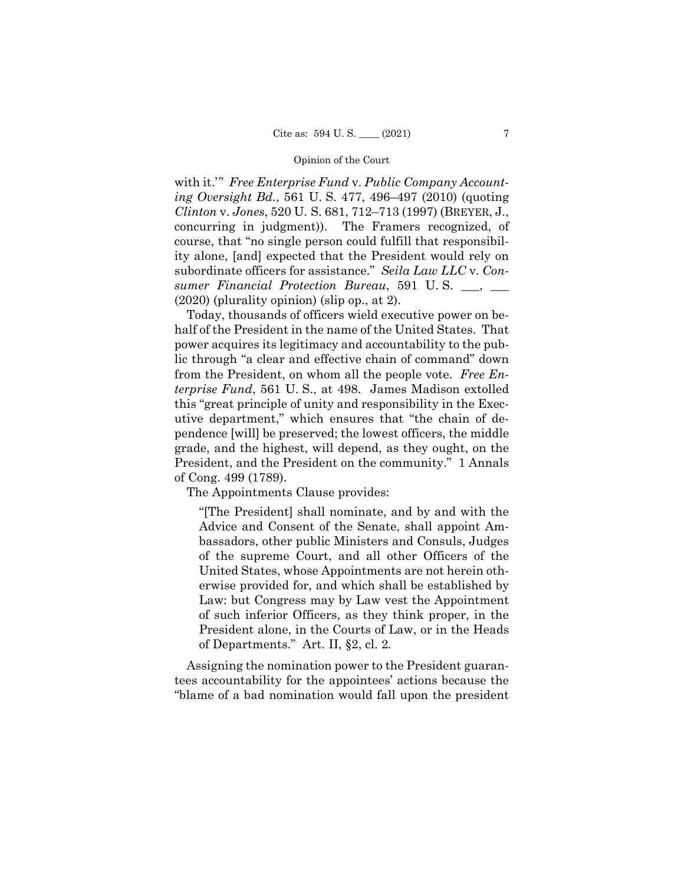with it.'" *Free Enterprise Fund* v. *Public Company Accounting Oversight Bd.*, 561 U. S. 477, 496–497 (2010) (quoting *Clinton* v. *Jones*, 520 U. S. 681, 712–713 (1997) (BREYER, J., concurring in judgment)). The Framers recognized, of course, that "no single person could fulfill that responsibility alone, [and] expected that the President would rely on subordinate officers for assistance." *Seila Law LLC* v. *Consumer Financial Protection Bureau*, 591 U. S. ___, ___ (2020) (plurality opinion) (slip op., at 2).

Today, thousands of officers wield executive power on behalf of the President in the name of the United States. That power acquires its legitimacy and accountability to the public through "a clear and effective chain of command" down from the President, on whom all the people vote. *Free Enterprise Fund*, 561 U. S., at 498. James Madison extolled this "great principle of unity and responsibility in the Executive department," which ensures that "the chain of dependence [will] be preserved; the lowest officers, the middle grade, and the highest, will depend, as they ought, on the President, and the President on the community." 1 Annals of Cong. 499 (1789).

The Appointments Clause provides:

> "[The President] shall nominate, and by and with the Advice and Consent of the Senate, shall appoint Ambassadors, other public Ministers and Consuls, Judges of the supreme Court, and all other Officers of the United States, whose Appointments are not herein otherwise provided for, and which shall be established by Law: but Congress may by Law vest the Appointment of such inferior Officers, as they think proper, in the President alone, in the Courts of Law, or in the Heads of Departments." Art. II, §2, cl. 2.

Assigning the nomination power to the President guarantees accountability for the appointees' actions because the "blame of a bad nomination would fall upon the president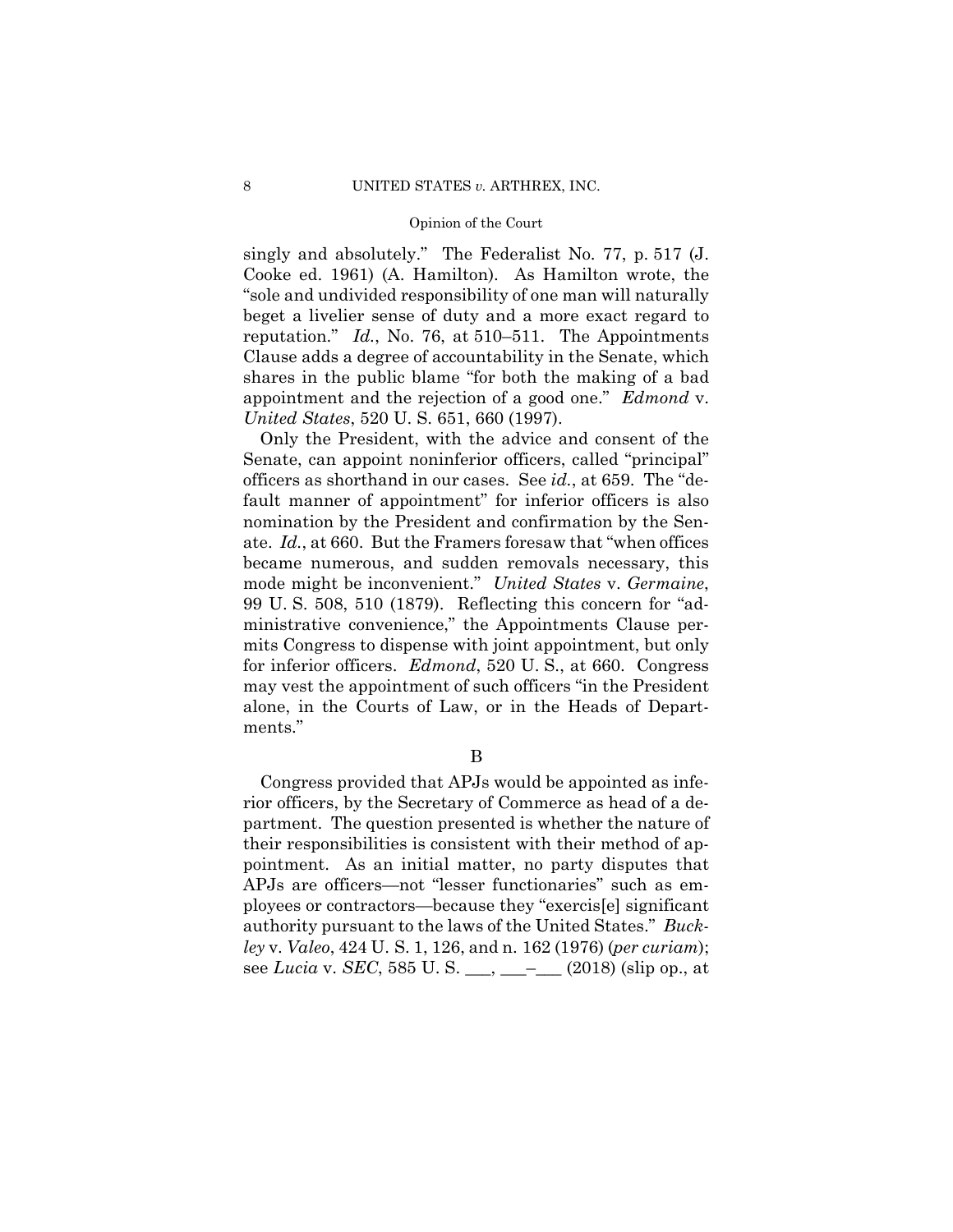singly and absolutely." The Federalist No. 77, p. 517 (J. Cooke ed. 1961) (A. Hamilton). As Hamilton wrote, the "sole and undivided responsibility of one man will naturally beget a livelier sense of duty and a more exact regard to reputation." *Id.*, No. 76, at 510–511. The Appointments Clause adds a degree of accountability in the Senate, which shares in the public blame "for both the making of a bad appointment and the rejection of a good one." *Edmond* v. *United States*, 520 U. S. 651, 660 (1997).

Only the President, with the advice and consent of the Senate, can appoint noninferior officers, called "principal" officers as shorthand in our cases. See *id.*, at 659. The "default manner of appointment" for inferior officers is also nomination by the President and confirmation by the Senate. *Id.*, at 660. But the Framers foresaw that "when offices became numerous, and sudden removals necessary, this mode might be inconvenient." *United States* v. *Germaine*, 99 U. S. 508, 510 (1879). Reflecting this concern for "administrative convenience," the Appointments Clause permits Congress to dispense with joint appointment, but only for inferior officers. *Edmond*, 520 U. S., at 660. Congress may vest the appointment of such officers "in the President alone, in the Courts of Law, or in the Heads of Departments."

B

Congress provided that APJs would be appointed as inferior officers, by the Secretary of Commerce as head of a department. The question presented is whether the nature of their responsibilities is consistent with their method of appointment. As an initial matter, no party disputes that APJs are officers—not "lesser functionaries" such as employees or contractors—because they "exercis[e] significant authority pursuant to the laws of the United States." *Buckley* v. *Valeo*, 424 U. S. 1, 126, and n. 162 (1976) (*per curiam*); see *Lucia* v. *SEC*, 585 U. S. ___, ___–___ (2018) (slip op., at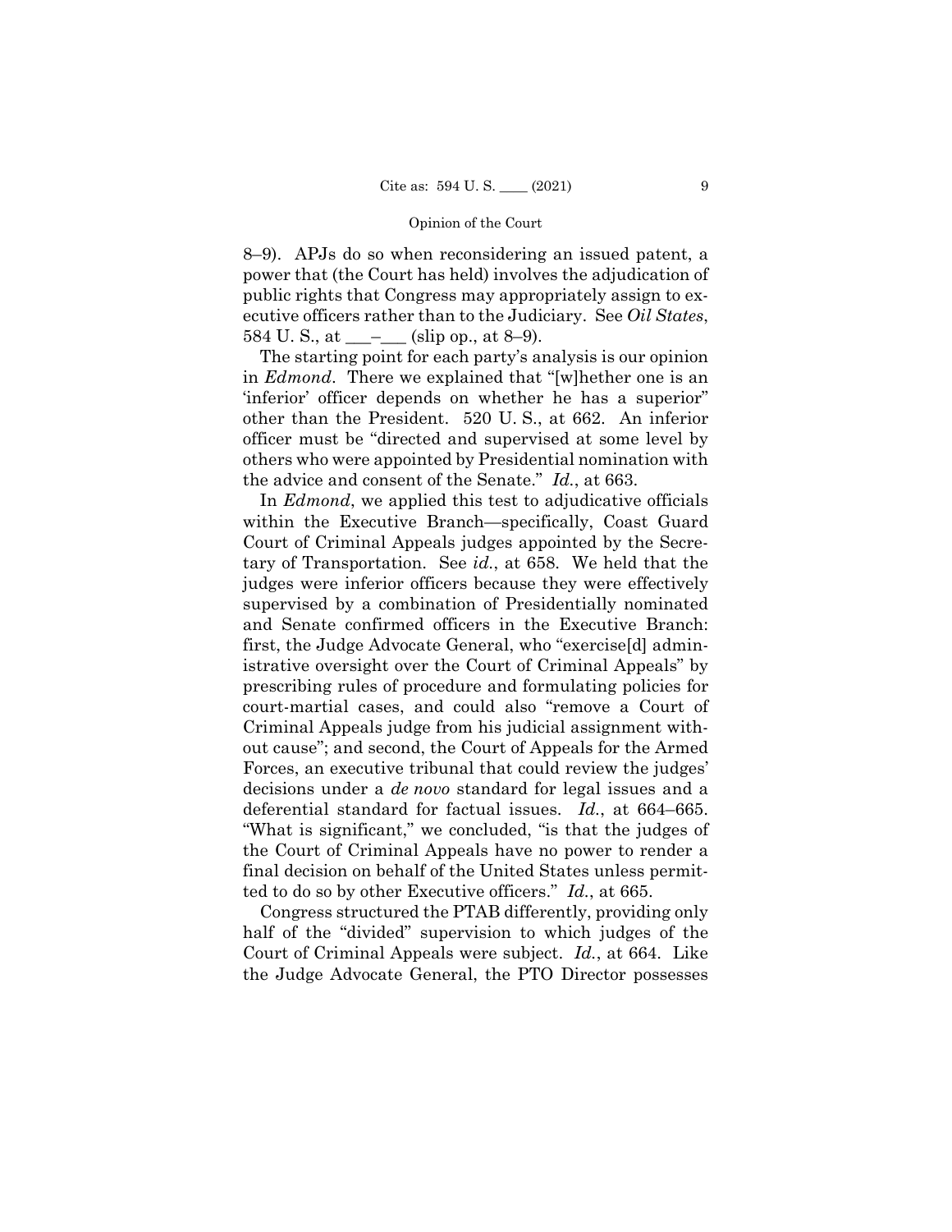8–9). APJs do so when reconsidering an issued patent, a power that (the Court has held) involves the adjudication of public rights that Congress may appropriately assign to executive officers rather than to the Judiciary. See *Oil States*, 584 U. S., at \_\_\_–\_\_\_ (slip op., at 8–9).

The starting point for each party's analysis is our opinion in *Edmond*. There we explained that "[w]hether one is an 'inferior' officer depends on whether he has a superior" other than the President. 520 U. S., at 662. An inferior officer must be "directed and supervised at some level by others who were appointed by Presidential nomination with the advice and consent of the Senate." *Id.*, at 663.

In *Edmond*, we applied this test to adjudicative officials within the Executive Branch—specifically, Coast Guard Court of Criminal Appeals judges appointed by the Secretary of Transportation. See *id.*, at 658. We held that the judges were inferior officers because they were effectively supervised by a combination of Presidentially nominated and Senate confirmed officers in the Executive Branch: first, the Judge Advocate General, who "exercise[d] administrative oversight over the Court of Criminal Appeals" by prescribing rules of procedure and formulating policies for court-martial cases, and could also "remove a Court of Criminal Appeals judge from his judicial assignment without cause"; and second, the Court of Appeals for the Armed Forces, an executive tribunal that could review the judges' decisions under a *de novo* standard for legal issues and a deferential standard for factual issues. *Id.*, at 664–665. "What is significant," we concluded, "is that the judges of the Court of Criminal Appeals have no power to render a final decision on behalf of the United States unless permitted to do so by other Executive officers." *Id.*, at 665.

Congress structured the PTAB differently, providing only half of the "divided" supervision to which judges of the Court of Criminal Appeals were subject. *Id.*, at 664. Like the Judge Advocate General, the PTO Director possesses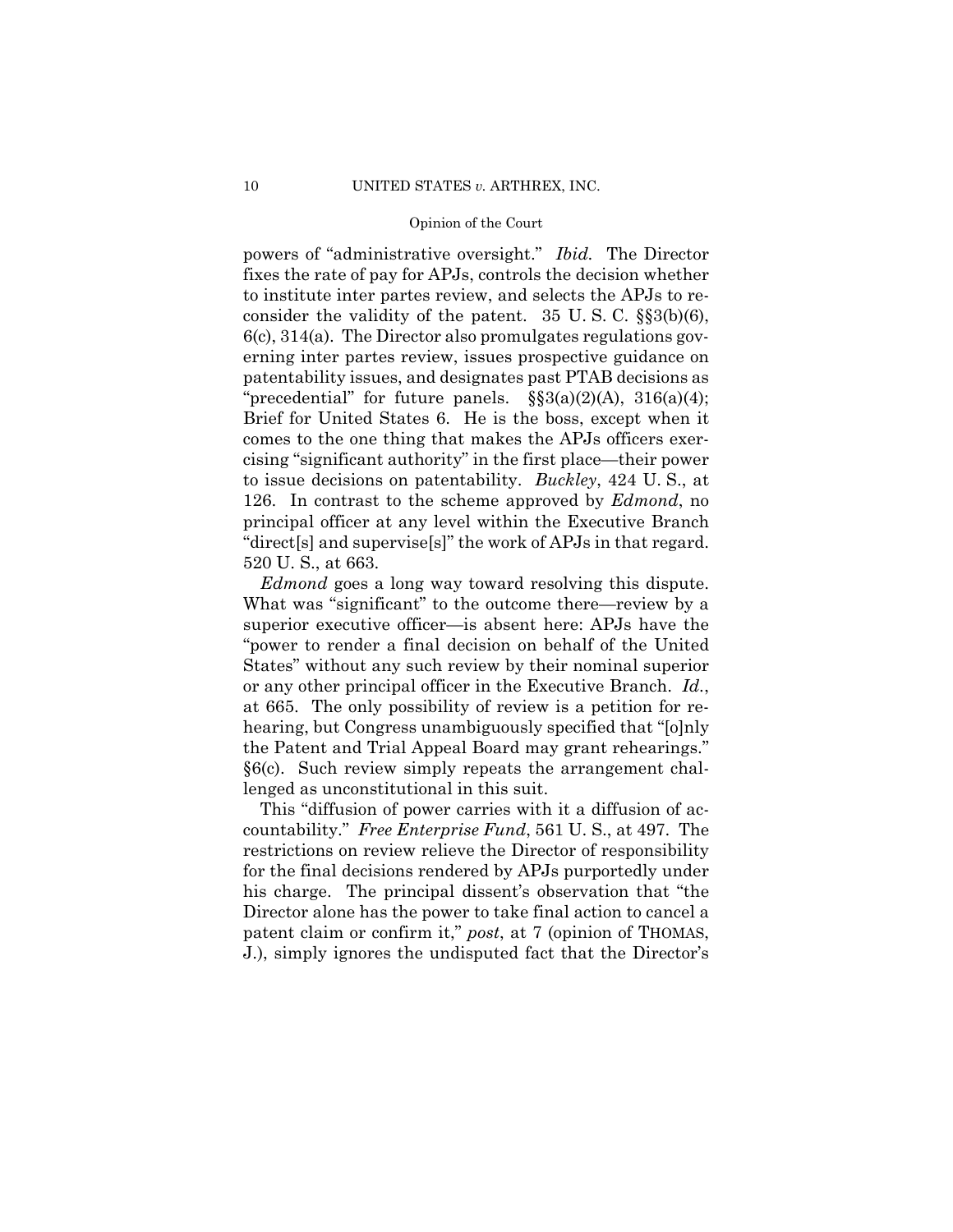powers of "administrative oversight." *Ibid.* The Director fixes the rate of pay for APJs, controls the decision whether to institute inter partes review, and selects the APJs to reconsider the validity of the patent. 35 U. S. C. §§3(b)(6), 6(c), 314(a). The Director also promulgates regulations governing inter partes review, issues prospective guidance on patentability issues, and designates past PTAB decisions as "precedential" for future panels. §§3(a)(2)(A), 316(a)(4); Brief for United States 6. He is the boss, except when it comes to the one thing that makes the APJs officers exercising "significant authority" in the first place—their power to issue decisions on patentability. *Buckley*, 424 U. S., at 126. In contrast to the scheme approved by *Edmond*, no principal officer at any level within the Executive Branch "direct[s] and supervise[s]" the work of APJs in that regard. 520 U. S., at 663.

*Edmond* goes a long way toward resolving this dispute. What was "significant" to the outcome there—review by a superior executive officer—is absent here: APJs have the "power to render a final decision on behalf of the United States" without any such review by their nominal superior or any other principal officer in the Executive Branch. *Id.*, at 665. The only possibility of review is a petition for rehearing, but Congress unambiguously specified that "[o]nly the Patent and Trial Appeal Board may grant rehearings." §6(c). Such review simply repeats the arrangement challenged as unconstitutional in this suit.

This "diffusion of power carries with it a diffusion of accountability." *Free Enterprise Fund*, 561 U. S., at 497. The restrictions on review relieve the Director of responsibility for the final decisions rendered by APJs purportedly under his charge. The principal dissent's observation that "the Director alone has the power to take final action to cancel a patent claim or confirm it," *post*, at 7 (opinion of THOMAS, J.), simply ignores the undisputed fact that the Director's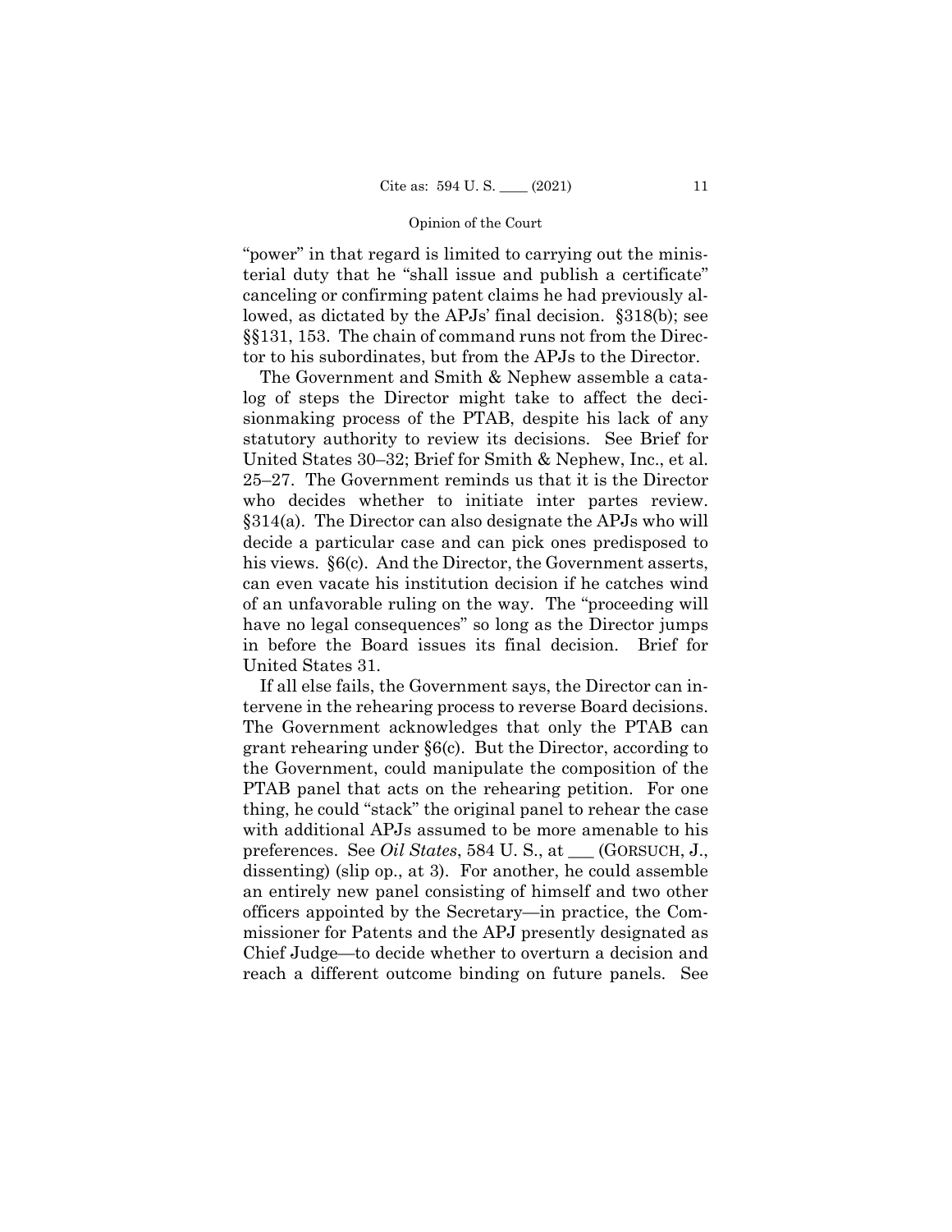"power" in that regard is limited to carrying out the ministerial duty that he "shall issue and publish a certificate" canceling or confirming patent claims he had previously allowed, as dictated by the APJs' final decision. §318(b); see §§131, 153. The chain of command runs not from the Director to his subordinates, but from the APJs to the Director.

The Government and Smith & Nephew assemble a catalog of steps the Director might take to affect the decisionmaking process of the PTAB, despite his lack of any statutory authority to review its decisions. See Brief for United States 30–32; Brief for Smith & Nephew, Inc., et al. 25–27. The Government reminds us that it is the Director who decides whether to initiate inter partes review. §314(a). The Director can also designate the APJs who will decide a particular case and can pick ones predisposed to his views. §6(c). And the Director, the Government asserts, can even vacate his institution decision if he catches wind of an unfavorable ruling on the way. The "proceeding will have no legal consequences" so long as the Director jumps in before the Board issues its final decision. Brief for United States 31.

If all else fails, the Government says, the Director can intervene in the rehearing process to reverse Board decisions. The Government acknowledges that only the PTAB can grant rehearing under §6(c). But the Director, according to the Government, could manipulate the composition of the PTAB panel that acts on the rehearing petition. For one thing, he could "stack" the original panel to rehear the case with additional APJs assumed to be more amenable to his preferences. See *Oil States*, 584 U. S., at ___ (GORSUCH, J., dissenting) (slip op., at 3). For another, he could assemble an entirely new panel consisting of himself and two other officers appointed by the Secretary—in practice, the Commissioner for Patents and the APJ presently designated as Chief Judge—to decide whether to overturn a decision and reach a different outcome binding on future panels. See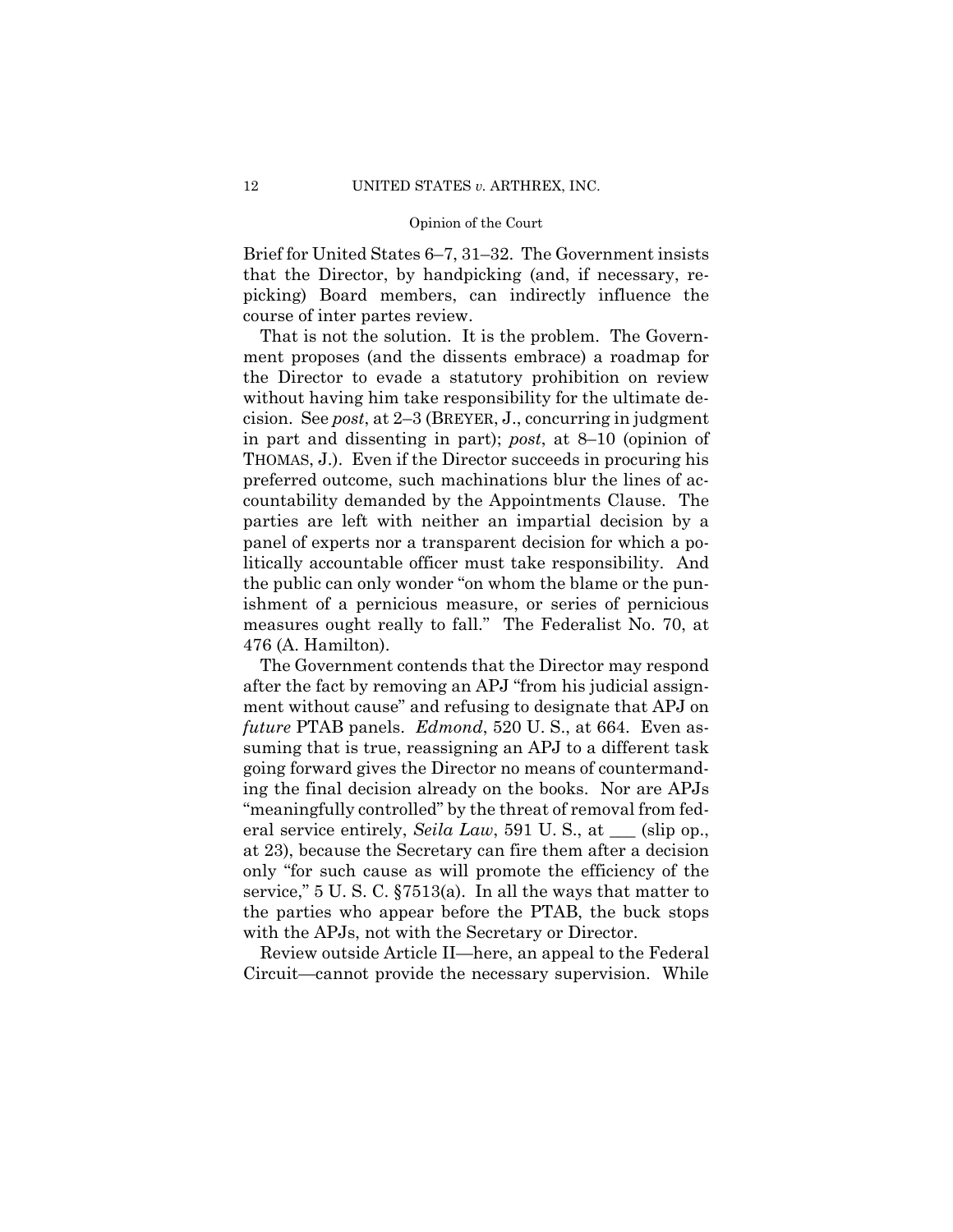Brief for United States 6–7, 31–32. The Government insists that the Director, by handpicking (and, if necessary, repicking) Board members, can indirectly influence the course of inter partes review.

That is not the solution. It is the problem. The Government proposes (and the dissents embrace) a roadmap for the Director to evade a statutory prohibition on review without having him take responsibility for the ultimate decision. See *post*, at 2–3 (BREYER, J., concurring in judgment in part and dissenting in part); *post*, at 8–10 (opinion of THOMAS, J.). Even if the Director succeeds in procuring his preferred outcome, such machinations blur the lines of accountability demanded by the Appointments Clause. The parties are left with neither an impartial decision by a panel of experts nor a transparent decision for which a politically accountable officer must take responsibility. And the public can only wonder "on whom the blame or the punishment of a pernicious measure, or series of pernicious measures ought really to fall." The Federalist No. 70, at 476 (A. Hamilton).

The Government contends that the Director may respond after the fact by removing an APJ "from his judicial assignment without cause" and refusing to designate that APJ on *future* PTAB panels. *Edmond*, 520 U. S., at 664. Even assuming that is true, reassigning an APJ to a different task going forward gives the Director no means of countermanding the final decision already on the books. Nor are APJs "meaningfully controlled" by the threat of removal from federal service entirely, *Seila Law*, 591 U. S., at ___ (slip op., at 23), because the Secretary can fire them after a decision only "for such cause as will promote the efficiency of the service," 5 U. S. C. §7513(a). In all the ways that matter to the parties who appear before the PTAB, the buck stops with the APJs, not with the Secretary or Director.

Review outside Article II—here, an appeal to the Federal Circuit—cannot provide the necessary supervision. While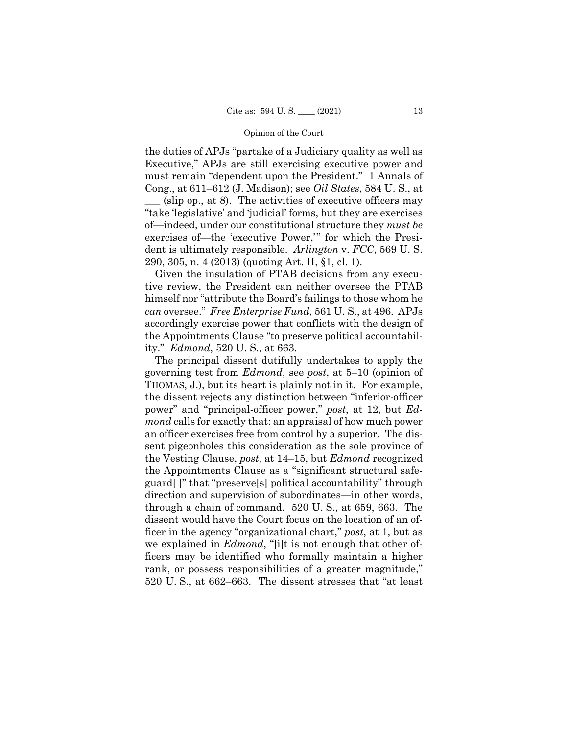the duties of APJs "partake of a Judiciary quality as well as Executive," APJs are still exercising executive power and must remain "dependent upon the President." 1 Annals of Cong., at 611–612 (J. Madison); see *Oil States*, 584 U. S., at ___ (slip op., at 8). The activities of executive officers may "take 'legislative' and 'judicial' forms, but they are exercises of—indeed, under our constitutional structure they *must be* exercises of—the 'executive Power,'" for which the President is ultimately responsible. *Arlington* v. *FCC*, 569 U. S. 290, 305, n. 4 (2013) (quoting Art. II, §1, cl. 1).

Given the insulation of PTAB decisions from any executive review, the President can neither oversee the PTAB himself nor "attribute the Board's failings to those whom he *can* oversee." *Free Enterprise Fund*, 561 U. S., at 496. APJs accordingly exercise power that conflicts with the design of the Appointments Clause "to preserve political accountability." *Edmond*, 520 U. S., at 663.

The principal dissent dutifully undertakes to apply the governing test from *Edmond*, see *post*, at 5–10 (opinion of THOMAS, J.), but its heart is plainly not in it. For example, the dissent rejects any distinction between "inferior-officer power" and "principal-officer power," *post*, at 12, but *Edmond* calls for exactly that: an appraisal of how much power an officer exercises free from control by a superior. The dissent pigeonholes this consideration as the sole province of the Vesting Clause, *post*, at 14–15, but *Edmond* recognized the Appointments Clause as a "significant structural safeguard[ ]" that "preserve[s] political accountability" through direction and supervision of subordinates—in other words, through a chain of command. 520 U. S., at 659, 663. The dissent would have the Court focus on the location of an officer in the agency "organizational chart," *post*, at 1, but as we explained in *Edmond*, "[i]t is not enough that other officers may be identified who formally maintain a higher rank, or possess responsibilities of a greater magnitude," 520 U. S., at 662–663. The dissent stresses that "at least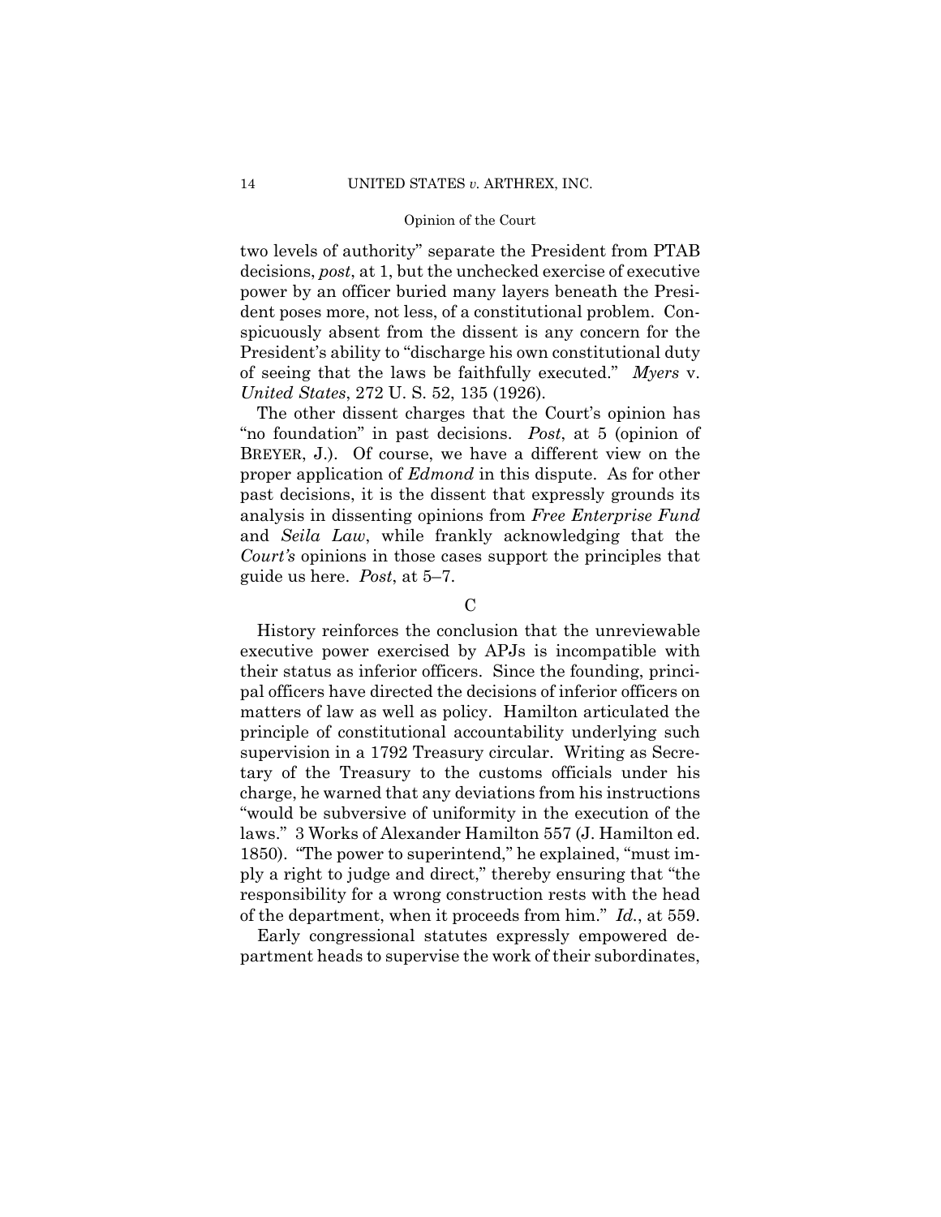two levels of authority" separate the President from PTAB decisions, *post*, at 1, but the unchecked exercise of executive power by an officer buried many layers beneath the President poses more, not less, of a constitutional problem. Conspicuously absent from the dissent is any concern for the President's ability to "discharge his own constitutional duty of seeing that the laws be faithfully executed." *Myers* v. *United States*, 272 U. S. 52, 135 (1926).

The other dissent charges that the Court's opinion has "no foundation" in past decisions. *Post*, at 5 (opinion of BREYER, J.). Of course, we have a different view on the proper application of *Edmond* in this dispute. As for other past decisions, it is the dissent that expressly grounds its analysis in dissenting opinions from *Free Enterprise Fund* and *Seila Law*, while frankly acknowledging that the *Court's* opinions in those cases support the principles that guide us here. *Post*, at 5–7.

C

History reinforces the conclusion that the unreviewable executive power exercised by APJs is incompatible with their status as inferior officers. Since the founding, principal officers have directed the decisions of inferior officers on matters of law as well as policy. Hamilton articulated the principle of constitutional accountability underlying such supervision in a 1792 Treasury circular. Writing as Secretary of the Treasury to the customs officials under his charge, he warned that any deviations from his instructions "would be subversive of uniformity in the execution of the laws." 3 Works of Alexander Hamilton 557 (J. Hamilton ed. 1850). "The power to superintend," he explained, "must imply a right to judge and direct," thereby ensuring that "the responsibility for a wrong construction rests with the head of the department, when it proceeds from him." *Id.*, at 559.

Early congressional statutes expressly empowered department heads to supervise the work of their subordinates,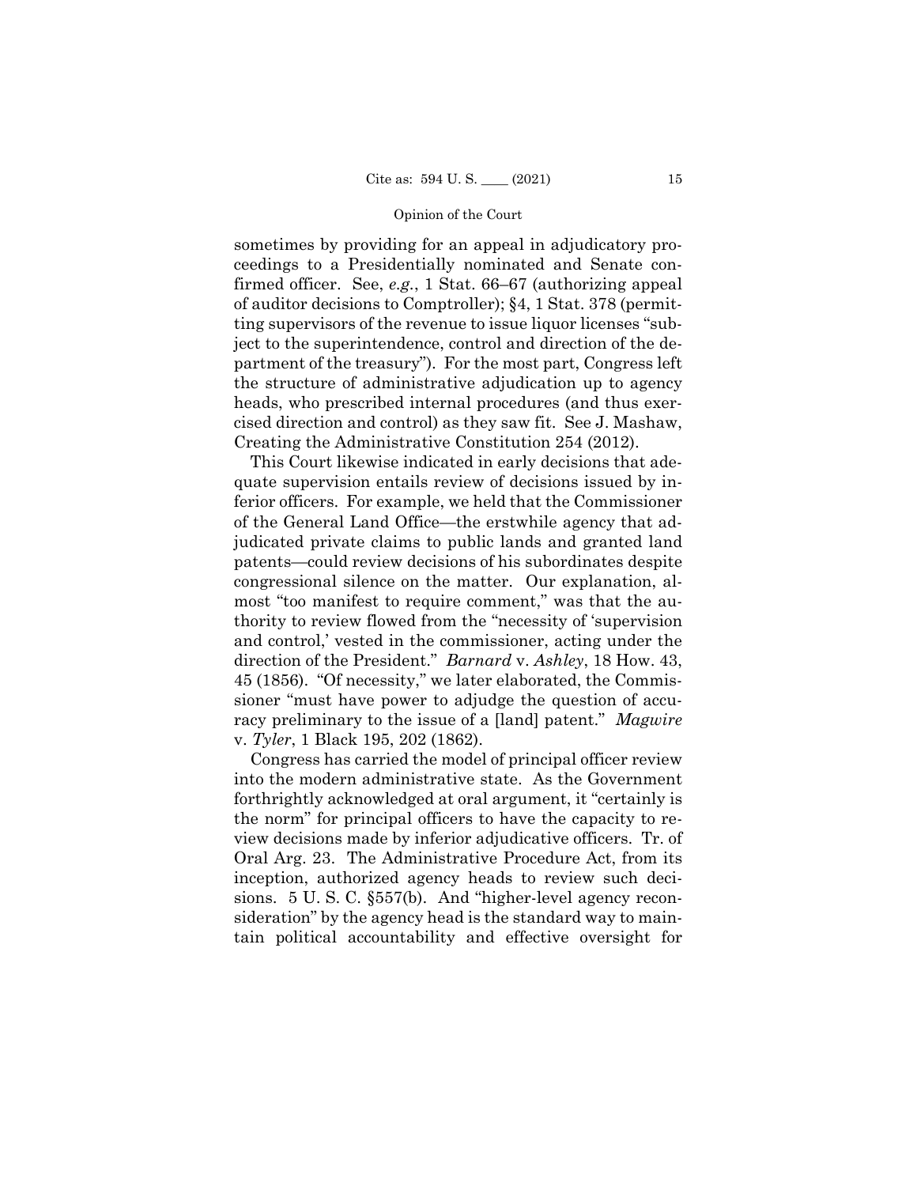sometimes by providing for an appeal in adjudicatory proceedings to a Presidentially nominated and Senate confirmed officer. See, *e.g.*, 1 Stat. 66–67 (authorizing appeal of auditor decisions to Comptroller); §4, 1 Stat. 378 (permitting supervisors of the revenue to issue liquor licenses "subject to the superintendence, control and direction of the department of the treasury"). For the most part, Congress left the structure of administrative adjudication up to agency heads, who prescribed internal procedures (and thus exercised direction and control) as they saw fit. See J. Mashaw, Creating the Administrative Constitution 254 (2012).

This Court likewise indicated in early decisions that adequate supervision entails review of decisions issued by inferior officers. For example, we held that the Commissioner of the General Land Office—the erstwhile agency that adjudicated private claims to public lands and granted land patents—could review decisions of his subordinates despite congressional silence on the matter. Our explanation, almost "too manifest to require comment," was that the authority to review flowed from the "necessity of 'supervision and control,' vested in the commissioner, acting under the direction of the President." *Barnard* v. *Ashley*, 18 How. 43, 45 (1856). "Of necessity," we later elaborated, the Commissioner "must have power to adjudge the question of accuracy preliminary to the issue of a [land] patent." *Magwire* v. *Tyler*, 1 Black 195, 202 (1862).

Congress has carried the model of principal officer review into the modern administrative state. As the Government forthrightly acknowledged at oral argument, it "certainly is the norm" for principal officers to have the capacity to review decisions made by inferior adjudicative officers. Tr. of Oral Arg. 23. The Administrative Procedure Act, from its inception, authorized agency heads to review such decisions. 5 U. S. C. §557(b). And "higher-level agency reconsideration" by the agency head is the standard way to maintain political accountability and effective oversight for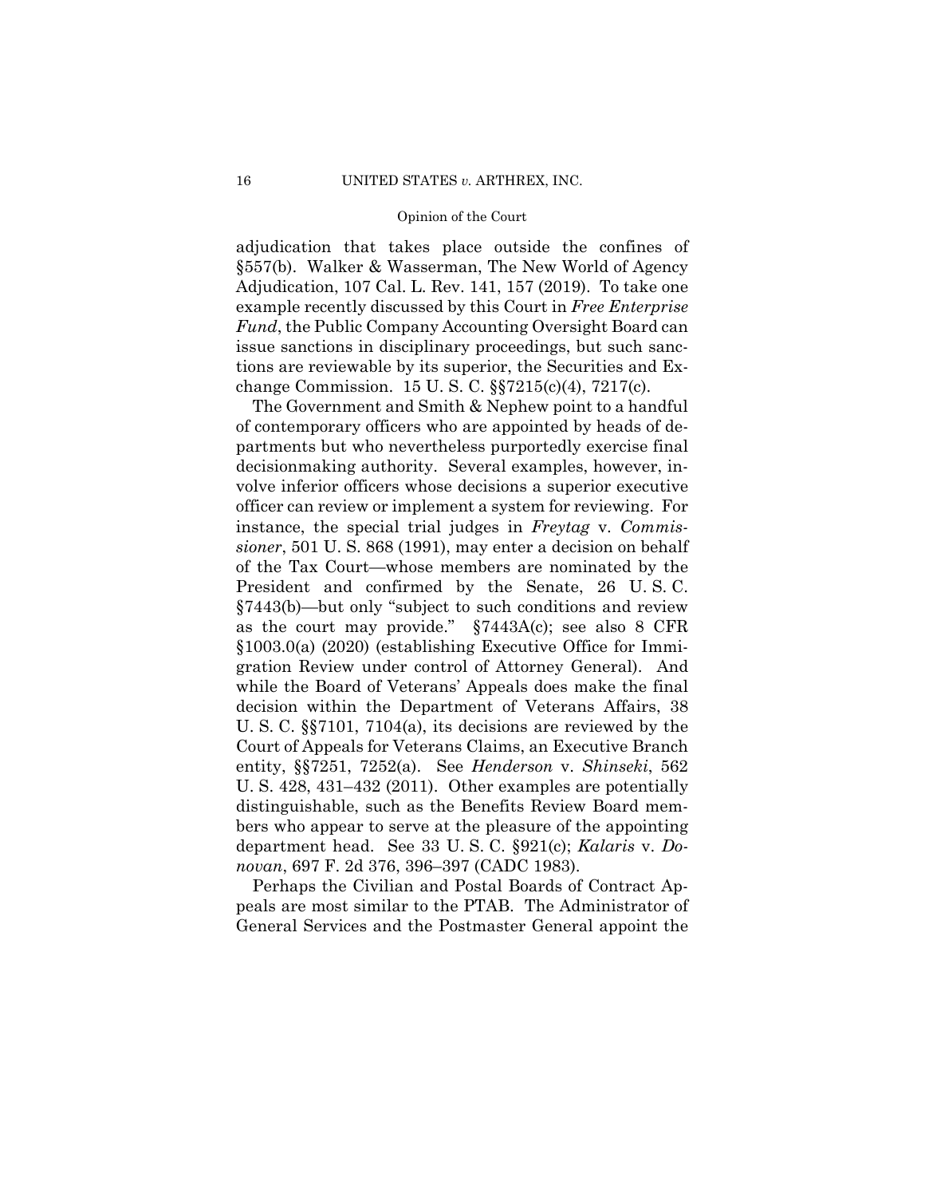adjudication that takes place outside the confines of §557(b). Walker & Wasserman, The New World of Agency Adjudication, 107 Cal. L. Rev. 141, 157 (2019). To take one example recently discussed by this Court in *Free Enterprise Fund*, the Public Company Accounting Oversight Board can issue sanctions in disciplinary proceedings, but such sanctions are reviewable by its superior, the Securities and Exchange Commission. 15 U. S. C. §§7215(c)(4), 7217(c).

The Government and Smith & Nephew point to a handful of contemporary officers who are appointed by heads of departments but who nevertheless purportedly exercise final decisionmaking authority. Several examples, however, involve inferior officers whose decisions a superior executive officer can review or implement a system for reviewing. For instance, the special trial judges in *Freytag* v. *Commissioner*, 501 U. S. 868 (1991), may enter a decision on behalf of the Tax Court—whose members are nominated by the President and confirmed by the Senate, 26 U. S. C. §7443(b)—but only "subject to such conditions and review as the court may provide." §7443A(c); see also 8 CFR §1003.0(a) (2020) (establishing Executive Office for Immigration Review under control of Attorney General). And while the Board of Veterans' Appeals does make the final decision within the Department of Veterans Affairs, 38 U. S. C. §§7101, 7104(a), its decisions are reviewed by the Court of Appeals for Veterans Claims, an Executive Branch entity, §§7251, 7252(a). See *Henderson* v. *Shinseki*, 562 U. S. 428, 431–432 (2011). Other examples are potentially distinguishable, such as the Benefits Review Board members who appear to serve at the pleasure of the appointing department head. See 33 U. S. C. §921(c); *Kalaris* v. *Donovan*, 697 F. 2d 376, 396–397 (CADC 1983).

Perhaps the Civilian and Postal Boards of Contract Appeals are most similar to the PTAB. The Administrator of General Services and the Postmaster General appoint the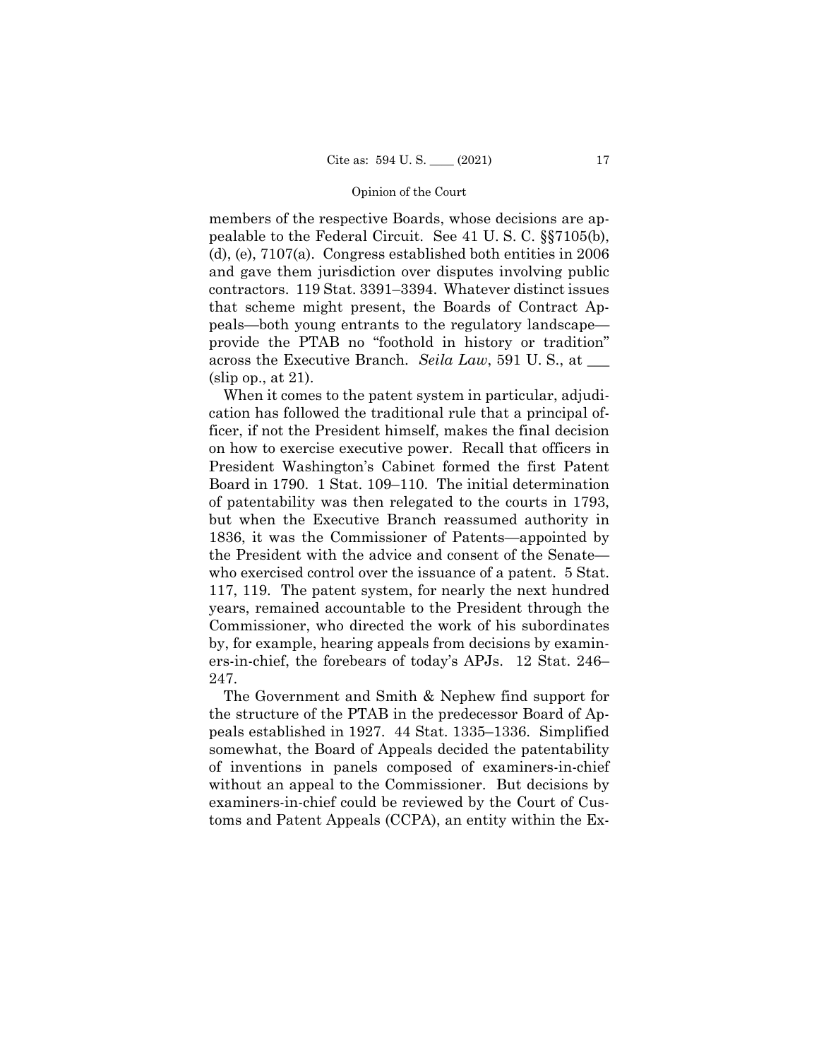members of the respective Boards, whose decisions are appealable to the Federal Circuit. See 41 U. S. C. §§7105(b), (d), (e), 7107(a). Congress established both entities in 2006 and gave them jurisdiction over disputes involving public contractors. 119 Stat. 3391–3394. Whatever distinct issues that scheme might present, the Boards of Contract Appeals—both young entrants to the regulatory landscape—provide the PTAB no "foothold in history or tradition" across the Executive Branch. *Seila Law*, 591 U. S., at ___ (slip op., at 21).

When it comes to the patent system in particular, adjudication has followed the traditional rule that a principal officer, if not the President himself, makes the final decision on how to exercise executive power. Recall that officers in President Washington's Cabinet formed the first Patent Board in 1790. 1 Stat. 109–110. The initial determination of patentability was then relegated to the courts in 1793, but when the Executive Branch reassumed authority in 1836, it was the Commissioner of Patents—appointed by the President with the advice and consent of the Senate—who exercised control over the issuance of a patent. 5 Stat. 117, 119. The patent system, for nearly the next hundred years, remained accountable to the President through the Commissioner, who directed the work of his subordinates by, for example, hearing appeals from decisions by examiners-in-chief, the forebears of today's APJs. 12 Stat. 246–247.

The Government and Smith & Nephew find support for the structure of the PTAB in the predecessor Board of Appeals established in 1927. 44 Stat. 1335–1336. Simplified somewhat, the Board of Appeals decided the patentability of inventions in panels composed of examiners-in-chief without an appeal to the Commissioner. But decisions by examiners-in-chief could be reviewed by the Court of Customs and Patent Appeals (CCPA), an entity within the Ex-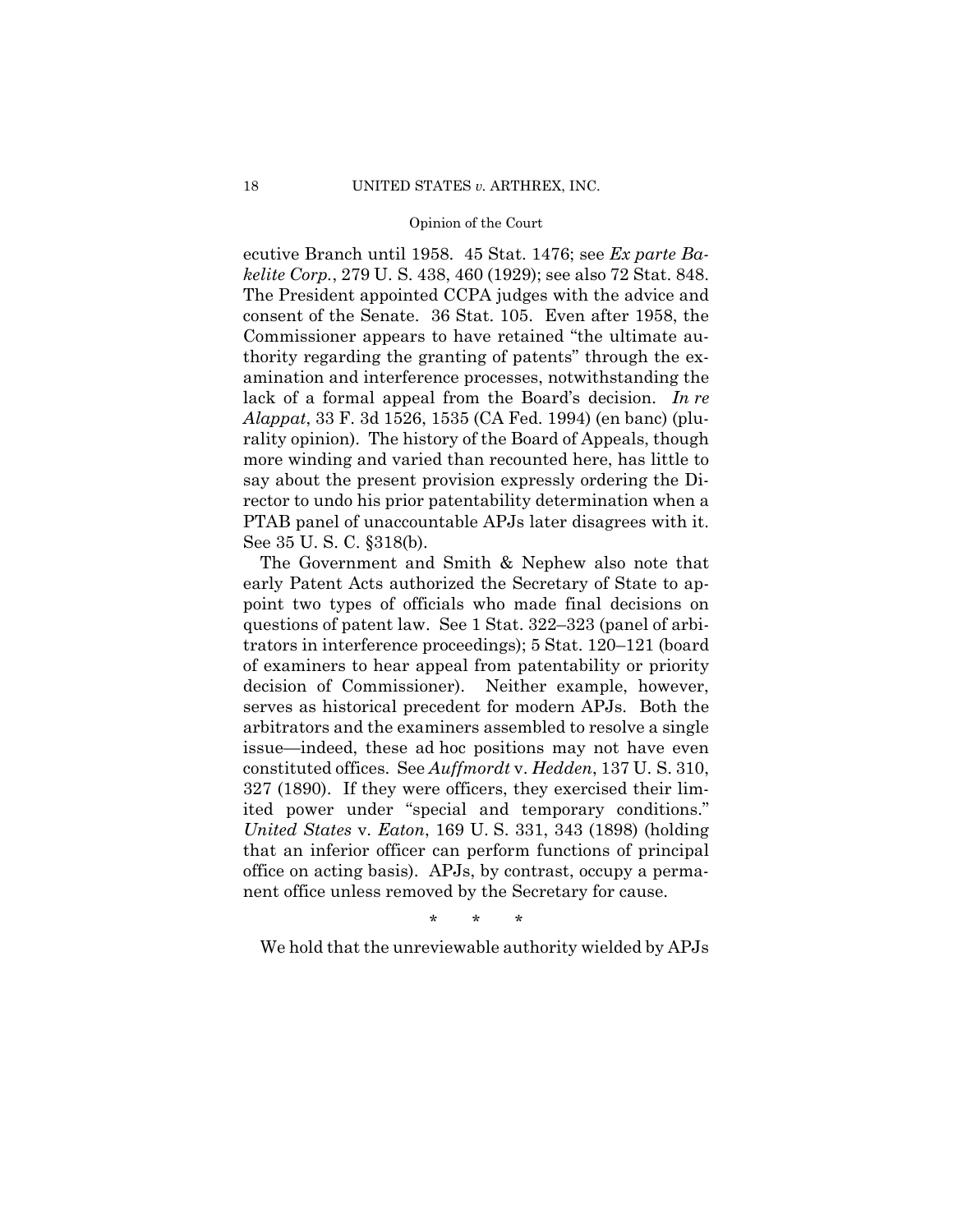ecutive Branch until 1958. 45 Stat. 1476; see *Ex parte Bakelite Corp.*, 279 U. S. 438, 460 (1929); see also 72 Stat. 848. The President appointed CCPA judges with the advice and consent of the Senate. 36 Stat. 105. Even after 1958, the Commissioner appears to have retained "the ultimate authority regarding the granting of patents" through the examination and interference processes, notwithstanding the lack of a formal appeal from the Board's decision. *In re Alappat*, 33 F. 3d 1526, 1535 (CA Fed. 1994) (en banc) (plurality opinion). The history of the Board of Appeals, though more winding and varied than recounted here, has little to say about the present provision expressly ordering the Director to undo his prior patentability determination when a PTAB panel of unaccountable APJs later disagrees with it. See 35 U. S. C. §318(b).

The Government and Smith & Nephew also note that early Patent Acts authorized the Secretary of State to appoint two types of officials who made final decisions on questions of patent law. See 1 Stat. 322–323 (panel of arbitrators in interference proceedings); 5 Stat. 120–121 (board of examiners to hear appeal from patentability or priority decision of Commissioner). Neither example, however, serves as historical precedent for modern APJs. Both the arbitrators and the examiners assembled to resolve a single issue—indeed, these ad hoc positions may not have even constituted offices. See *Auffmordt* v. *Hedden*, 137 U. S. 310, 327 (1890). If they were officers, they exercised their limited power under "special and temporary conditions." *United States* v. *Eaton*, 169 U. S. 331, 343 (1898) (holding that an inferior officer can perform functions of principal office on acting basis). APJs, by contrast, occupy a permanent office unless removed by the Secretary for cause.

\* \* \*

We hold that the unreviewable authority wielded by APJs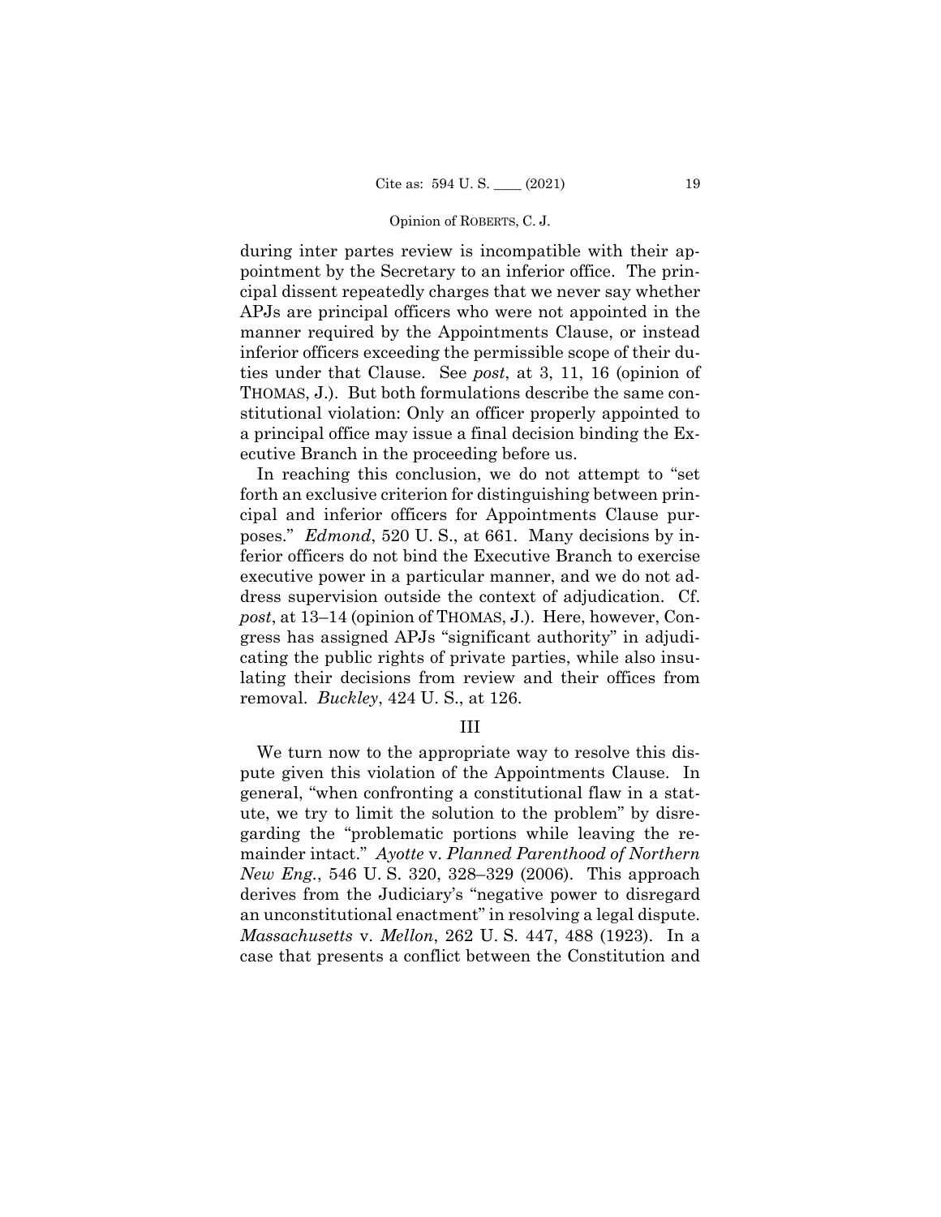during inter partes review is incompatible with their appointment by the Secretary to an inferior office. The principal dissent repeatedly charges that we never say whether APJs are principal officers who were not appointed in the manner required by the Appointments Clause, or instead inferior officers exceeding the permissible scope of their duties under that Clause. See *post*, at 3, 11, 16 (opinion of THOMAS, J.). But both formulations describe the same constitutional violation: Only an officer properly appointed to a principal office may issue a final decision binding the Executive Branch in the proceeding before us.

In reaching this conclusion, we do not attempt to "set forth an exclusive criterion for distinguishing between principal and inferior officers for Appointments Clause purposes." *Edmond*, 520 U. S., at 661. Many decisions by inferior officers do not bind the Executive Branch to exercise executive power in a particular manner, and we do not address supervision outside the context of adjudication. Cf. *post*, at 13–14 (opinion of THOMAS, J.). Here, however, Congress has assigned APJs "significant authority" in adjudicating the public rights of private parties, while also insulating their decisions from review and their offices from removal. *Buckley*, 424 U. S., at 126.

## III

We turn now to the appropriate way to resolve this dispute given this violation of the Appointments Clause. In general, "when confronting a constitutional flaw in a statute, we try to limit the solution to the problem" by disregarding the "problematic portions while leaving the remainder intact." *Ayotte* v. *Planned Parenthood of Northern New Eng.*, 546 U. S. 320, 328–329 (2006). This approach derives from the Judiciary's "negative power to disregard an unconstitutional enactment" in resolving a legal dispute. *Massachusetts* v. *Mellon*, 262 U. S. 447, 488 (1923). In a case that presents a conflict between the Constitution and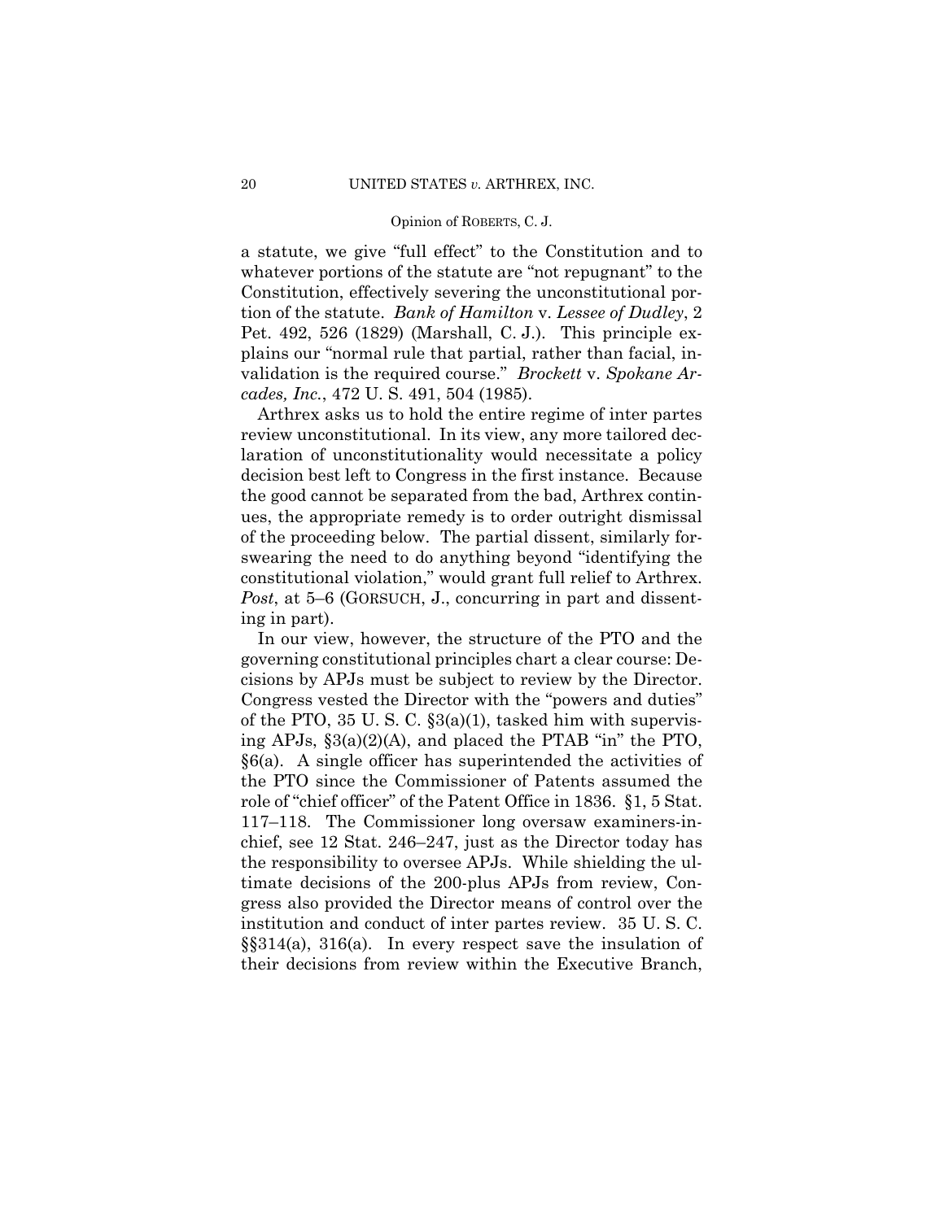a statute, we give "full effect" to the Constitution and to whatever portions of the statute are "not repugnant" to the Constitution, effectively severing the unconstitutional portion of the statute. *Bank of Hamilton* v. *Lessee of Dudley*, 2 Pet. 492, 526 (1829) (Marshall, C. J.). This principle explains our "normal rule that partial, rather than facial, invalidation is the required course." *Brockett* v. *Spokane Arcades, Inc.*, 472 U. S. 491, 504 (1985).

Arthrex asks us to hold the entire regime of inter partes review unconstitutional. In its view, any more tailored declaration of unconstitutionality would necessitate a policy decision best left to Congress in the first instance. Because the good cannot be separated from the bad, Arthrex continues, the appropriate remedy is to order outright dismissal of the proceeding below. The partial dissent, similarly forswearing the need to do anything beyond "identifying the constitutional violation," would grant full relief to Arthrex. *Post*, at 5–6 (GORSUCH, J., concurring in part and dissenting in part).

In our view, however, the structure of the PTO and the governing constitutional principles chart a clear course: Decisions by APJs must be subject to review by the Director. Congress vested the Director with the "powers and duties" of the PTO, 35 U. S. C. §3(a)(1), tasked him with supervising APJs, §3(a)(2)(A), and placed the PTAB "in" the PTO, §6(a). A single officer has superintended the activities of the PTO since the Commissioner of Patents assumed the role of "chief officer" of the Patent Office in 1836. §1, 5 Stat. 117–118. The Commissioner long oversaw examiners-in-chief, see 12 Stat. 246–247, just as the Director today has the responsibility to oversee APJs. While shielding the ultimate decisions of the 200-plus APJs from review, Congress also provided the Director means of control over the institution and conduct of inter partes review. 35 U. S. C. §§314(a), 316(a). In every respect save the insulation of their decisions from review within the Executive Branch,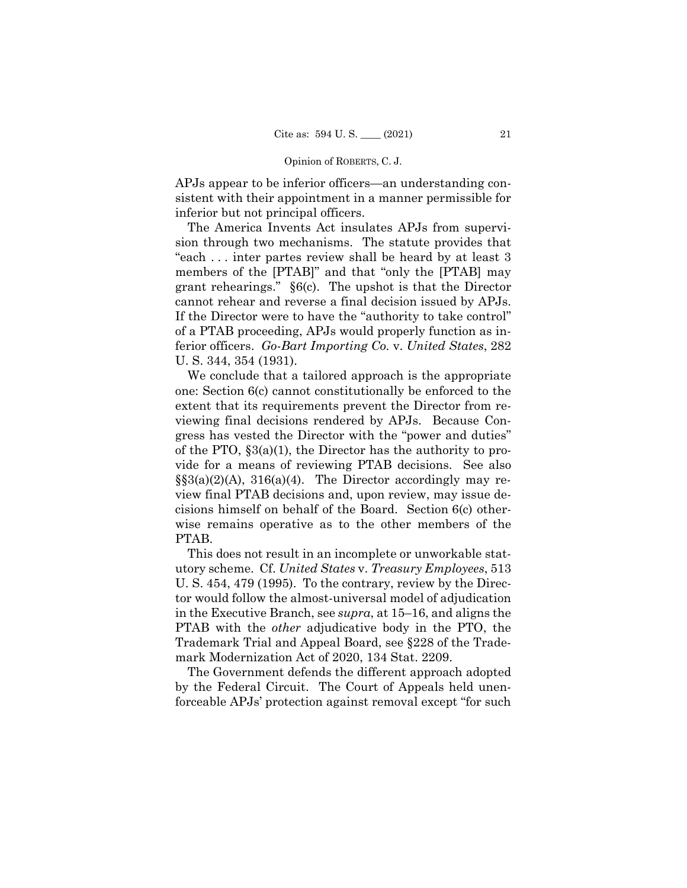APJs appear to be inferior officers—an understanding consistent with their appointment in a manner permissible for inferior but not principal officers.

The America Invents Act insulates APJs from supervision through two mechanisms. The statute provides that "each . . . inter partes review shall be heard by at least 3 members of the [PTAB]" and that "only the [PTAB] may grant rehearings." §6(c). The upshot is that the Director cannot rehear and reverse a final decision issued by APJs. If the Director were to have the "authority to take control" of a PTAB proceeding, APJs would properly function as inferior officers. *Go-Bart Importing Co.* v. *United States*, 282 U. S. 344, 354 (1931).

We conclude that a tailored approach is the appropriate one: Section 6(c) cannot constitutionally be enforced to the extent that its requirements prevent the Director from reviewing final decisions rendered by APJs. Because Congress has vested the Director with the "power and duties" of the PTO, §3(a)(1), the Director has the authority to provide for a means of reviewing PTAB decisions. See also §§3(a)(2)(A), 316(a)(4). The Director accordingly may review final PTAB decisions and, upon review, may issue decisions himself on behalf of the Board. Section 6(c) otherwise remains operative as to the other members of the PTAB.

This does not result in an incomplete or unworkable statutory scheme. Cf. *United States* v. *Treasury Employees*, 513 U. S. 454, 479 (1995). To the contrary, review by the Director would follow the almost-universal model of adjudication in the Executive Branch, see *supra*, at 15–16, and aligns the PTAB with the *other* adjudicative body in the PTO, the Trademark Trial and Appeal Board, see §228 of the Trademark Modernization Act of 2020, 134 Stat. 2209.

The Government defends the different approach adopted by the Federal Circuit. The Court of Appeals held unenforceable APJs' protection against removal except "for such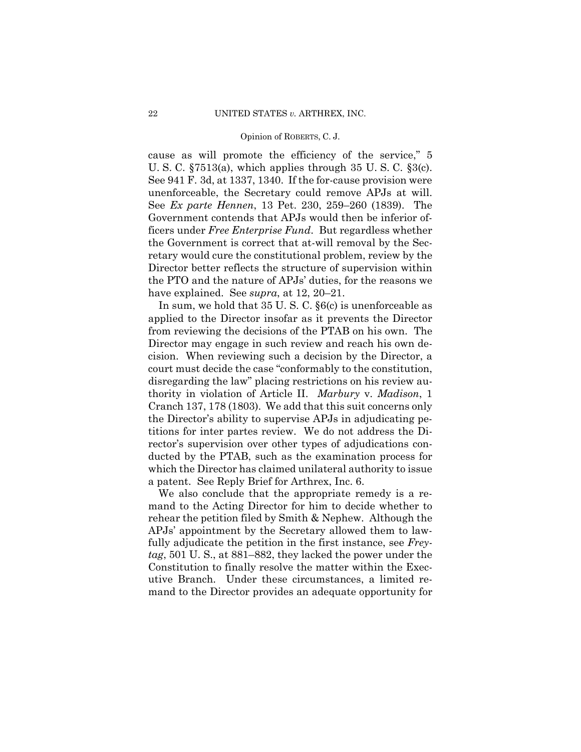cause as will promote the efficiency of the service," 5 U. S. C. §7513(a), which applies through 35 U. S. C. §3(c). See 941 F. 3d, at 1337, 1340. If the for-cause provision were unenforceable, the Secretary could remove APJs at will. See *Ex parte Hennen*, 13 Pet. 230, 259–260 (1839). The Government contends that APJs would then be inferior officers under *Free Enterprise Fund*. But regardless whether the Government is correct that at-will removal by the Secretary would cure the constitutional problem, review by the Director better reflects the structure of supervision within the PTO and the nature of APJs' duties, for the reasons we have explained. See *supra*, at 12, 20–21.

In sum, we hold that 35 U. S. C. §6(c) is unenforceable as applied to the Director insofar as it prevents the Director from reviewing the decisions of the PTAB on his own. The Director may engage in such review and reach his own decision. When reviewing such a decision by the Director, a court must decide the case "conformably to the constitution, disregarding the law" placing restrictions on his review authority in violation of Article II. *Marbury* v. *Madison*, 1 Cranch 137, 178 (1803). We add that this suit concerns only the Director's ability to supervise APJs in adjudicating petitions for inter partes review. We do not address the Director's supervision over other types of adjudications conducted by the PTAB, such as the examination process for which the Director has claimed unilateral authority to issue a patent. See Reply Brief for Arthrex, Inc. 6.

We also conclude that the appropriate remedy is a remand to the Acting Director for him to decide whether to rehear the petition filed by Smith & Nephew. Although the APJs' appointment by the Secretary allowed them to lawfully adjudicate the petition in the first instance, see *Freytag*, 501 U. S., at 881–882, they lacked the power under the Constitution to finally resolve the matter within the Executive Branch. Under these circumstances, a limited remand to the Director provides an adequate opportunity for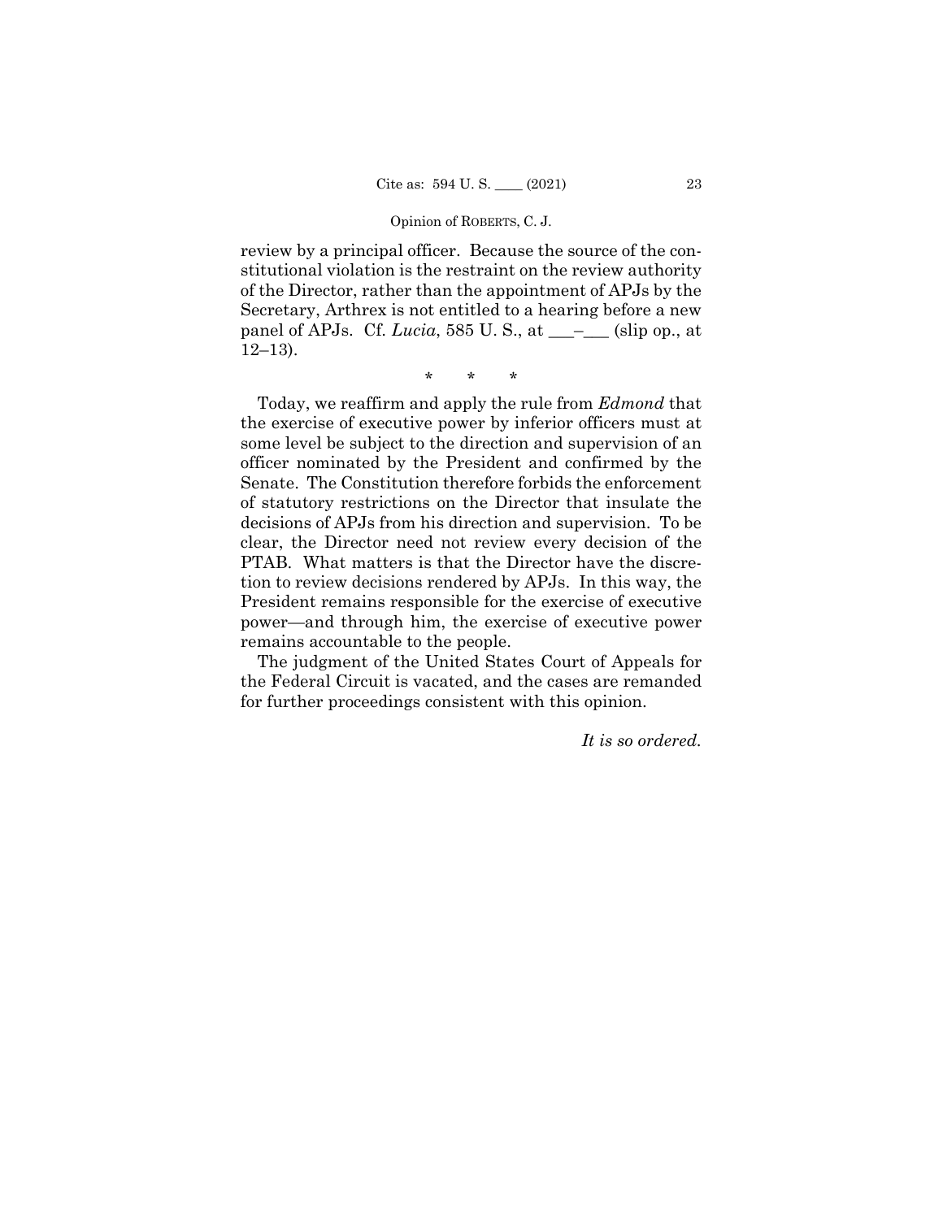review by a principal officer. Because the source of the constitutional violation is the restraint on the review authority of the Director, rather than the appointment of APJs by the Secretary, Arthrex is not entitled to a hearing before a new panel of APJs. Cf. *Lucia*, 585 U. S., at ___–___ (slip op., at 12–13).

\* \* \*

Today, we reaffirm and apply the rule from *Edmond* that the exercise of executive power by inferior officers must at some level be subject to the direction and supervision of an officer nominated by the President and confirmed by the Senate. The Constitution therefore forbids the enforcement of statutory restrictions on the Director that insulate the decisions of APJs from his direction and supervision. To be clear, the Director need not review every decision of the PTAB. What matters is that the Director have the discretion to review decisions rendered by APJs. In this way, the President remains responsible for the exercise of executive power—and through him, the exercise of executive power remains accountable to the people.

The judgment of the United States Court of Appeals for the Federal Circuit is vacated, and the cases are remanded for further proceedings consistent with this opinion.

*It is so ordered.*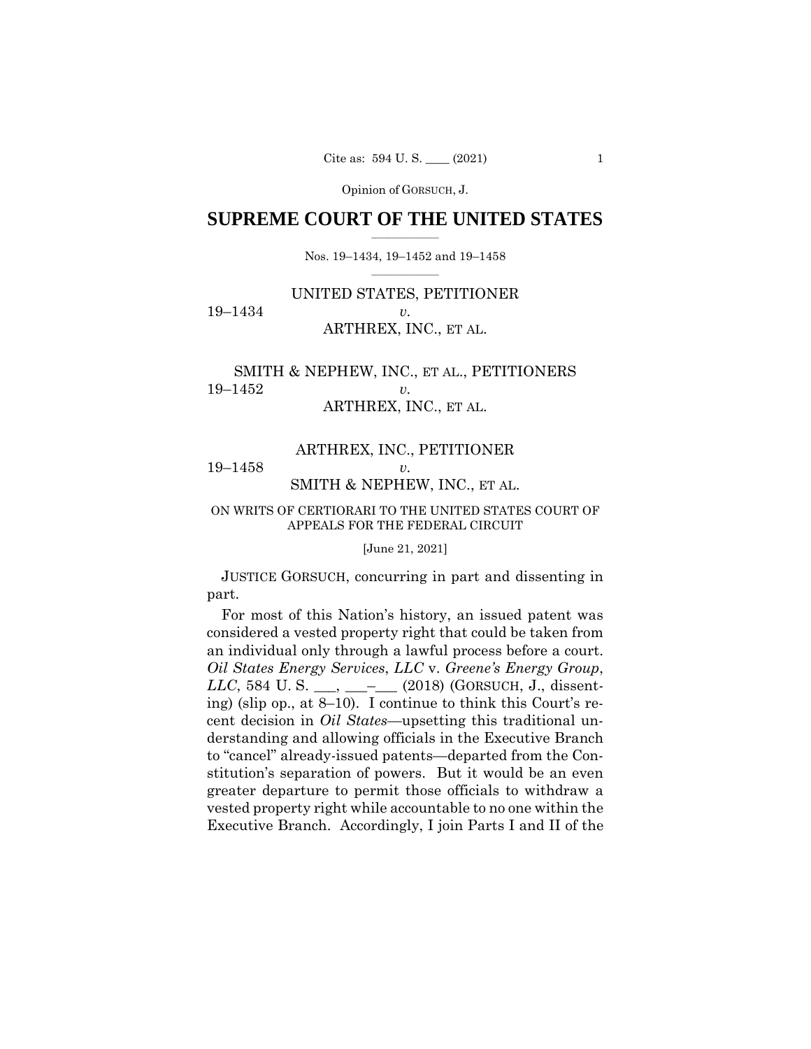# SUPREME COURT OF THE UNITED STATES

Nos. 19–1434, 19–1452 and 19–1458

UNITED STATES, PETITIONER
19–1434 *v.*
ARTHREX, INC., ET AL.

SMITH & NEPHEW, INC., ET AL., PETITIONERS
19–1452 *v.*
ARTHREX, INC., ET AL.

ARTHREX, INC., PETITIONER
19–1458 *v.*
SMITH & NEPHEW, INC., ET AL.

ON WRITS OF CERTIORARI TO THE UNITED STATES COURT OF APPEALS FOR THE FEDERAL CIRCUIT

[June 21, 2021]

JUSTICE GORSUCH, concurring in part and dissenting in part.

For most of this Nation's history, an issued patent was considered a vested property right that could be taken from an individual only through a lawful process before a court. *Oil States Energy Services*, *LLC* v. *Greene's Energy Group*, *LLC*, 584 U. S. \_\_\_, \_\_\_–\_\_\_ (2018) (GORSUCH, J., dissenting) (slip op., at 8–10). I continue to think this Court's recent decision in *Oil States*—upsetting this traditional understanding and allowing officials in the Executive Branch to "cancel" already-issued patents—departed from the Constitution's separation of powers. But it would be an even greater departure to permit those officials to withdraw a vested property right while accountable to no one within the Executive Branch. Accordingly, I join Parts I and II of the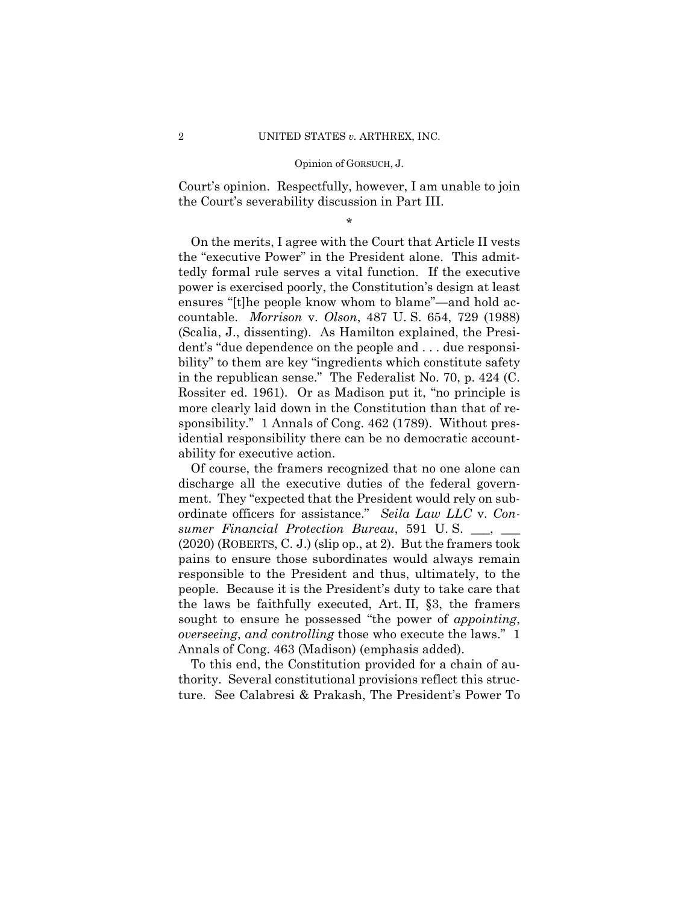Court's opinion. Respectfully, however, I am unable to join the Court's severability discussion in Part III.

\*

On the merits, I agree with the Court that Article II vests the "executive Power" in the President alone. This admittedly formal rule serves a vital function. If the executive power is exercised poorly, the Constitution's design at least ensures "[t]he people know whom to blame"—and hold accountable. *Morrison* v. *Olson*, 487 U. S. 654, 729 (1988) (Scalia, J., dissenting). As Hamilton explained, the President's "due dependence on the people and . . . due responsibility" to them are key "ingredients which constitute safety in the republican sense." The Federalist No. 70, p. 424 (C. Rossiter ed. 1961). Or as Madison put it, "no principle is more clearly laid down in the Constitution than that of responsibility." 1 Annals of Cong. 462 (1789). Without presidential responsibility there can be no democratic accountability for executive action.

Of course, the framers recognized that no one alone can discharge all the executive duties of the federal government. They "expected that the President would rely on subordinate officers for assistance." *Seila Law LLC* v. *Consumer Financial Protection Bureau*, 591 U. S. ___, ___ (2020) (ROBERTS, C. J.) (slip op., at 2). But the framers took pains to ensure those subordinates would always remain responsible to the President and thus, ultimately, to the people. Because it is the President's duty to take care that the laws be faithfully executed, Art. II, §3, the framers sought to ensure he possessed "the power of *appointing*, *overseeing*, *and controlling* those who execute the laws." 1 Annals of Cong. 463 (Madison) (emphasis added).

To this end, the Constitution provided for a chain of authority. Several constitutional provisions reflect this structure. See Calabresi & Prakash, The President's Power To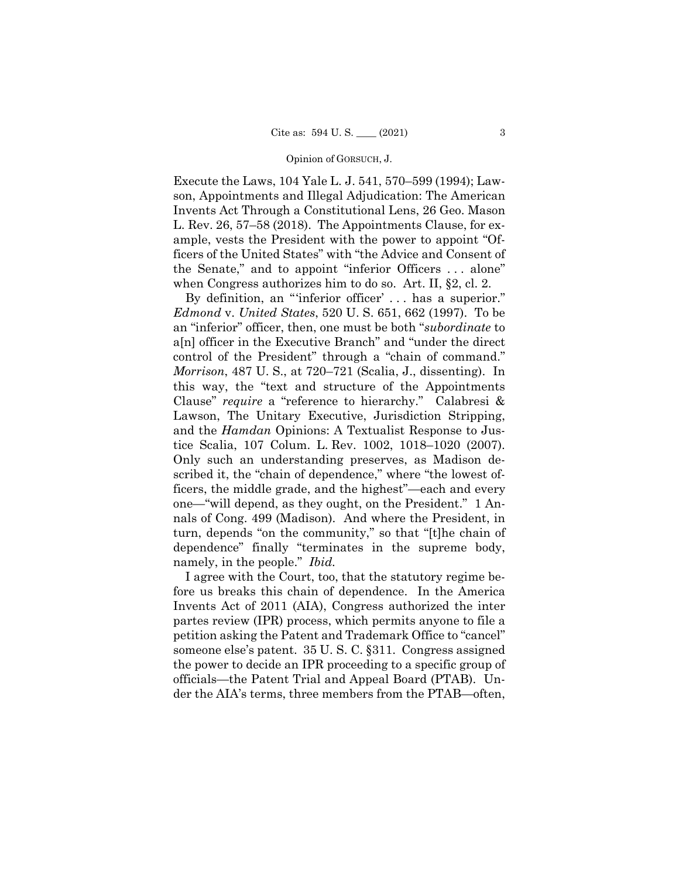Execute the Laws, 104 Yale L. J. 541, 570–599 (1994); Lawson, Appointments and Illegal Adjudication: The American Invents Act Through a Constitutional Lens, 26 Geo. Mason L. Rev. 26, 57–58 (2018). The Appointments Clause, for example, vests the President with the power to appoint "Officers of the United States" with "the Advice and Consent of the Senate," and to appoint "inferior Officers . . . alone" when Congress authorizes him to do so. Art. II, §2, cl. 2.

By definition, an "'inferior officer' . . . has a superior." *Edmond* v. *United States*, 520 U. S. 651, 662 (1997). To be an "inferior" officer, then, one must be both "*subordinate* to a[n] officer in the Executive Branch" and "under the direct control of the President" through a "chain of command." *Morrison*, 487 U. S., at 720–721 (Scalia, J., dissenting). In this way, the "text and structure of the Appointments Clause" *require* a "reference to hierarchy." Calabresi & Lawson, The Unitary Executive, Jurisdiction Stripping, and the *Hamdan* Opinions: A Textualist Response to Justice Scalia, 107 Colum. L. Rev. 1002, 1018–1020 (2007). Only such an understanding preserves, as Madison described it, the "chain of dependence," where "the lowest officers, the middle grade, and the highest"—each and every one—"will depend, as they ought, on the President." 1 Annals of Cong. 499 (Madison). And where the President, in turn, depends "on the community," so that "[t]he chain of dependence" finally "terminates in the supreme body, namely, in the people." *Ibid.*

I agree with the Court, too, that the statutory regime before us breaks this chain of dependence. In the America Invents Act of 2011 (AIA), Congress authorized the inter partes review (IPR) process, which permits anyone to file a petition asking the Patent and Trademark Office to "cancel" someone else's patent. 35 U. S. C. §311. Congress assigned the power to decide an IPR proceeding to a specific group of officials—the Patent Trial and Appeal Board (PTAB). Under the AIA's terms, three members from the PTAB—often,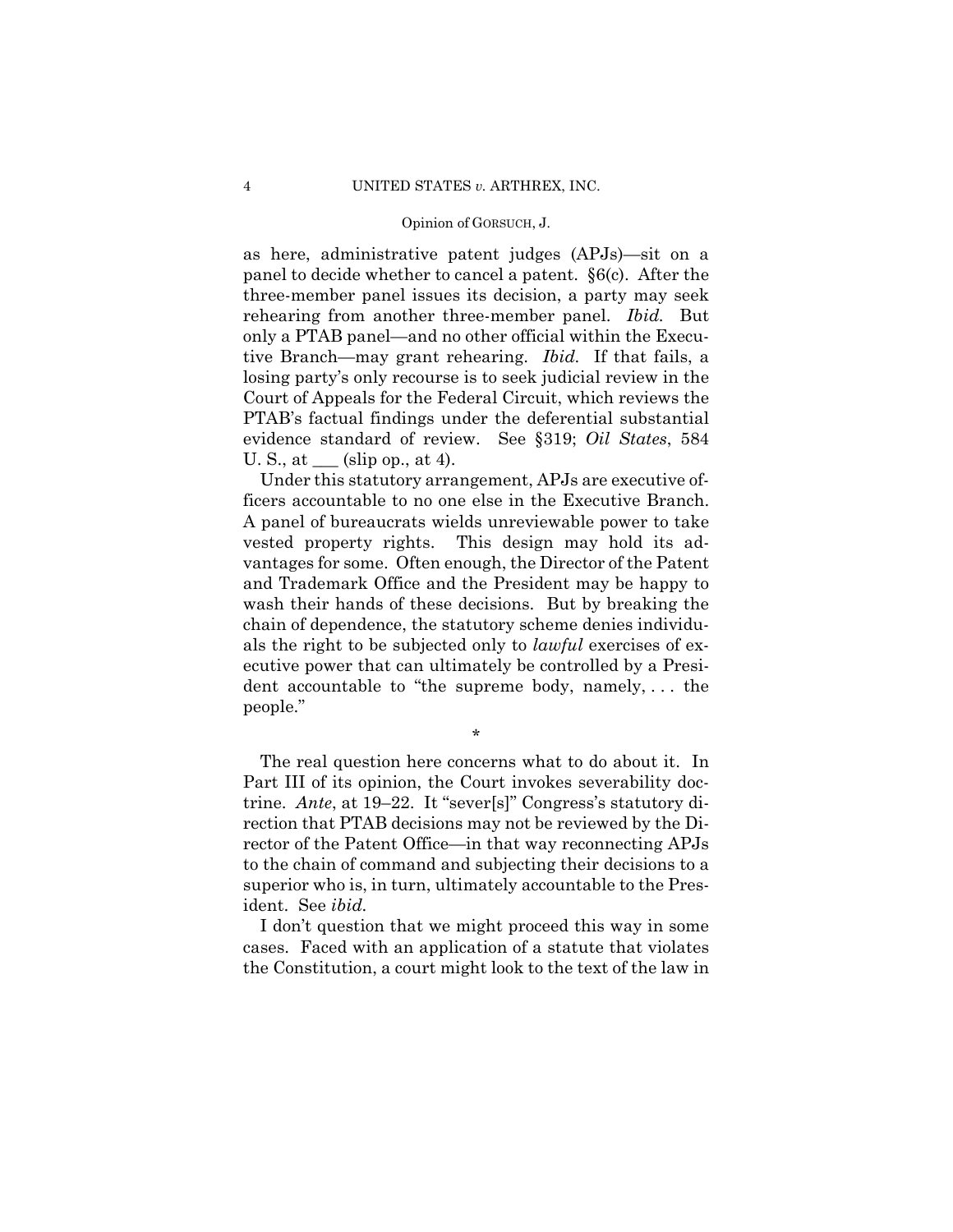as here, administrative patent judges (APJs)—sit on a panel to decide whether to cancel a patent. §6(c). After the three-member panel issues its decision, a party may seek rehearing from another three-member panel. *Ibid.* But only a PTAB panel—and no other official within the Executive Branch—may grant rehearing. *Ibid.* If that fails, a losing party's only recourse is to seek judicial review in the Court of Appeals for the Federal Circuit, which reviews the PTAB's factual findings under the deferential substantial evidence standard of review. See §319; *Oil States*, 584 U. S., at ___ (slip op., at 4).

Under this statutory arrangement, APJs are executive officers accountable to no one else in the Executive Branch. A panel of bureaucrats wields unreviewable power to take vested property rights. This design may hold its advantages for some. Often enough, the Director of the Patent and Trademark Office and the President may be happy to wash their hands of these decisions. But by breaking the chain of dependence, the statutory scheme denies individuals the right to be subjected only to *lawful* exercises of executive power that can ultimately be controlled by a President accountable to "the supreme body, namely, . . . the people."

\*

The real question here concerns what to do about it. In Part III of its opinion, the Court invokes severability doctrine. *Ante*, at 19–22. It "sever[s]" Congress's statutory direction that PTAB decisions may not be reviewed by the Director of the Patent Office—in that way reconnecting APJs to the chain of command and subjecting their decisions to a superior who is, in turn, ultimately accountable to the President. See *ibid.*

I don't question that we might proceed this way in some cases. Faced with an application of a statute that violates the Constitution, a court might look to the text of the law in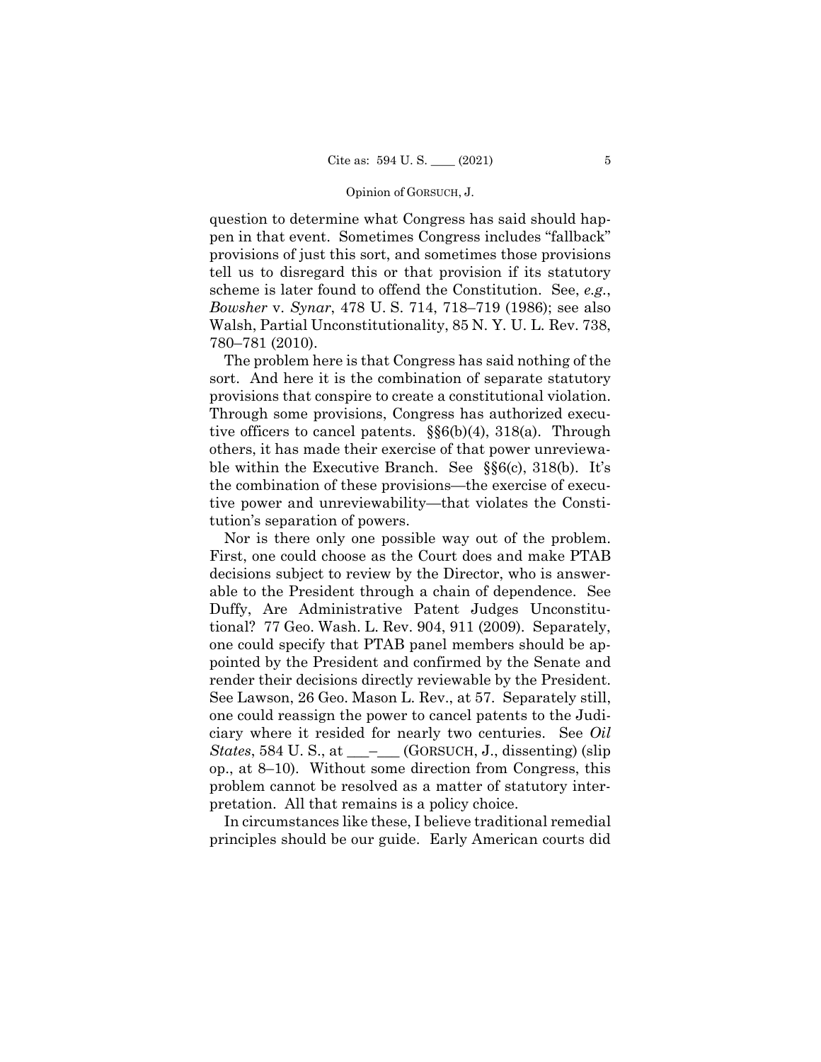question to determine what Congress has said should happen in that event. Sometimes Congress includes "fallback" provisions of just this sort, and sometimes those provisions tell us to disregard this or that provision if its statutory scheme is later found to offend the Constitution. See, *e.g.*, *Bowsher* v. *Synar*, 478 U. S. 714, 718–719 (1986); see also Walsh, Partial Unconstitutionality, 85 N. Y. U. L. Rev. 738, 780–781 (2010).

The problem here is that Congress has said nothing of the sort. And here it is the combination of separate statutory provisions that conspire to create a constitutional violation. Through some provisions, Congress has authorized executive officers to cancel patents. §§6(b)(4), 318(a). Through others, it has made their exercise of that power unreviewable within the Executive Branch. See §§6(c), 318(b). It's the combination of these provisions—the exercise of executive power and unreviewability—that violates the Constitution's separation of powers.

Nor is there only one possible way out of the problem. First, one could choose as the Court does and make PTAB decisions subject to review by the Director, who is answerable to the President through a chain of dependence. See Duffy, Are Administrative Patent Judges Unconstitutional? 77 Geo. Wash. L. Rev. 904, 911 (2009). Separately, one could specify that PTAB panel members should be appointed by the President and confirmed by the Senate and render their decisions directly reviewable by the President. See Lawson, 26 Geo. Mason L. Rev., at 57. Separately still, one could reassign the power to cancel patents to the Judiciary where it resided for nearly two centuries. See *Oil States*, 584 U. S., at ___–___ (GORSUCH, J., dissenting) (slip op., at 8–10). Without some direction from Congress, this problem cannot be resolved as a matter of statutory interpretation. All that remains is a policy choice.

In circumstances like these, I believe traditional remedial principles should be our guide. Early American courts did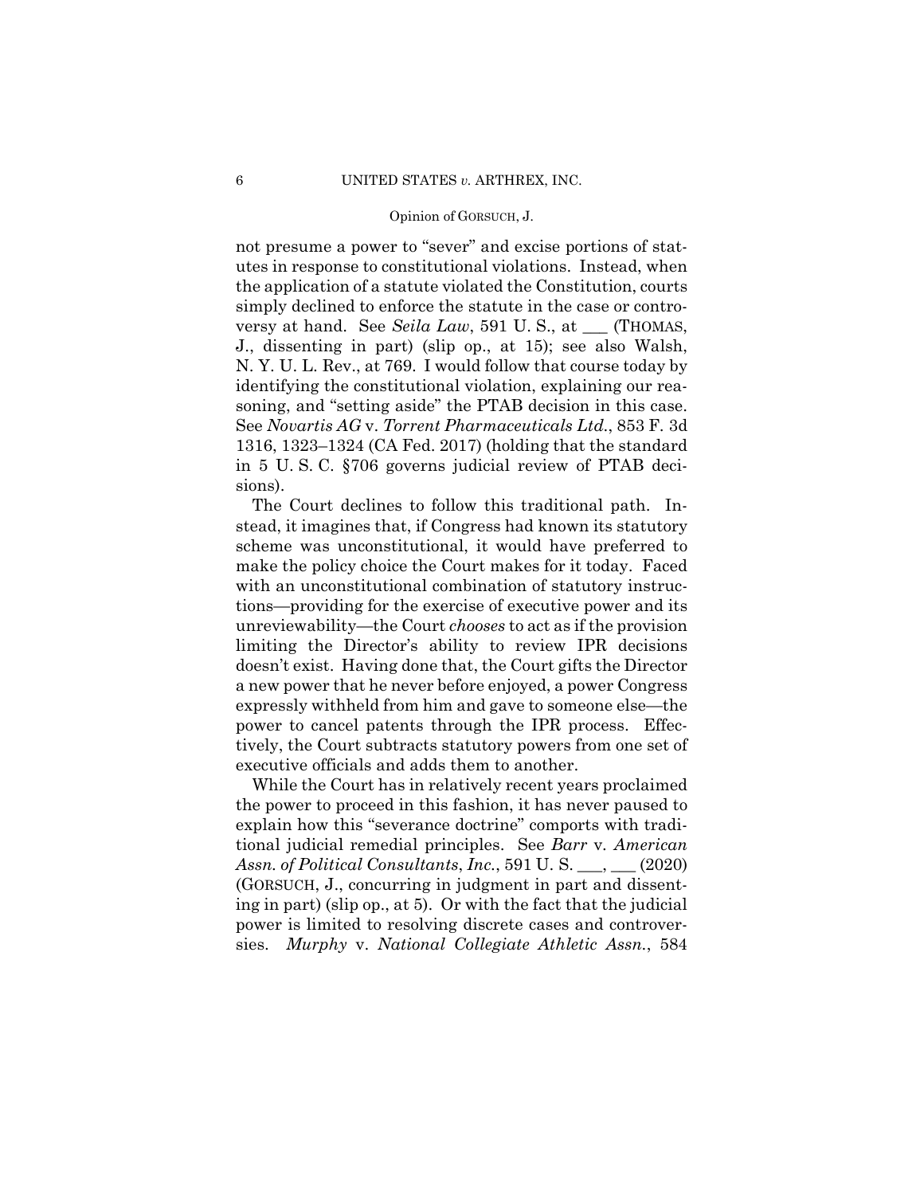not presume a power to "sever" and excise portions of statutes in response to constitutional violations. Instead, when the application of a statute violated the Constitution, courts simply declined to enforce the statute in the case or controversy at hand. See *Seila Law*, 591 U. S., at \_\_\_ (THOMAS, J., dissenting in part) (slip op., at 15); see also Walsh, N. Y. U. L. Rev., at 769. I would follow that course today by identifying the constitutional violation, explaining our reasoning, and "setting aside" the PTAB decision in this case. See *Novartis AG* v. *Torrent Pharmaceuticals Ltd.*, 853 F. 3d 1316, 1323–1324 (CA Fed. 2017) (holding that the standard in 5 U. S. C. §706 governs judicial review of PTAB decisions).

The Court declines to follow this traditional path. Instead, it imagines that, if Congress had known its statutory scheme was unconstitutional, it would have preferred to make the policy choice the Court makes for it today. Faced with an unconstitutional combination of statutory instructions—providing for the exercise of executive power and its unreviewability—the Court *chooses* to act as if the provision limiting the Director's ability to review IPR decisions doesn't exist. Having done that, the Court gifts the Director a new power that he never before enjoyed, a power Congress expressly withheld from him and gave to someone else—the power to cancel patents through the IPR process. Effectively, the Court subtracts statutory powers from one set of executive officials and adds them to another.

While the Court has in relatively recent years proclaimed the power to proceed in this fashion, it has never paused to explain how this "severance doctrine" comports with traditional judicial remedial principles. See *Barr* v. *American Assn. of Political Consultants, Inc.*, 591 U. S. \_\_\_, \_\_\_ (2020) (GORSUCH, J., concurring in judgment in part and dissenting in part) (slip op., at 5). Or with the fact that the judicial power is limited to resolving discrete cases and controversies. *Murphy* v. *National Collegiate Athletic Assn.*, 584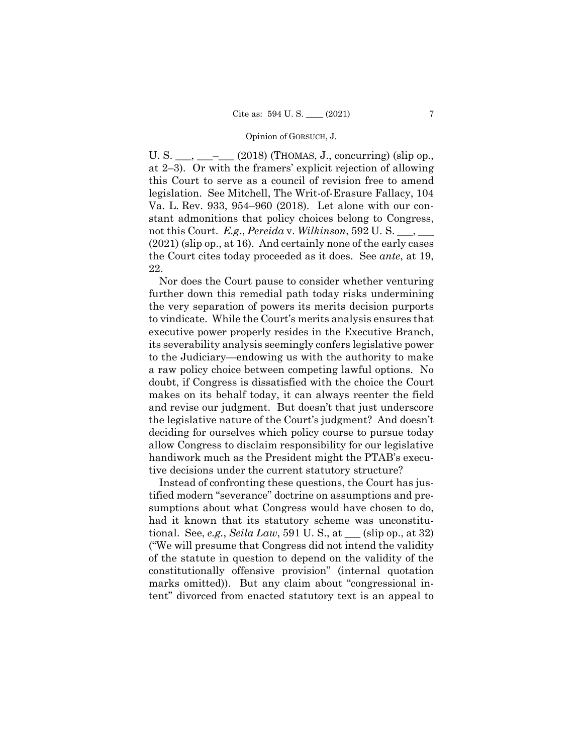U. S. \_\_\_, \_\_\_–\_\_\_ (2018) (THOMAS, J., concurring) (slip op., at 2–3). Or with the framers' explicit rejection of allowing this Court to serve as a council of revision free to amend legislation. See Mitchell, The Writ-of-Erasure Fallacy, 104 Va. L. Rev. 933, 954–960 (2018). Let alone with our constant admonitions that policy choices belong to Congress, not this Court. *E.g.*, *Pereida* v. *Wilkinson*, 592 U. S. \_\_\_, \_\_\_ (2021) (slip op., at 16). And certainly none of the early cases the Court cites today proceeded as it does. See *ante*, at 19, 22.

Nor does the Court pause to consider whether venturing further down this remedial path today risks undermining the very separation of powers its merits decision purports to vindicate. While the Court's merits analysis ensures that executive power properly resides in the Executive Branch, its severability analysis seemingly confers legislative power to the Judiciary—endowing us with the authority to make a raw policy choice between competing lawful options. No doubt, if Congress is dissatisfied with the choice the Court makes on its behalf today, it can always reenter the field and revise our judgment. But doesn't that just underscore the legislative nature of the Court's judgment? And doesn't deciding for ourselves which policy course to pursue today allow Congress to disclaim responsibility for our legislative handiwork much as the President might the PTAB's executive decisions under the current statutory structure?

Instead of confronting these questions, the Court has justified modern "severance" doctrine on assumptions and presumptions about what Congress would have chosen to do, had it known that its statutory scheme was unconstitutional. See, *e.g.*, *Seila Law*, 591 U. S., at \_\_\_ (slip op., at 32) ("We will presume that Congress did not intend the validity of the statute in question to depend on the validity of the constitutionally offensive provision" (internal quotation marks omitted)). But any claim about "congressional intent" divorced from enacted statutory text is an appeal to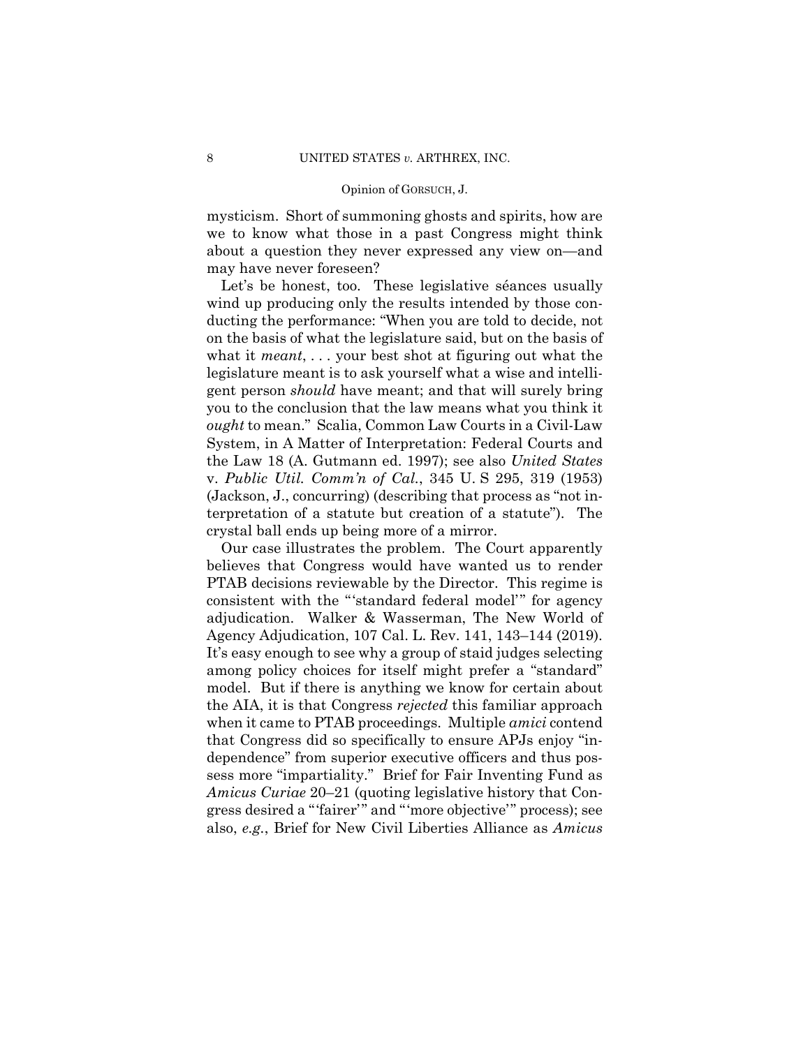mysticism. Short of summoning ghosts and spirits, how are we to know what those in a past Congress might think about a question they never expressed any view on—and may have never foreseen?

Let's be honest, too. These legislative séances usually wind up producing only the results intended by those conducting the performance: "When you are told to decide, not on the basis of what the legislature said, but on the basis of what it *meant*, . . . your best shot at figuring out what the legislature meant is to ask yourself what a wise and intelligent person *should* have meant; and that will surely bring you to the conclusion that the law means what you think it *ought* to mean." Scalia, Common Law Courts in a Civil-Law System, in A Matter of Interpretation: Federal Courts and the Law 18 (A. Gutmann ed. 1997); see also *United States* v. *Public Util. Comm'n of Cal.*, 345 U. S 295, 319 (1953) (Jackson, J., concurring) (describing that process as "not interpretation of a statute but creation of a statute"). The crystal ball ends up being more of a mirror.

Our case illustrates the problem. The Court apparently believes that Congress would have wanted us to render PTAB decisions reviewable by the Director. This regime is consistent with the "'standard federal model'" for agency adjudication. Walker & Wasserman, The New World of Agency Adjudication, 107 Cal. L. Rev. 141, 143–144 (2019). It's easy enough to see why a group of staid judges selecting among policy choices for itself might prefer a "standard" model. But if there is anything we know for certain about the AIA, it is that Congress *rejected* this familiar approach when it came to PTAB proceedings. Multiple *amici* contend that Congress did so specifically to ensure APJs enjoy "independence" from superior executive officers and thus possess more "impartiality." Brief for Fair Inventing Fund as *Amicus Curiae* 20–21 (quoting legislative history that Congress desired a "'fairer'" and "'more objective'" process); see also, *e.g.*, Brief for New Civil Liberties Alliance as *Amicus*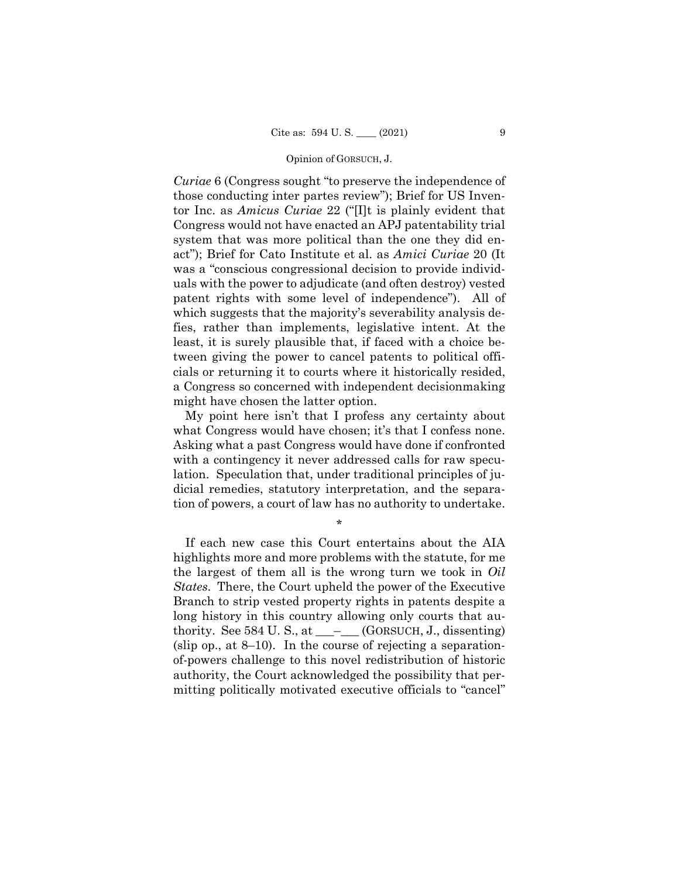*Curiae* 6 (Congress sought "to preserve the independence of those conducting inter partes review"); Brief for US Inventor Inc. as *Amicus Curiae* 22 ("[I]t is plainly evident that Congress would not have enacted an APJ patentability trial system that was more political than the one they did enact"); Brief for Cato Institute et al. as *Amici Curiae* 20 (It was a "conscious congressional decision to provide individuals with the power to adjudicate (and often destroy) vested patent rights with some level of independence"). All of which suggests that the majority's severability analysis defies, rather than implements, legislative intent. At the least, it is surely plausible that, if faced with a choice between giving the power to cancel patents to political officials or returning it to courts where it historically resided, a Congress so concerned with independent decisionmaking might have chosen the latter option.

My point here isn't that I profess any certainty about what Congress would have chosen; it's that I confess none. Asking what a past Congress would have done if confronted with a contingency it never addressed calls for raw speculation. Speculation that, under traditional principles of judicial remedies, statutory interpretation, and the separation of powers, a court of law has no authority to undertake.

*

If each new case this Court entertains about the AIA highlights more and more problems with the statute, for me the largest of them all is the wrong turn we took in *Oil States*. There, the Court upheld the power of the Executive Branch to strip vested property rights in patents despite a long history in this country allowing only courts that authority. See 584 U. S., at \_\_\_–\_\_\_ (GORSUCH, J., dissenting) (slip op., at 8–10). In the course of rejecting a separation-of-powers challenge to this novel redistribution of historic authority, the Court acknowledged the possibility that permitting politically motivated executive officials to "cancel"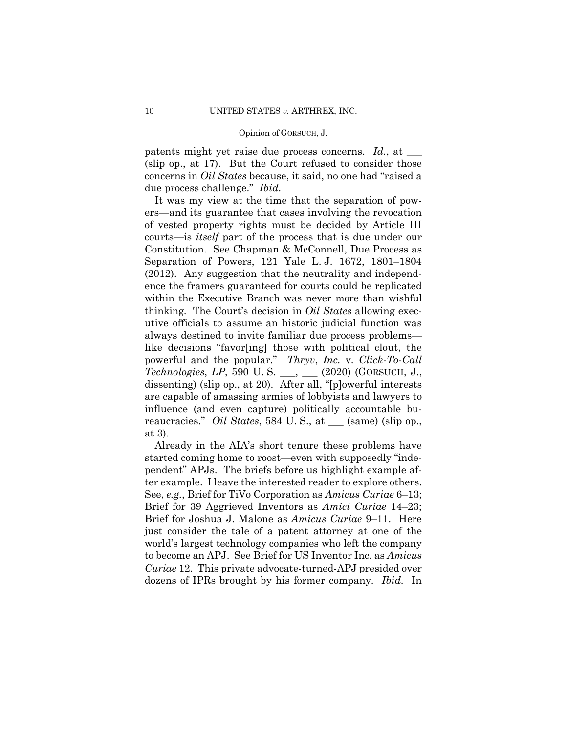patents might yet raise due process concerns. *Id.*, at ___ (slip op., at 17). But the Court refused to consider those concerns in *Oil States* because, it said, no one had "raised a due process challenge." *Ibid.*

It was my view at the time that the separation of powers—and its guarantee that cases involving the revocation of vested property rights must be decided by Article III courts—is *itself* part of the process that is due under our Constitution. See Chapman & McConnell, Due Process as Separation of Powers, 121 Yale L. J. 1672, 1801–1804 (2012). Any suggestion that the neutrality and independence the framers guaranteed for courts could be replicated within the Executive Branch was never more than wishful thinking. The Court's decision in *Oil States* allowing executive officials to assume an historic judicial function was always destined to invite familiar due process problems—like decisions "favor[ing] those with political clout, the powerful and the popular." *Thryv*, *Inc.* v. *Click-To-Call Technologies*, *LP*, 590 U. S. ___, ___ (2020) (GORSUCH, J., dissenting) (slip op., at 20). After all, "[p]owerful interests are capable of amassing armies of lobbyists and lawyers to influence (and even capture) politically accountable bureaucracies." *Oil States*, 584 U. S., at ___ (same) (slip op., at 3).

Already in the AIA's short tenure these problems have started coming home to roost—even with supposedly "independent" APJs. The briefs before us highlight example after example. I leave the interested reader to explore others. See, *e.g.*, Brief for TiVo Corporation as *Amicus Curiae* 6–13; Brief for 39 Aggrieved Inventors as *Amici Curiae* 14–23; Brief for Joshua J. Malone as *Amicus Curiae* 9–11. Here just consider the tale of a patent attorney at one of the world's largest technology companies who left the company to become an APJ. See Brief for US Inventor Inc. as *Amicus Curiae* 12. This private advocate-turned-APJ presided over dozens of IPRs brought by his former company. *Ibid.* In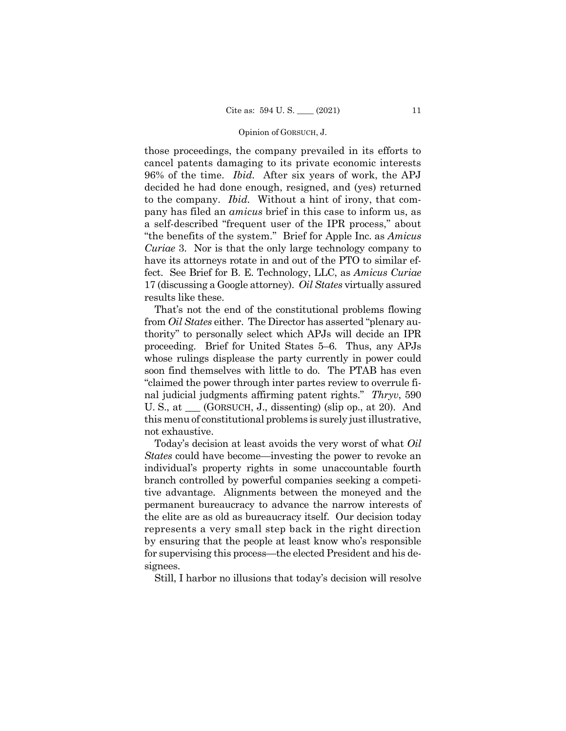those proceedings, the company prevailed in its efforts to cancel patents damaging to its private economic interests 96% of the time. *Ibid.* After six years of work, the APJ decided he had done enough, resigned, and (yes) returned to the company. *Ibid.* Without a hint of irony, that company has filed an *amicus* brief in this case to inform us, as a self-described "frequent user of the IPR process," about "the benefits of the system." Brief for Apple Inc. as *Amicus Curiae* 3. Nor is that the only large technology company to have its attorneys rotate in and out of the PTO to similar effect. See Brief for B. E. Technology, LLC, as *Amicus Curiae* 17 (discussing a Google attorney). *Oil States* virtually assured results like these.

That's not the end of the constitutional problems flowing from *Oil States* either. The Director has asserted "plenary authority" to personally select which APJs will decide an IPR proceeding. Brief for United States 5–6. Thus, any APJs whose rulings displease the party currently in power could soon find themselves with little to do. The PTAB has even "claimed the power through inter partes review to overrule final judicial judgments affirming patent rights." *Thryv*, 590 U. S., at \_\_\_ (GORSUCH, J., dissenting) (slip op., at 20). And this menu of constitutional problems is surely just illustrative, not exhaustive.

Today's decision at least avoids the very worst of what *Oil States* could have become—investing the power to revoke an individual's property rights in some unaccountable fourth branch controlled by powerful companies seeking a competitive advantage. Alignments between the moneyed and the permanent bureaucracy to advance the narrow interests of the elite are as old as bureaucracy itself. Our decision today represents a very small step back in the right direction by ensuring that the people at least know who's responsible for supervising this process—the elected President and his designees.

Still, I harbor no illusions that today's decision will resolve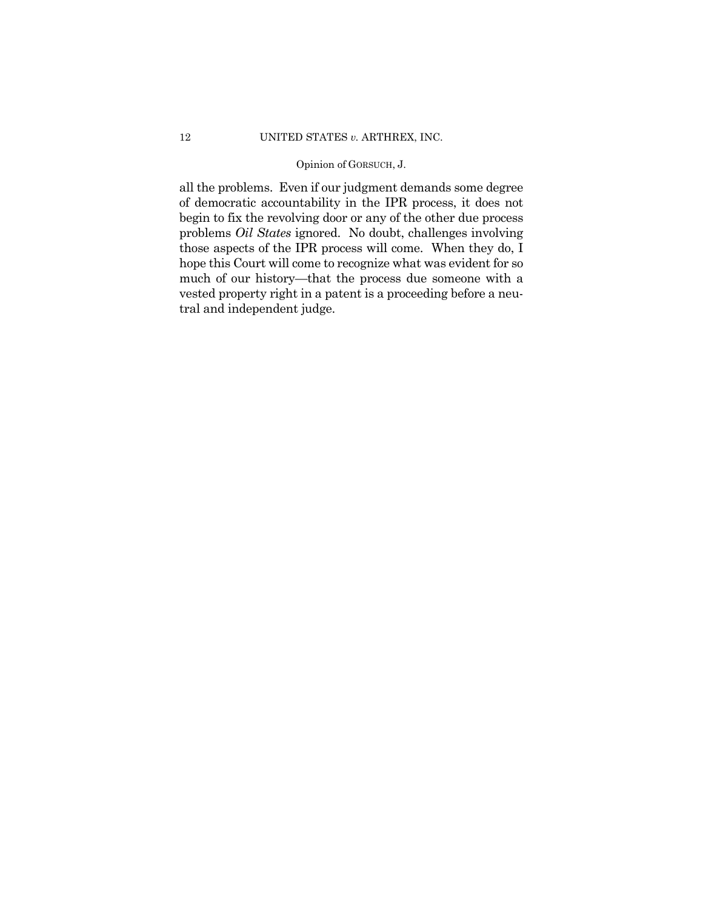all the problems. Even if our judgment demands some degree of democratic accountability in the IPR process, it does not begin to fix the revolving door or any of the other due process problems *Oil States* ignored. No doubt, challenges involving those aspects of the IPR process will come. When they do, I hope this Court will come to recognize what was evident for so much of our history—that the process due someone with a vested property right in a patent is a proceeding before a neutral and independent judge.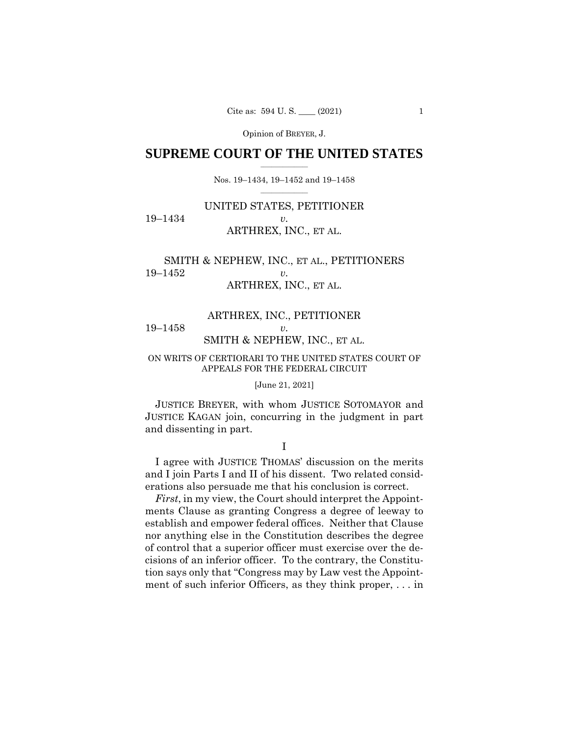Opinion of BREYER, J.

# SUPREME COURT OF THE UNITED STATES

Nos. 19–1434, 19–1452 and 19–1458

UNITED STATES, PETITIONER
19–1434 *v.*
ARTHREX, INC., ET AL.

SMITH & NEPHEW, INC., ET AL., PETITIONERS
19–1452 *v.*
ARTHREX, INC., ET AL.

ARTHREX, INC., PETITIONER
19–1458 *v.*
SMITH & NEPHEW, INC., ET AL.

ON WRITS OF CERTIORARI TO THE UNITED STATES COURT OF APPEALS FOR THE FEDERAL CIRCUIT

[June 21, 2021]

JUSTICE BREYER, with whom JUSTICE SOTOMAYOR and JUSTICE KAGAN join, concurring in the judgment in part and dissenting in part.

## I

I agree with JUSTICE THOMAS' discussion on the merits and I join Parts I and II of his dissent. Two related considerations also persuade me that his conclusion is correct.

*First*, in my view, the Court should interpret the Appointments Clause as granting Congress a degree of leeway to establish and empower federal offices. Neither that Clause nor anything else in the Constitution describes the degree of control that a superior officer must exercise over the decisions of an inferior officer. To the contrary, the Constitution says only that "Congress may by Law vest the Appointment of such inferior Officers, as they think proper, . . . in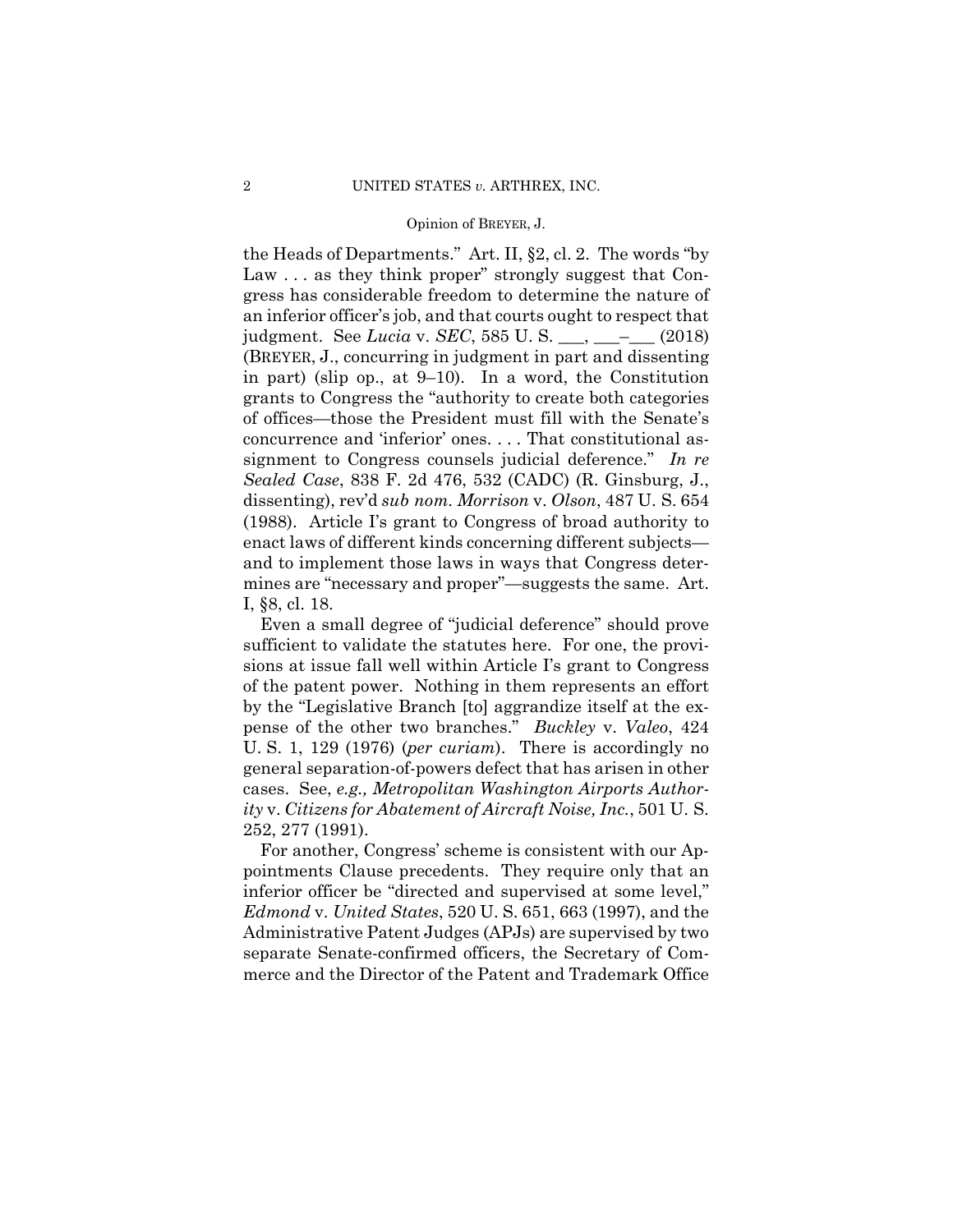the Heads of Departments." Art. II, §2, cl. 2. The words "by Law . . . as they think proper" strongly suggest that Congress has considerable freedom to determine the nature of an inferior officer's job, and that courts ought to respect that judgment. See *Lucia* v. *SEC*, 585 U. S. ___, ___–___ (2018) (BREYER, J., concurring in judgment in part and dissenting in part) (slip op., at 9–10). In a word, the Constitution grants to Congress the "authority to create both categories of offices—those the President must fill with the Senate's concurrence and 'inferior' ones. . . . That constitutional assignment to Congress counsels judicial deference." *In re Sealed Case*, 838 F. 2d 476, 532 (CADC) (R. Ginsburg, J., dissenting), rev'd *sub nom. Morrison* v. *Olson*, 487 U. S. 654 (1988). Article I's grant to Congress of broad authority to enact laws of different kinds concerning different subjects—and to implement those laws in ways that Congress determines are "necessary and proper"—suggests the same. Art. I, §8, cl. 18.

Even a small degree of "judicial deference" should prove sufficient to validate the statutes here. For one, the provisions at issue fall well within Article I's grant to Congress of the patent power. Nothing in them represents an effort by the "Legislative Branch [to] aggrandize itself at the expense of the other two branches." *Buckley* v. *Valeo*, 424 U. S. 1, 129 (1976) (*per curiam*). There is accordingly no general separation-of-powers defect that has arisen in other cases. See, *e.g., Metropolitan Washington Airports Authority* v. *Citizens for Abatement of Aircraft Noise, Inc.*, 501 U. S. 252, 277 (1991).

For another, Congress' scheme is consistent with our Appointments Clause precedents. They require only that an inferior officer be "directed and supervised at some level," *Edmond* v. *United States*, 520 U. S. 651, 663 (1997), and the Administrative Patent Judges (APJs) are supervised by two separate Senate-confirmed officers, the Secretary of Commerce and the Director of the Patent and Trademark Office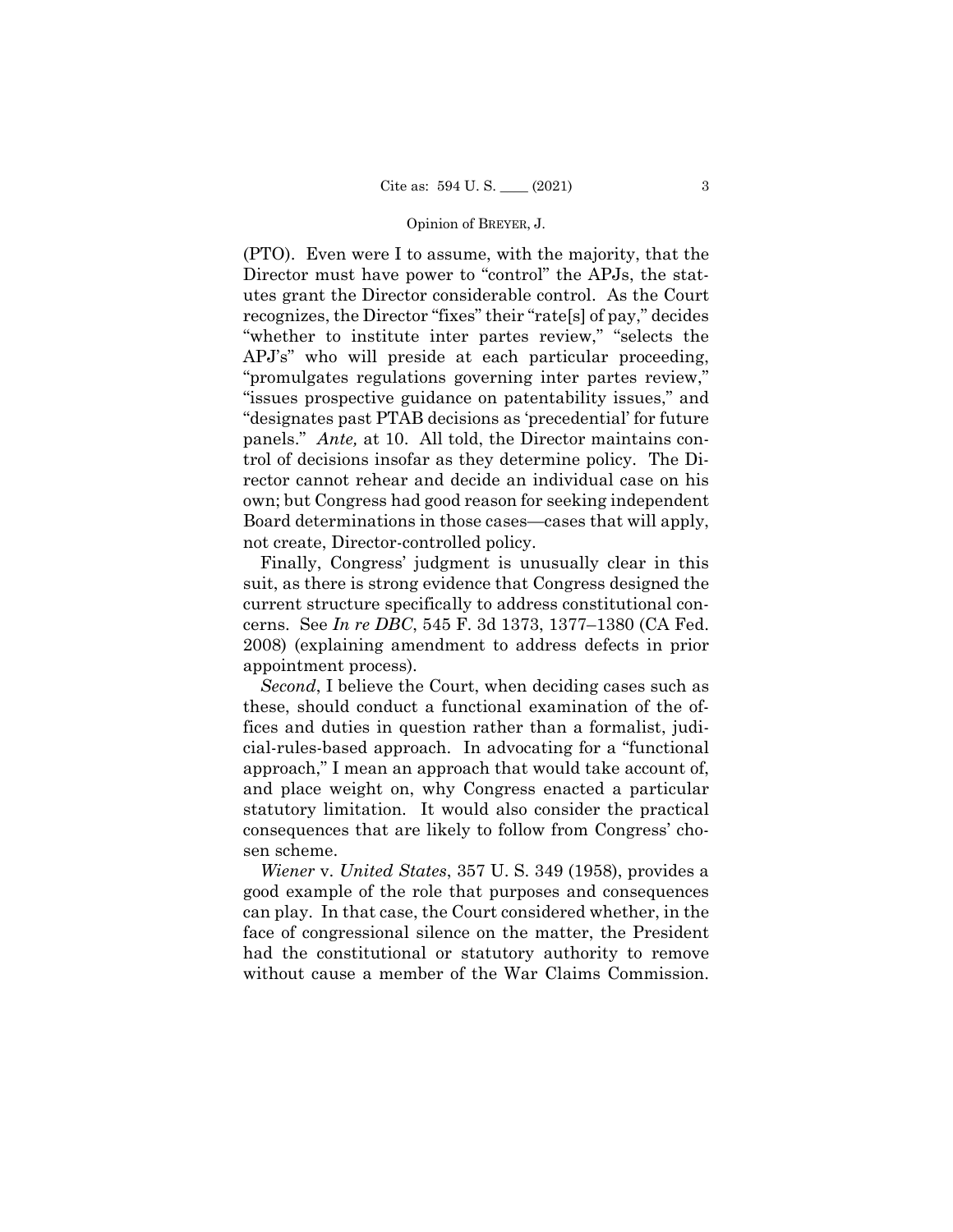(PTO). Even were I to assume, with the majority, that the Director must have power to "control" the APJs, the statutes grant the Director considerable control. As the Court recognizes, the Director "fixes" their "rate[s] of pay," decides "whether to institute inter partes review," "selects the APJ's" who will preside at each particular proceeding, "promulgates regulations governing inter partes review," "issues prospective guidance on patentability issues," and "designates past PTAB decisions as 'precedential' for future panels." *Ante,* at 10. All told, the Director maintains control of decisions insofar as they determine policy. The Director cannot rehear and decide an individual case on his own; but Congress had good reason for seeking independent Board determinations in those cases—cases that will apply, not create, Director-controlled policy.

Finally, Congress' judgment is unusually clear in this suit, as there is strong evidence that Congress designed the current structure specifically to address constitutional concerns. See *In re DBC*, 545 F. 3d 1373, 1377–1380 (CA Fed. 2008) (explaining amendment to address defects in prior appointment process).

*Second*, I believe the Court, when deciding cases such as these, should conduct a functional examination of the offices and duties in question rather than a formalist, judicial-rules-based approach. In advocating for a "functional approach," I mean an approach that would take account of, and place weight on, why Congress enacted a particular statutory limitation. It would also consider the practical consequences that are likely to follow from Congress' chosen scheme.

*Wiener* v. *United States*, 357 U. S. 349 (1958), provides a good example of the role that purposes and consequences can play. In that case, the Court considered whether, in the face of congressional silence on the matter, the President had the constitutional or statutory authority to remove without cause a member of the War Claims Commission.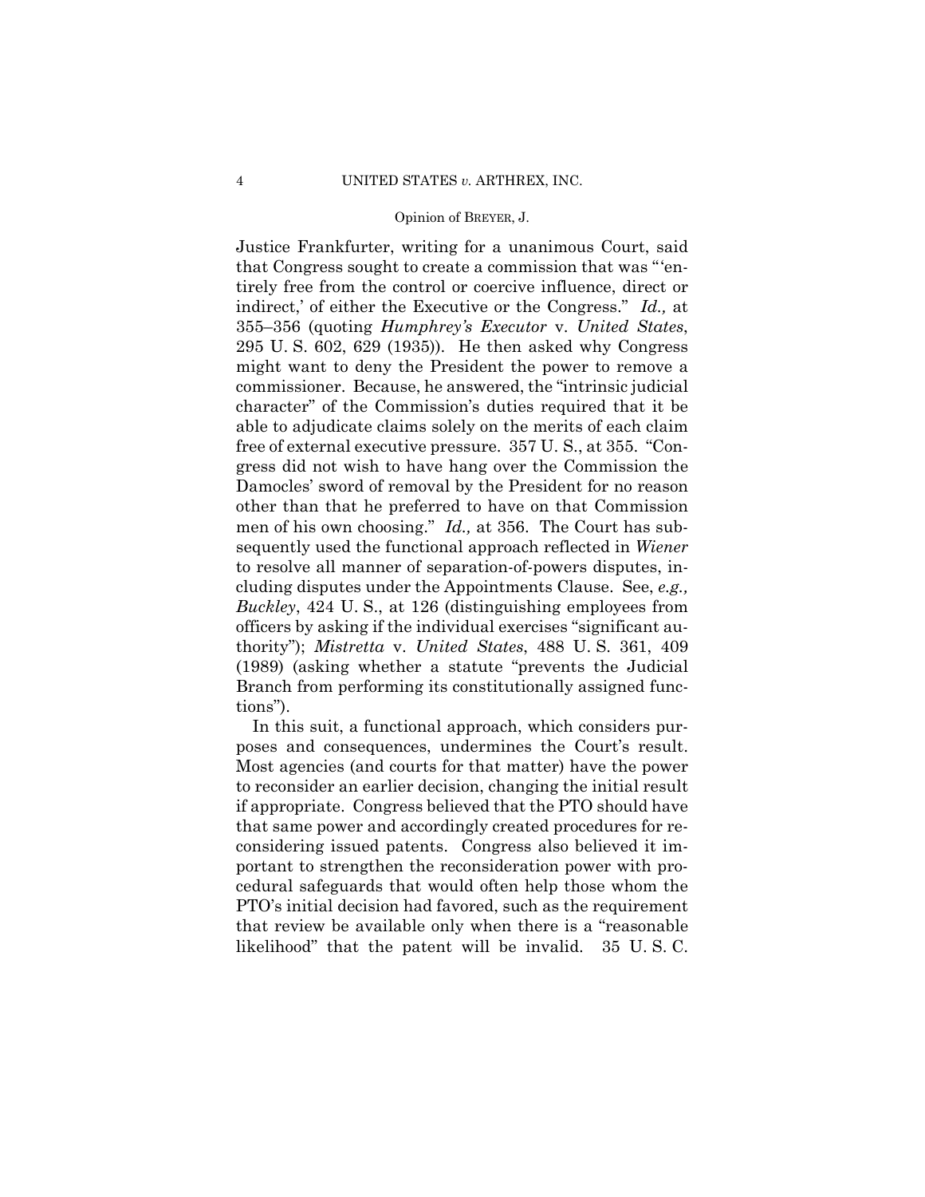Justice Frankfurter, writing for a unanimous Court, said that Congress sought to create a commission that was "'entirely free from the control or coercive influence, direct or indirect,' of either the Executive or the Congress." *Id.,* at 355–356 (quoting *Humphrey's Executor* v. *United States*, 295 U. S. 602, 629 (1935)). He then asked why Congress might want to deny the President the power to remove a commissioner. Because, he answered, the "intrinsic judicial character" of the Commission's duties required that it be able to adjudicate claims solely on the merits of each claim free of external executive pressure. 357 U. S., at 355. "Congress did not wish to have hang over the Commission the Damocles' sword of removal by the President for no reason other than that he preferred to have on that Commission men of his own choosing." *Id.,* at 356. The Court has subsequently used the functional approach reflected in *Wiener* to resolve all manner of separation-of-powers disputes, including disputes under the Appointments Clause. See, *e.g., Buckley*, 424 U. S., at 126 (distinguishing employees from officers by asking if the individual exercises "significant authority"); *Mistretta* v. *United States*, 488 U. S. 361, 409 (1989) (asking whether a statute "prevents the Judicial Branch from performing its constitutionally assigned functions").

In this suit, a functional approach, which considers purposes and consequences, undermines the Court's result. Most agencies (and courts for that matter) have the power to reconsider an earlier decision, changing the initial result if appropriate. Congress believed that the PTO should have that same power and accordingly created procedures for reconsidering issued patents. Congress also believed it important to strengthen the reconsideration power with procedural safeguards that would often help those whom the PTO's initial decision had favored, such as the requirement that review be available only when there is a "reasonable likelihood" that the patent will be invalid. 35 U. S. C.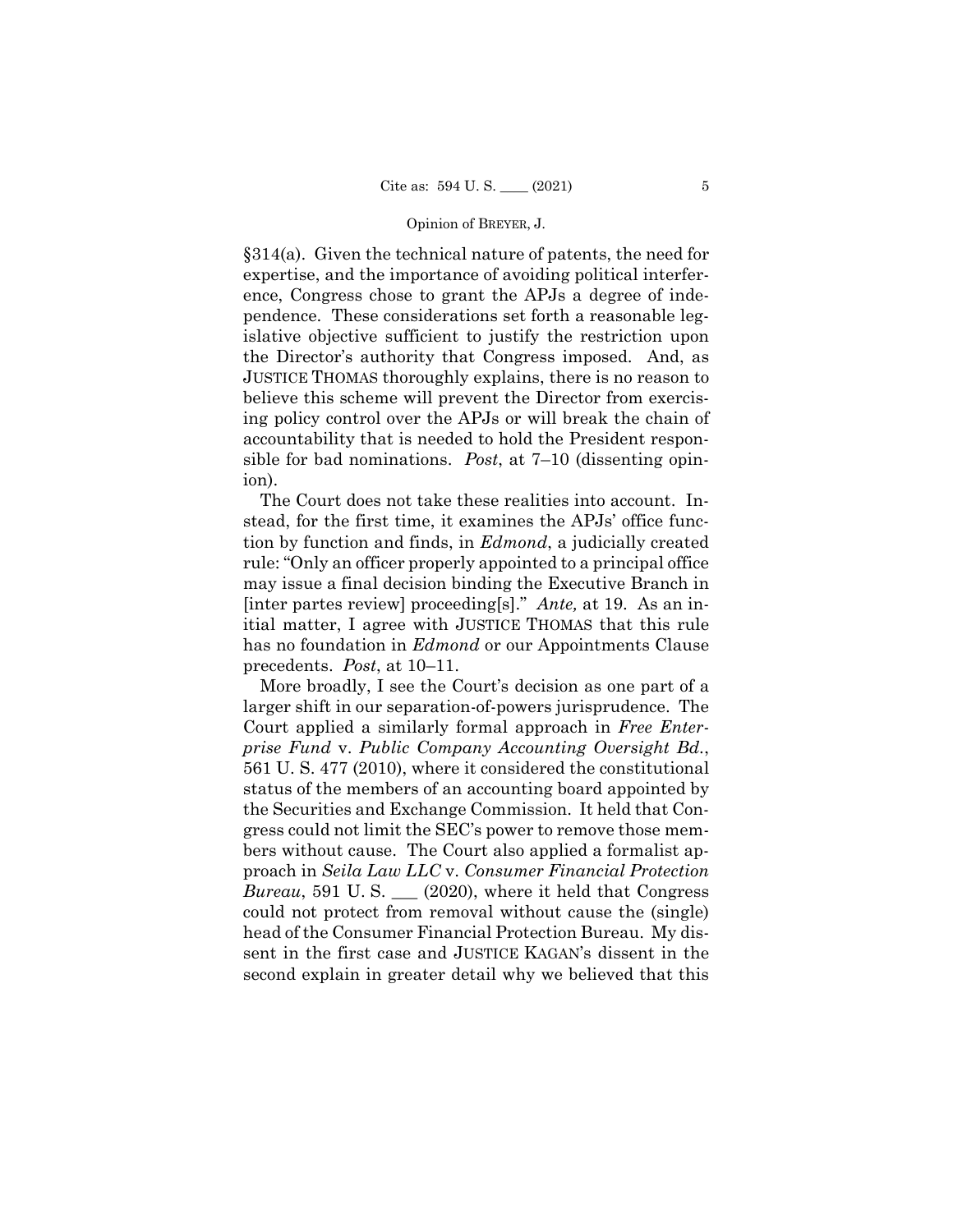§314(a). Given the technical nature of patents, the need for expertise, and the importance of avoiding political interference, Congress chose to grant the APJs a degree of independence. These considerations set forth a reasonable legislative objective sufficient to justify the restriction upon the Director's authority that Congress imposed. And, as JUSTICE THOMAS thoroughly explains, there is no reason to believe this scheme will prevent the Director from exercising policy control over the APJs or will break the chain of accountability that is needed to hold the President responsible for bad nominations. *Post*, at 7–10 (dissenting opinion).

The Court does not take these realities into account. Instead, for the first time, it examines the APJs' office function by function and finds, in *Edmond*, a judicially created rule: "Only an officer properly appointed to a principal office may issue a final decision binding the Executive Branch in [inter partes review] proceeding[s]." *Ante,* at 19. As an initial matter, I agree with JUSTICE THOMAS that this rule has no foundation in *Edmond* or our Appointments Clause precedents. *Post*, at 10–11.

More broadly, I see the Court's decision as one part of a larger shift in our separation-of-powers jurisprudence. The Court applied a similarly formal approach in *Free Enterprise Fund* v. *Public Company Accounting Oversight Bd.*, 561 U. S. 477 (2010), where it considered the constitutional status of the members of an accounting board appointed by the Securities and Exchange Commission. It held that Congress could not limit the SEC's power to remove those members without cause. The Court also applied a formalist approach in *Seila Law LLC* v. *Consumer Financial Protection Bureau*, 591 U. S. \_\_\_ (2020), where it held that Congress could not protect from removal without cause the (single) head of the Consumer Financial Protection Bureau. My dissent in the first case and JUSTICE KAGAN's dissent in the second explain in greater detail why we believed that this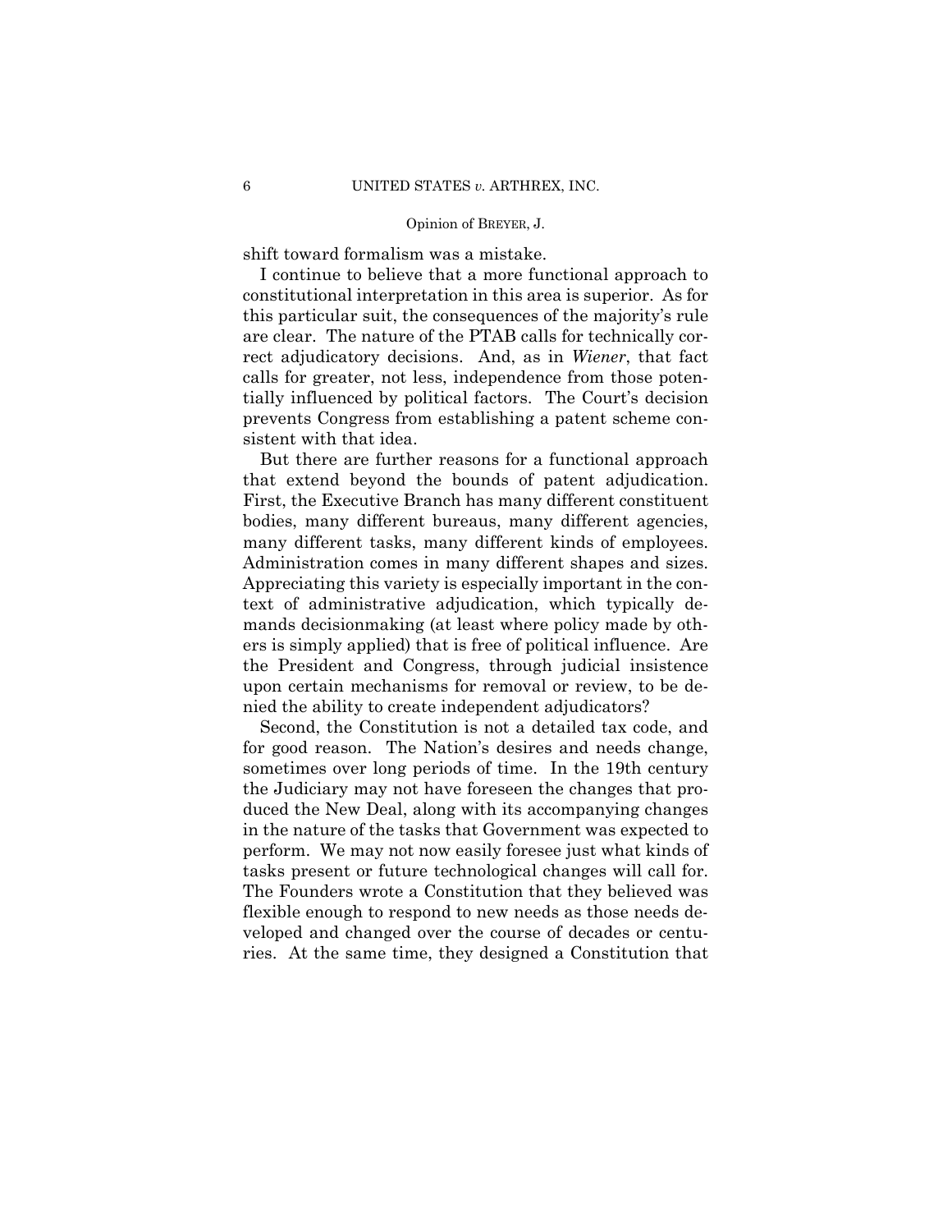shift toward formalism was a mistake.

I continue to believe that a more functional approach to constitutional interpretation in this area is superior. As for this particular suit, the consequences of the majority's rule are clear. The nature of the PTAB calls for technically correct adjudicatory decisions. And, as in *Wiener*, that fact calls for greater, not less, independence from those potentially influenced by political factors. The Court's decision prevents Congress from establishing a patent scheme consistent with that idea.

But there are further reasons for a functional approach that extend beyond the bounds of patent adjudication. First, the Executive Branch has many different constituent bodies, many different bureaus, many different agencies, many different tasks, many different kinds of employees. Administration comes in many different shapes and sizes. Appreciating this variety is especially important in the context of administrative adjudication, which typically demands decisionmaking (at least where policy made by others is simply applied) that is free of political influence. Are the President and Congress, through judicial insistence upon certain mechanisms for removal or review, to be denied the ability to create independent adjudicators?

Second, the Constitution is not a detailed tax code, and for good reason. The Nation's desires and needs change, sometimes over long periods of time. In the 19th century the Judiciary may not have foreseen the changes that produced the New Deal, along with its accompanying changes in the nature of the tasks that Government was expected to perform. We may not now easily foresee just what kinds of tasks present or future technological changes will call for. The Founders wrote a Constitution that they believed was flexible enough to respond to new needs as those needs developed and changed over the course of decades or centuries. At the same time, they designed a Constitution that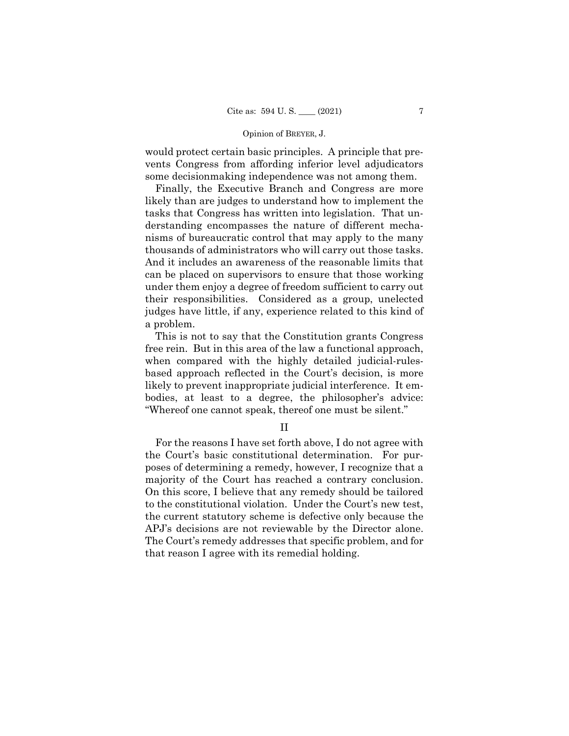would protect certain basic principles. A principle that prevents Congress from affording inferior level adjudicators some decisionmaking independence was not among them.

Finally, the Executive Branch and Congress are more likely than are judges to understand how to implement the tasks that Congress has written into legislation. That understanding encompasses the nature of different mechanisms of bureaucratic control that may apply to the many thousands of administrators who will carry out those tasks. And it includes an awareness of the reasonable limits that can be placed on supervisors to ensure that those working under them enjoy a degree of freedom sufficient to carry out their responsibilities. Considered as a group, unelected judges have little, if any, experience related to this kind of a problem.

This is not to say that the Constitution grants Congress free rein. But in this area of the law a functional approach, when compared with the highly detailed judicial-rules-based approach reflected in the Court's decision, is more likely to prevent inappropriate judicial interference. It embodies, at least to a degree, the philosopher's advice: "Whereof one cannot speak, thereof one must be silent."

## II

For the reasons I have set forth above, I do not agree with the Court's basic constitutional determination. For purposes of determining a remedy, however, I recognize that a majority of the Court has reached a contrary conclusion. On this score, I believe that any remedy should be tailored to the constitutional violation. Under the Court's new test, the current statutory scheme is defective only because the APJ's decisions are not reviewable by the Director alone. The Court's remedy addresses that specific problem, and for that reason I agree with its remedial holding.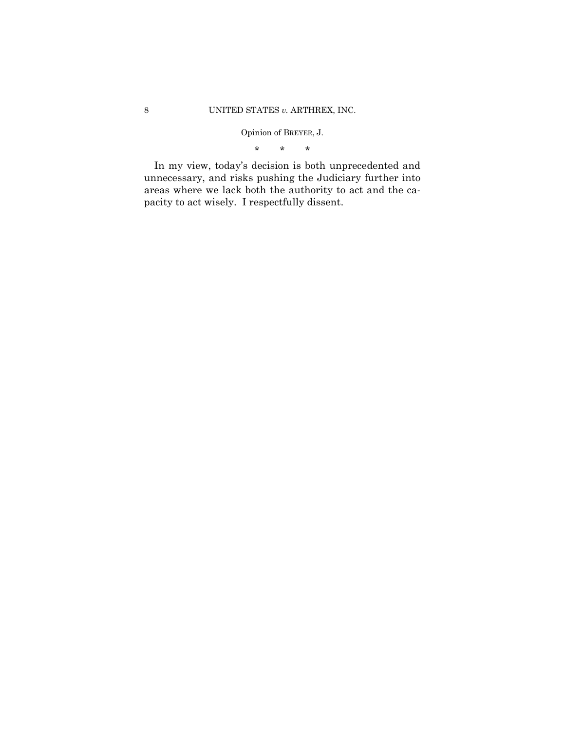\*      \*      \*

In my view, today's decision is both unprecedented and unnecessary, and risks pushing the Judiciary further into areas where we lack both the authority to act and the capacity to act wisely. I respectfully dissent.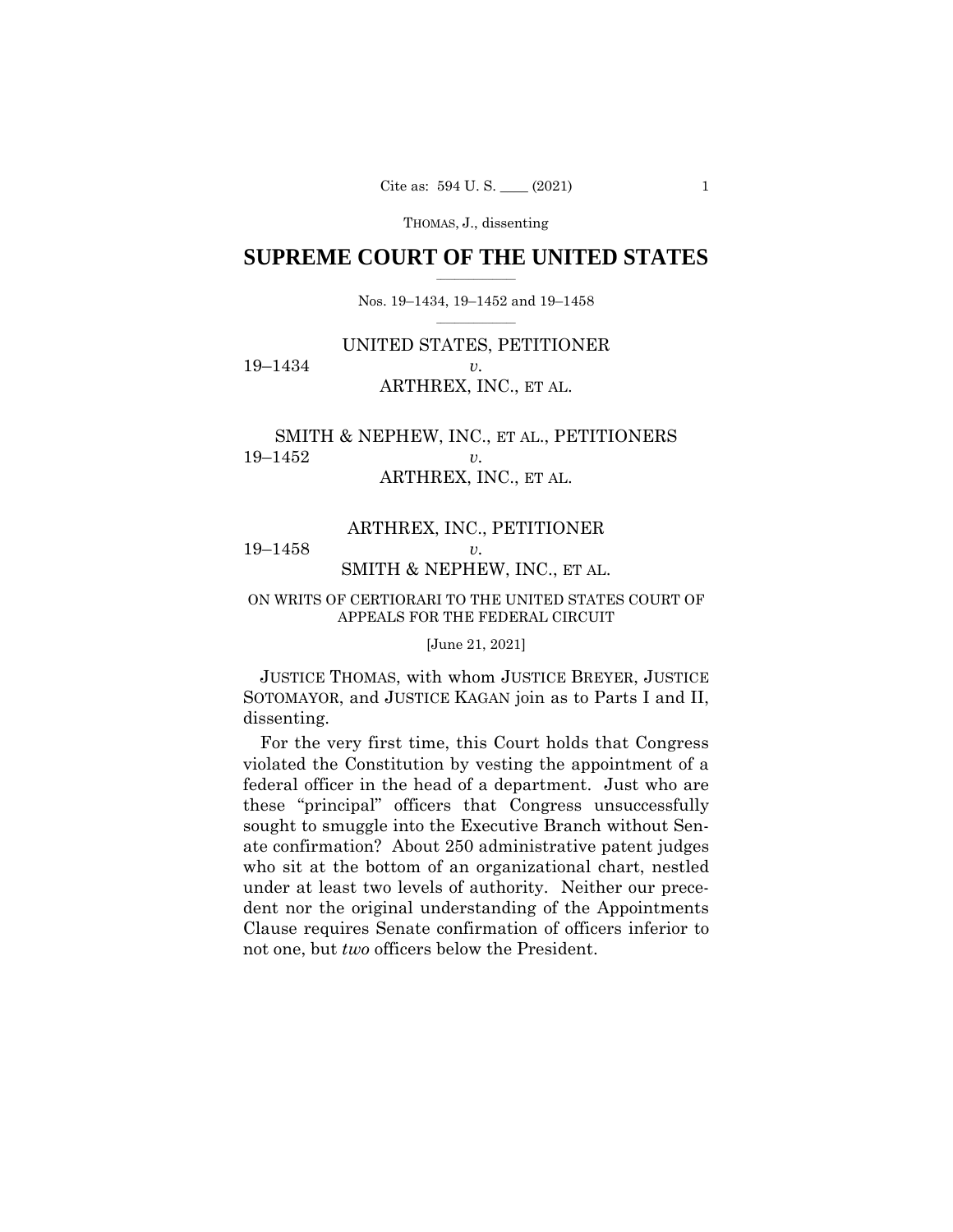**SUPREME COURT OF THE UNITED STATES**

Nos. 19–1434, 19–1452 and 19–1458

UNITED STATES, PETITIONER

19–1434 *v.*

ARTHREX, INC., ET AL.

SMITH & NEPHEW, INC., ET AL., PETITIONERS

19–1452 *v.*

ARTHREX, INC., ET AL.

ARTHREX, INC., PETITIONER

19–1458 *v.*

SMITH & NEPHEW, INC., ET AL.

ON WRITS OF CERTIORARI TO THE UNITED STATES COURT OF APPEALS FOR THE FEDERAL CIRCUIT

[June 21, 2021]

JUSTICE THOMAS, with whom JUSTICE BREYER, JUSTICE SOTOMAYOR, and JUSTICE KAGAN join as to Parts I and II, dissenting.

For the very first time, this Court holds that Congress violated the Constitution by vesting the appointment of a federal officer in the head of a department. Just who are these "principal" officers that Congress unsuccessfully sought to smuggle into the Executive Branch without Senate confirmation? About 250 administrative patent judges who sit at the bottom of an organizational chart, nestled under at least two levels of authority. Neither our precedent nor the original understanding of the Appointments Clause requires Senate confirmation of officers inferior to not one, but *two* officers below the President.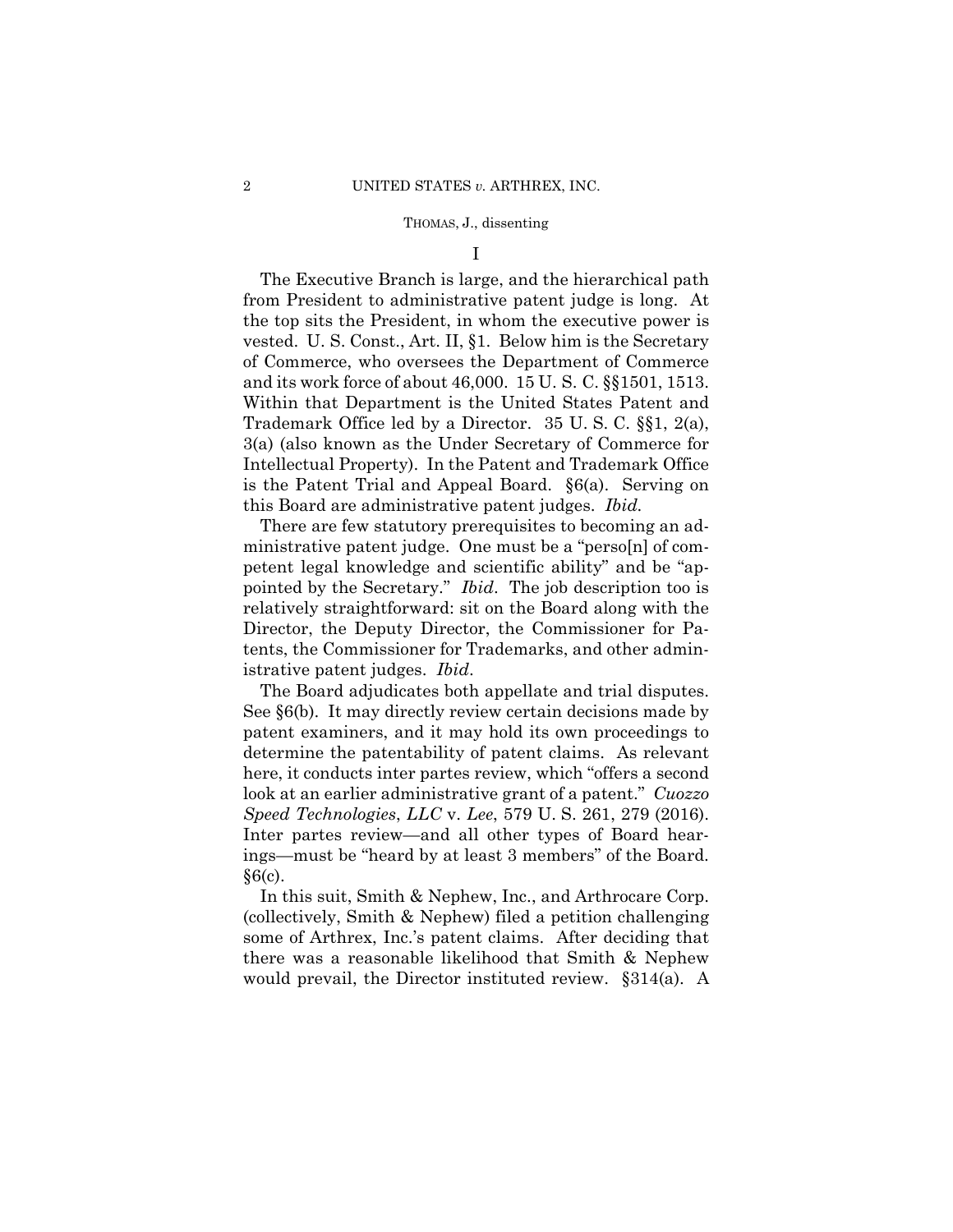I

The Executive Branch is large, and the hierarchical path from President to administrative patent judge is long. At the top sits the President, in whom the executive power is vested. U. S. Const., Art. II, §1. Below him is the Secretary of Commerce, who oversees the Department of Commerce and its work force of about 46,000. 15 U. S. C. §§1501, 1513. Within that Department is the United States Patent and Trademark Office led by a Director. 35 U. S. C. §§1, 2(a), 3(a) (also known as the Under Secretary of Commerce for Intellectual Property). In the Patent and Trademark Office is the Patent Trial and Appeal Board. §6(a). Serving on this Board are administrative patent judges. *Ibid.*

There are few statutory prerequisites to becoming an administrative patent judge. One must be a "perso[n] of competent legal knowledge and scientific ability" and be "appointed by the Secretary." *Ibid*. The job description too is relatively straightforward: sit on the Board along with the Director, the Deputy Director, the Commissioner for Patents, the Commissioner for Trademarks, and other administrative patent judges. *Ibid*.

The Board adjudicates both appellate and trial disputes. See §6(b). It may directly review certain decisions made by patent examiners, and it may hold its own proceedings to determine the patentability of patent claims. As relevant here, it conducts inter partes review, which "offers a second look at an earlier administrative grant of a patent." *Cuozzo Speed Technologies*, *LLC* v. *Lee*, 579 U. S. 261, 279 (2016). Inter partes review—and all other types of Board hearings—must be "heard by at least 3 members" of the Board. §6(c).

In this suit, Smith & Nephew, Inc., and Arthrocare Corp. (collectively, Smith & Nephew) filed a petition challenging some of Arthrex, Inc.'s patent claims. After deciding that there was a reasonable likelihood that Smith & Nephew would prevail, the Director instituted review. §314(a). A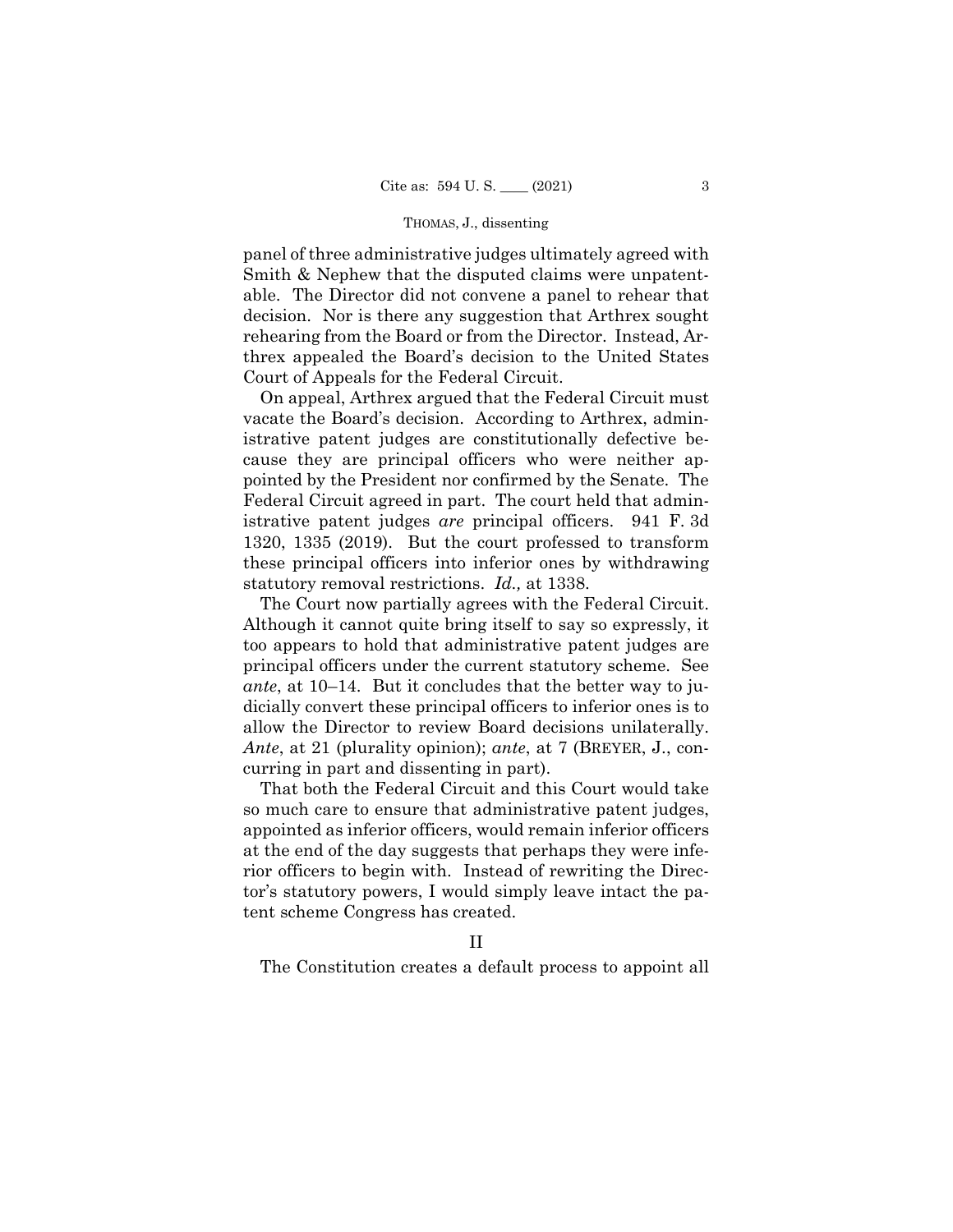panel of three administrative judges ultimately agreed with Smith & Nephew that the disputed claims were unpatentable. The Director did not convene a panel to rehear that decision. Nor is there any suggestion that Arthrex sought rehearing from the Board or from the Director. Instead, Arthrex appealed the Board's decision to the United States Court of Appeals for the Federal Circuit.

On appeal, Arthrex argued that the Federal Circuit must vacate the Board's decision. According to Arthrex, administrative patent judges are constitutionally defective because they are principal officers who were neither appointed by the President nor confirmed by the Senate. The Federal Circuit agreed in part. The court held that administrative patent judges *are* principal officers. 941 F. 3d 1320, 1335 (2019). But the court professed to transform these principal officers into inferior ones by withdrawing statutory removal restrictions. *Id.,* at 1338.

The Court now partially agrees with the Federal Circuit. Although it cannot quite bring itself to say so expressly, it too appears to hold that administrative patent judges are principal officers under the current statutory scheme. See *ante*, at 10–14. But it concludes that the better way to judicially convert these principal officers to inferior ones is to allow the Director to review Board decisions unilaterally. *Ante*, at 21 (plurality opinion); *ante*, at 7 (BREYER, J., concurring in part and dissenting in part).

That both the Federal Circuit and this Court would take so much care to ensure that administrative patent judges, appointed as inferior officers, would remain inferior officers at the end of the day suggests that perhaps they were inferior officers to begin with. Instead of rewriting the Director's statutory powers, I would simply leave intact the patent scheme Congress has created.

## II

The Constitution creates a default process to appoint all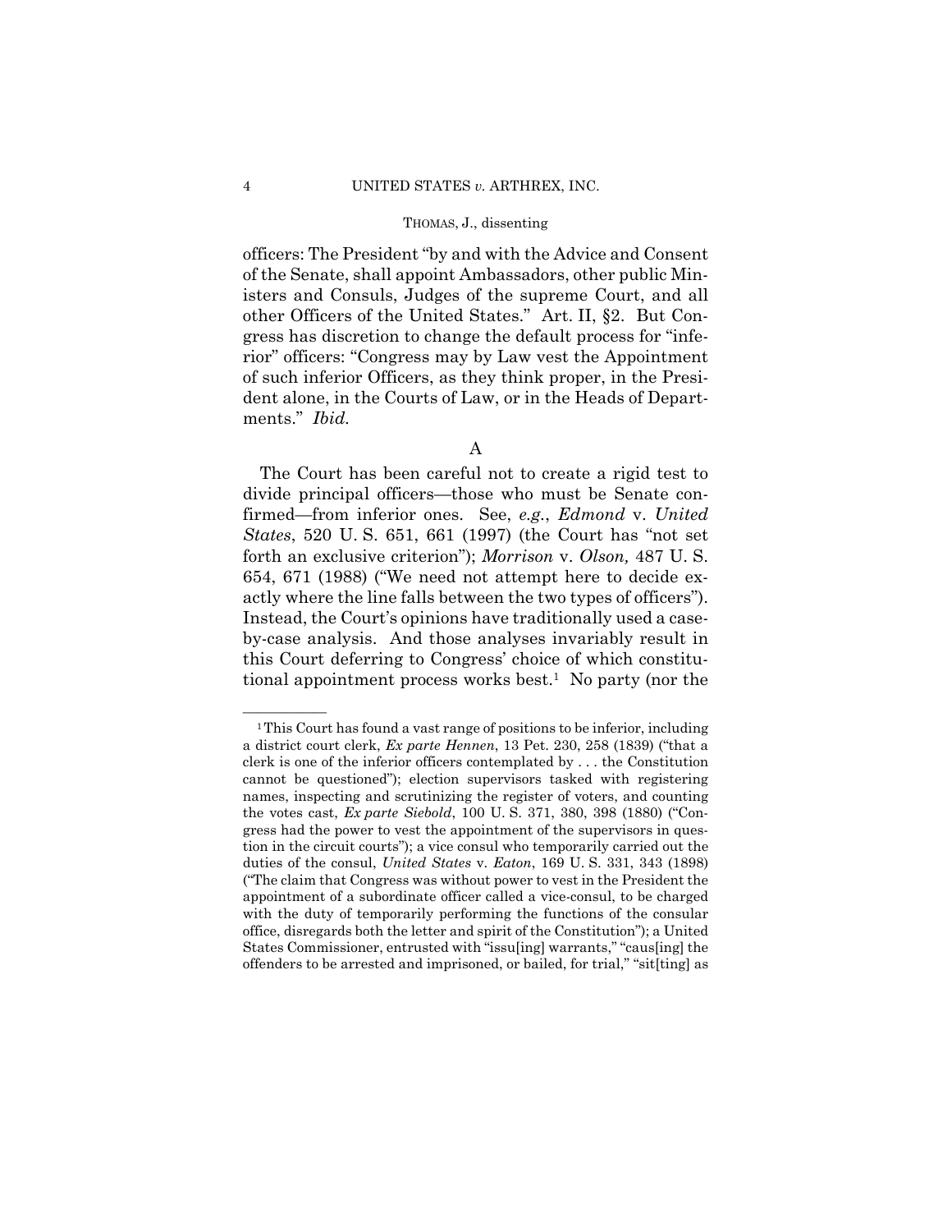officers: The President "by and with the Advice and Consent of the Senate, shall appoint Ambassadors, other public Ministers and Consuls, Judges of the supreme Court, and all other Officers of the United States." Art. II, §2. But Congress has discretion to change the default process for "inferior" officers: "Congress may by Law vest the Appointment of such inferior Officers, as they think proper, in the President alone, in the Courts of Law, or in the Heads of Departments." *Ibid.*

A

The Court has been careful not to create a rigid test to divide principal officers—those who must be Senate confirmed—from inferior ones. See, *e.g.*, *Edmond* v. *United States*, 520 U. S. 651, 661 (1997) (the Court has "not set forth an exclusive criterion"); *Morrison* v. *Olson,* 487 U. S. 654, 671 (1988) ("We need not attempt here to decide exactly where the line falls between the two types of officers"). Instead, the Court's opinions have traditionally used a case-by-case analysis. And those analyses invariably result in this Court deferring to Congress' choice of which constitutional appointment process works best.[1] No party (nor the

---

[1] This Court has found a vast range of positions to be inferior, including a district court clerk, *Ex parte Hennen*, 13 Pet. 230, 258 (1839) ("that a clerk is one of the inferior officers contemplated by . . . the Constitution cannot be questioned"); election supervisors tasked with registering names, inspecting and scrutinizing the register of voters, and counting the votes cast, *Ex parte Siebold*, 100 U. S. 371, 380, 398 (1880) ("Congress had the power to vest the appointment of the supervisors in question in the circuit courts"); a vice consul who temporarily carried out the duties of the consul, *United States* v. *Eaton*, 169 U. S. 331, 343 (1898) ("The claim that Congress was without power to vest in the President the appointment of a subordinate officer called a vice-consul, to be charged with the duty of temporarily performing the functions of the consular office, disregards both the letter and spirit of the Constitution"); a United States Commissioner, entrusted with "issu[ing] warrants," "caus[ing] the offenders to be arrested and imprisoned, or bailed, for trial," "sit[ting] as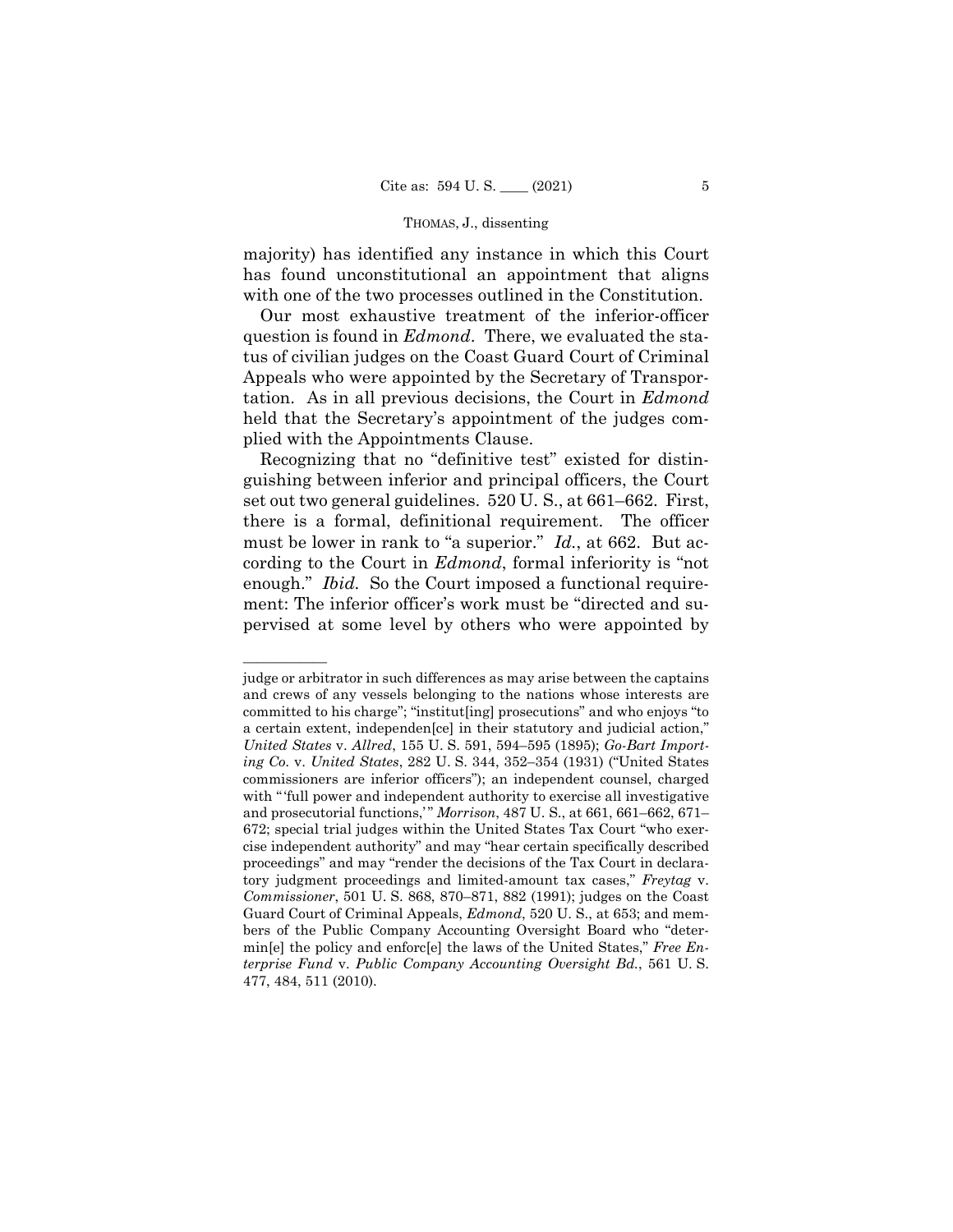majority) has identified any instance in which this Court has found unconstitutional an appointment that aligns with one of the two processes outlined in the Constitution.

Our most exhaustive treatment of the inferior-officer question is found in *Edmond*. There, we evaluated the status of civilian judges on the Coast Guard Court of Criminal Appeals who were appointed by the Secretary of Transportation. As in all previous decisions, the Court in *Edmond* held that the Secretary's appointment of the judges complied with the Appointments Clause.

Recognizing that no "definitive test" existed for distinguishing between inferior and principal officers, the Court set out two general guidelines. 520 U. S., at 661–662. First, there is a formal, definitional requirement. The officer must be lower in rank to "a superior." *Id.*, at 662. But according to the Court in *Edmond*, formal inferiority is "not enough." *Ibid.* So the Court imposed a functional requirement: The inferior officer's work must be "directed and supervised at some level by others who were appointed by

---

judge or arbitrator in such differences as may arise between the captains and crews of any vessels belonging to the nations whose interests are committed to his charge"; "institut[ing] prosecutions" and who enjoys "to a certain extent, independen[ce] in their statutory and judicial action," *United States* v. *Allred*, 155 U. S. 591, 594–595 (1895); *Go-Bart Importing Co.* v. *United States*, 282 U. S. 344, 352–354 (1931) ("United States commissioners are inferior officers"); an independent counsel, charged with "'full power and independent authority to exercise all investigative and prosecutorial functions,'" *Morrison*, 487 U. S., at 661, 661–662, 671–672; special trial judges within the United States Tax Court "who exercise independent authority" and may "hear certain specifically described proceedings" and may "render the decisions of the Tax Court in declaratory judgment proceedings and limited-amount tax cases," *Freytag* v. *Commissioner*, 501 U. S. 868, 870–871, 882 (1991); judges on the Coast Guard Court of Criminal Appeals, *Edmond*, 520 U. S., at 653; and members of the Public Company Accounting Oversight Board who "determin[e] the policy and enforc[e] the laws of the United States," *Free Enterprise Fund* v. *Public Company Accounting Oversight Bd.*, 561 U. S. 477, 484, 511 (2010).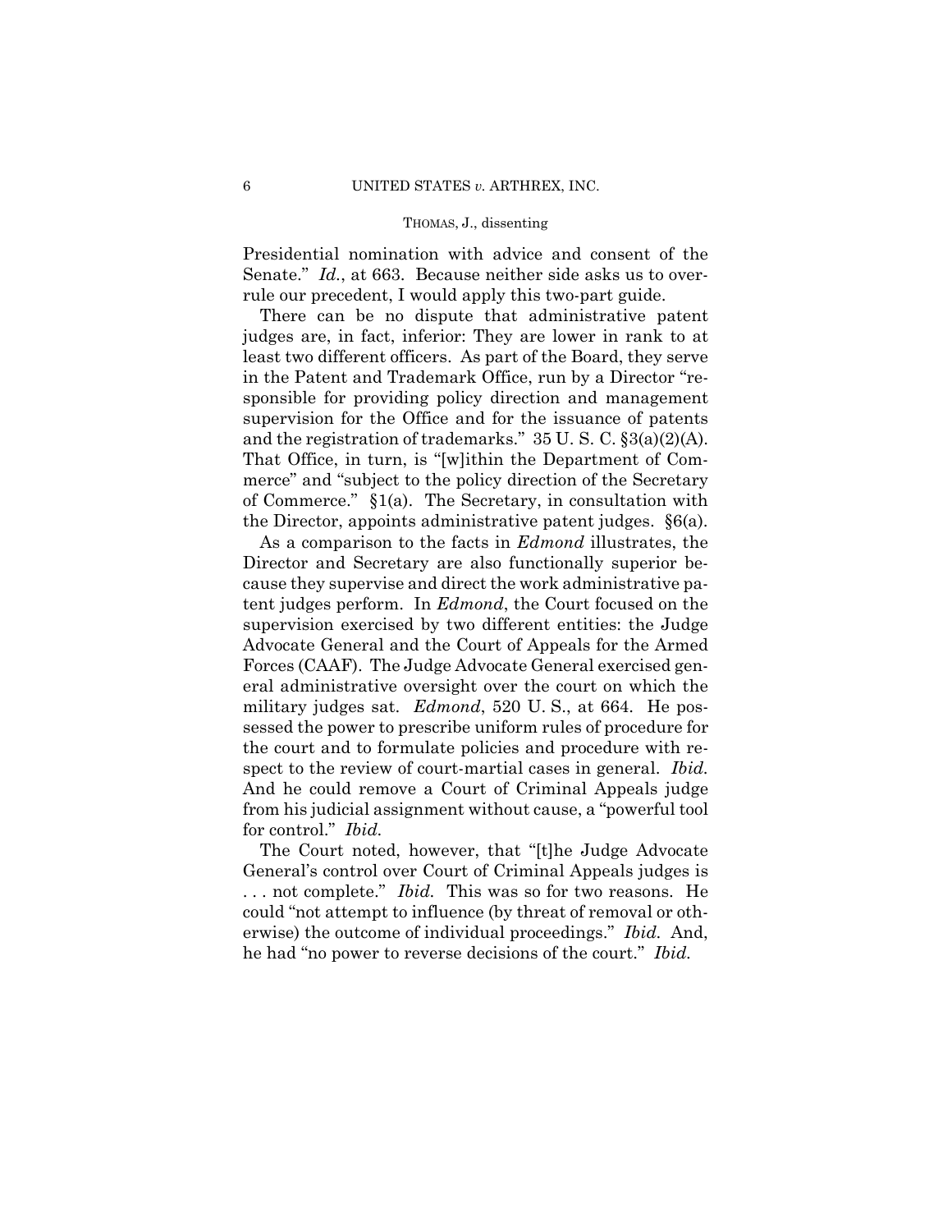Presidential nomination with advice and consent of the Senate." *Id.*, at 663. Because neither side asks us to overrule our precedent, I would apply this two-part guide.

There can be no dispute that administrative patent judges are, in fact, inferior: They are lower in rank to at least two different officers. As part of the Board, they serve in the Patent and Trademark Office, run by a Director "responsible for providing policy direction and management supervision for the Office and for the issuance of patents and the registration of trademarks." 35 U. S. C. §3(a)(2)(A). That Office, in turn, is "[w]ithin the Department of Commerce" and "subject to the policy direction of the Secretary of Commerce." §1(a). The Secretary, in consultation with the Director, appoints administrative patent judges. §6(a).

As a comparison to the facts in *Edmond* illustrates, the Director and Secretary are also functionally superior because they supervise and direct the work administrative patent judges perform. In *Edmond*, the Court focused on the supervision exercised by two different entities: the Judge Advocate General and the Court of Appeals for the Armed Forces (CAAF). The Judge Advocate General exercised general administrative oversight over the court on which the military judges sat. *Edmond*, 520 U. S., at 664. He possessed the power to prescribe uniform rules of procedure for the court and to formulate policies and procedure with respect to the review of court-martial cases in general. *Ibid.* And he could remove a Court of Criminal Appeals judge from his judicial assignment without cause, a "powerful tool for control." *Ibid.*

The Court noted, however, that "[t]he Judge Advocate General's control over Court of Criminal Appeals judges is . . . not complete." *Ibid.* This was so for two reasons. He could "not attempt to influence (by threat of removal or otherwise) the outcome of individual proceedings." *Ibid.* And, he had "no power to reverse decisions of the court." *Ibid.*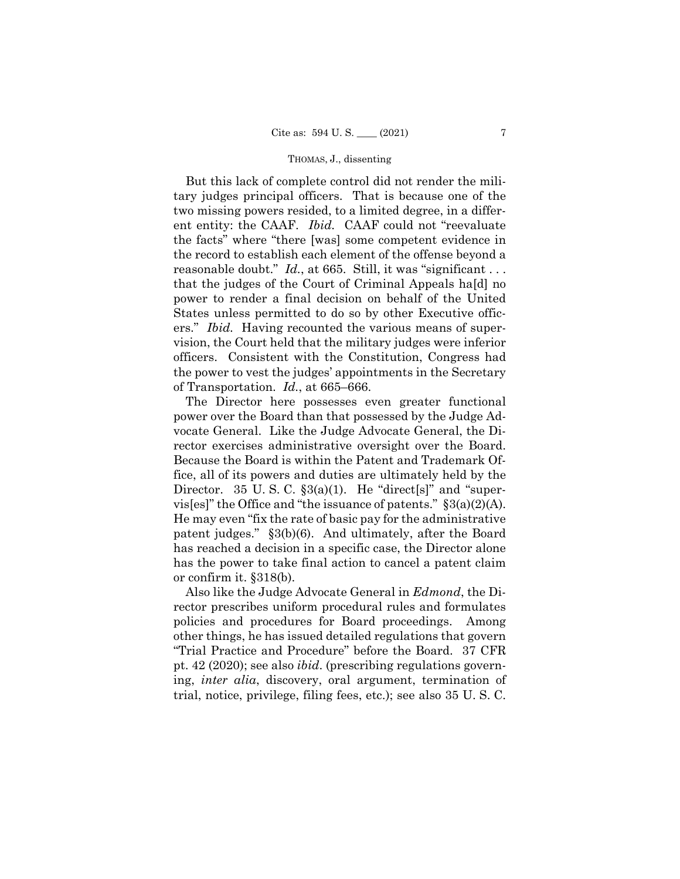But this lack of complete control did not render the military judges principal officers. That is because one of the two missing powers resided, to a limited degree, in a different entity: the CAAF. *Ibid.* CAAF could not "reevaluate the facts" where "there [was] some competent evidence in the record to establish each element of the offense beyond a reasonable doubt." *Id.*, at 665. Still, it was "significant . . . that the judges of the Court of Criminal Appeals ha[d] no power to render a final decision on behalf of the United States unless permitted to do so by other Executive officers." *Ibid.* Having recounted the various means of supervision, the Court held that the military judges were inferior officers. Consistent with the Constitution, Congress had the power to vest the judges' appointments in the Secretary of Transportation. *Id.*, at 665–666.

The Director here possesses even greater functional power over the Board than that possessed by the Judge Advocate General. Like the Judge Advocate General, the Director exercises administrative oversight over the Board. Because the Board is within the Patent and Trademark Office, all of its powers and duties are ultimately held by the Director. 35 U. S. C. §3(a)(1). He "direct[s]" and "supervis[es]" the Office and "the issuance of patents." §3(a)(2)(A). He may even "fix the rate of basic pay for the administrative patent judges." §3(b)(6). And ultimately, after the Board has reached a decision in a specific case, the Director alone has the power to take final action to cancel a patent claim or confirm it. §318(b).

Also like the Judge Advocate General in *Edmond*, the Director prescribes uniform procedural rules and formulates policies and procedures for Board proceedings. Among other things, he has issued detailed regulations that govern "Trial Practice and Procedure" before the Board. 37 CFR pt. 42 (2020); see also *ibid.* (prescribing regulations governing, *inter alia*, discovery, oral argument, termination of trial, notice, privilege, filing fees, etc.); see also 35 U. S. C.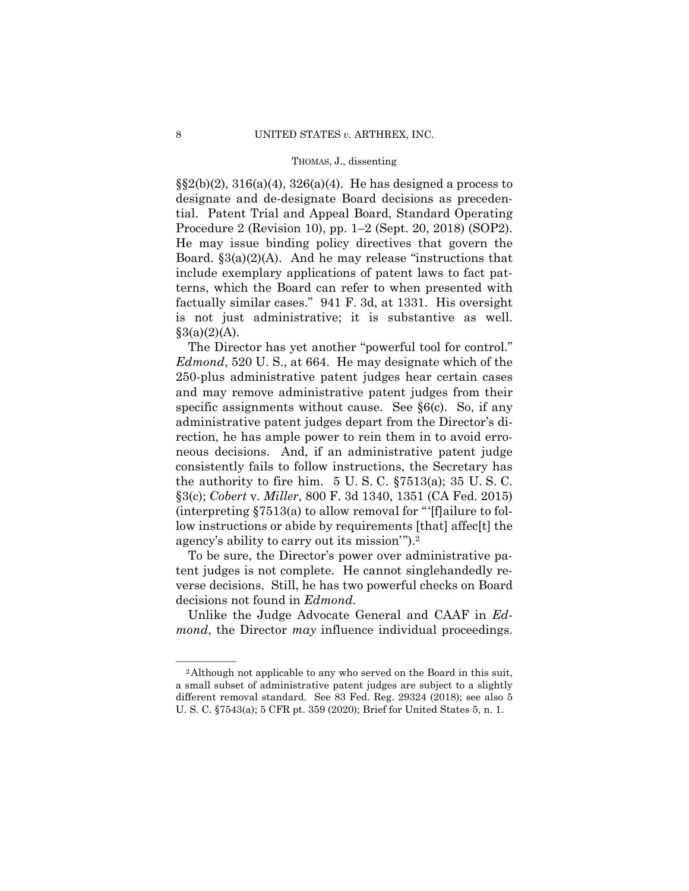§§2(b)(2), 316(a)(4), 326(a)(4). He has designed a process to designate and de-designate Board decisions as precedential. Patent Trial and Appeal Board, Standard Operating Procedure 2 (Revision 10), pp. 1–2 (Sept. 20, 2018) (SOP2). He may issue binding policy directives that govern the Board. §3(a)(2)(A). And he may release "instructions that include exemplary applications of patent laws to fact patterns, which the Board can refer to when presented with factually similar cases." 941 F. 3d, at 1331. His oversight is not just administrative; it is substantive as well. §3(a)(2)(A).

The Director has yet another "powerful tool for control." *Edmond*, 520 U. S., at 664. He may designate which of the 250-plus administrative patent judges hear certain cases and may remove administrative patent judges from their specific assignments without cause. See §6(c). So, if any administrative patent judges depart from the Director's direction, he has ample power to rein them in to avoid erroneous decisions. And, if an administrative patent judge consistently fails to follow instructions, the Secretary has the authority to fire him. 5 U. S. C. §7513(a); 35 U. S. C. §3(c); *Cobert* v. *Miller*, 800 F. 3d 1340, 1351 (CA Fed. 2015) (interpreting §7513(a) to allow removal for "'[f]ailure to follow instructions or abide by requirements [that] affec[t] the agency's ability to carry out its mission'").[2]

To be sure, the Director's power over administrative patent judges is not complete. He cannot singlehandedly reverse decisions. Still, he has two powerful checks on Board decisions not found in *Edmond*.

Unlike the Judge Advocate General and CAAF in *Edmond*, the Director *may* influence individual proceedings.

---

[2] Although not applicable to any who served on the Board in this suit, a small subset of administrative patent judges are subject to a slightly different removal standard. See 83 Fed. Reg. 29324 (2018); see also 5 U. S. C. §7543(a); 5 CFR pt. 359 (2020); Brief for United States 5, n. 1.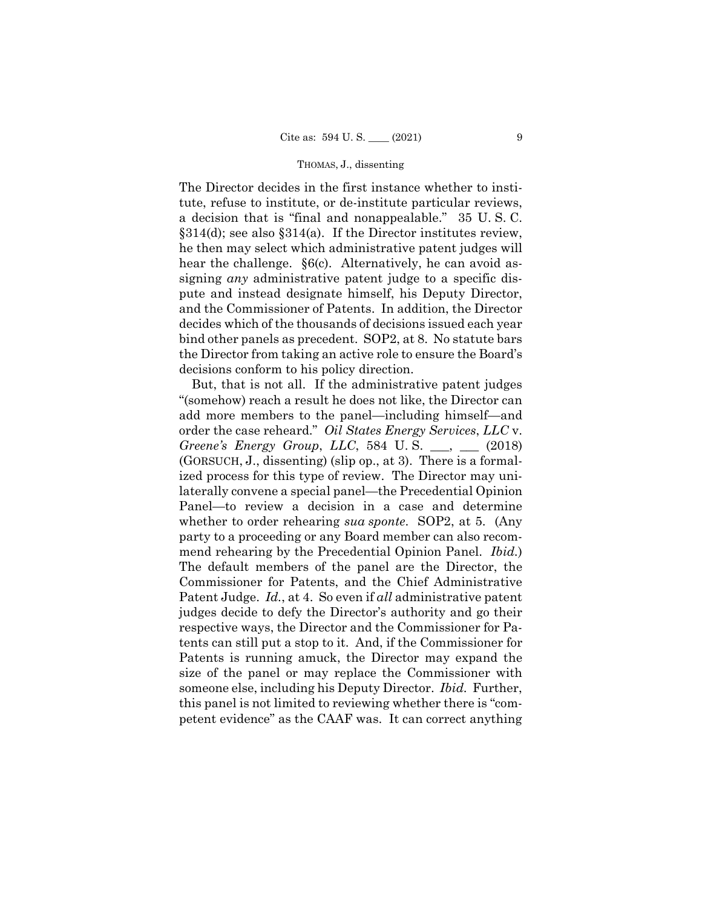The Director decides in the first instance whether to institute, refuse to institute, or de-institute particular reviews, a decision that is "final and nonappealable." 35 U. S. C. §314(d); see also §314(a). If the Director institutes review, he then may select which administrative patent judges will hear the challenge. §6(c). Alternatively, he can avoid assigning *any* administrative patent judge to a specific dispute and instead designate himself, his Deputy Director, and the Commissioner of Patents. In addition, the Director decides which of the thousands of decisions issued each year bind other panels as precedent. SOP2, at 8. No statute bars the Director from taking an active role to ensure the Board's decisions conform to his policy direction.

But, that is not all. If the administrative patent judges "(somehow) reach a result he does not like, the Director can add more members to the panel—including himself—and order the case reheard." *Oil States Energy Services*, *LLC* v. *Greene's Energy Group*, *LLC*, 584 U. S. \_\_\_, \_\_\_ (2018) (GORSUCH, J., dissenting) (slip op., at 3). There is a formalized process for this type of review. The Director may unilaterally convene a special panel—the Precedential Opinion Panel—to review a decision in a case and determine whether to order rehearing *sua sponte*. SOP2, at 5. (Any party to a proceeding or any Board member can also recommend rehearing by the Precedential Opinion Panel. *Ibid.*) The default members of the panel are the Director, the Commissioner for Patents, and the Chief Administrative Patent Judge. *Id.*, at 4. So even if *all* administrative patent judges decide to defy the Director's authority and go their respective ways, the Director and the Commissioner for Patents can still put a stop to it. And, if the Commissioner for Patents is running amuck, the Director may expand the size of the panel or may replace the Commissioner with someone else, including his Deputy Director. *Ibid.* Further, this panel is not limited to reviewing whether there is "competent evidence" as the CAAF was. It can correct anything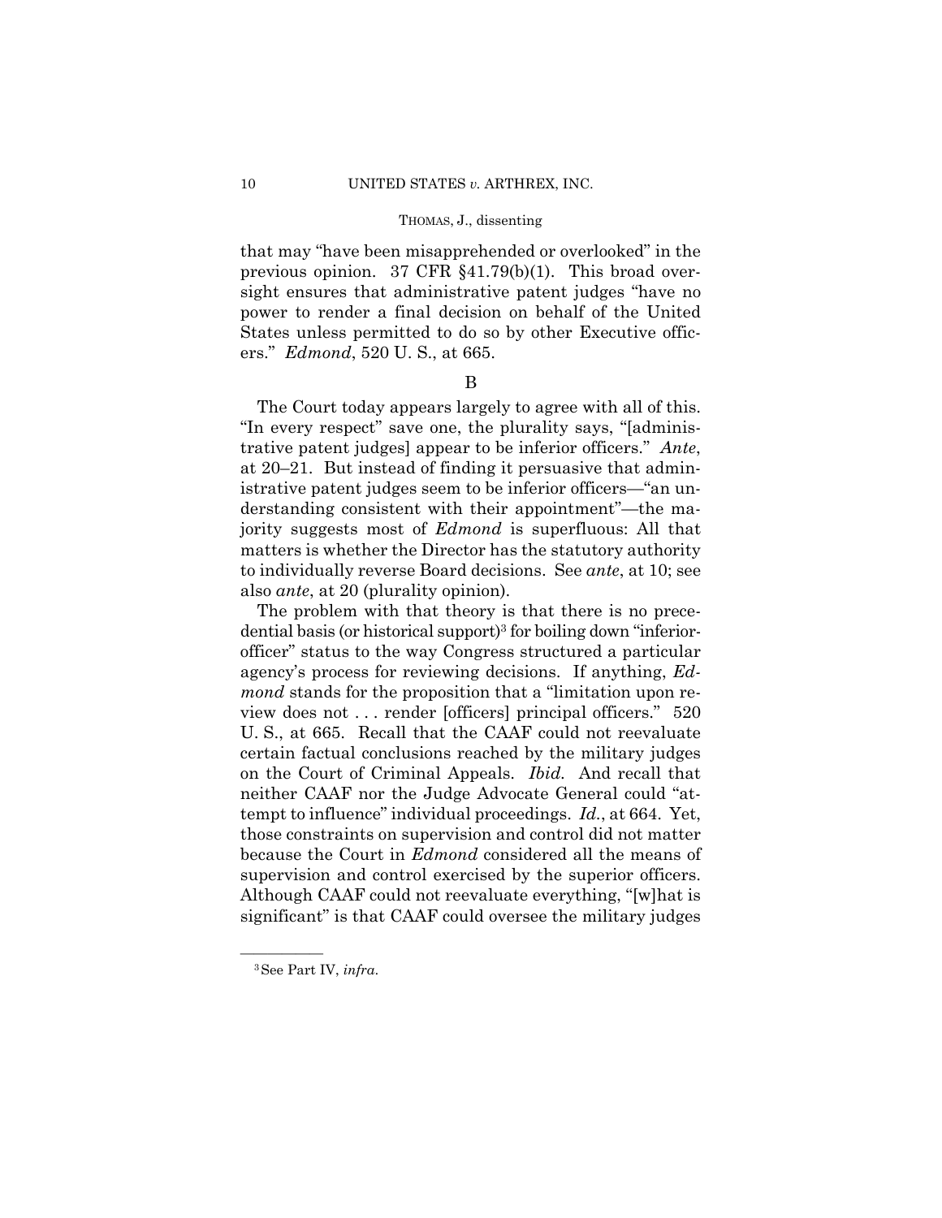that may "have been misapprehended or overlooked" in the previous opinion. 37 CFR §41.79(b)(1). This broad oversight ensures that administrative patent judges "have no power to render a final decision on behalf of the United States unless permitted to do so by other Executive officers." *Edmond*, 520 U. S., at 665.

B

The Court today appears largely to agree with all of this. "In every respect" save one, the plurality says, "[administrative patent judges] appear to be inferior officers." *Ante*, at 20–21. But instead of finding it persuasive that administrative patent judges seem to be inferior officers—"an understanding consistent with their appointment"—the majority suggests most of *Edmond* is superfluous: All that matters is whether the Director has the statutory authority to individually reverse Board decisions. See *ante*, at 10; see also *ante*, at 20 (plurality opinion).

The problem with that theory is that there is no precedential basis (or historical support)[3] for boiling down "inferior-officer" status to the way Congress structured a particular agency's process for reviewing decisions. If anything, *Edmond* stands for the proposition that a "limitation upon review does not . . . render [officers] principal officers." 520 U. S., at 665. Recall that the CAAF could not reevaluate certain factual conclusions reached by the military judges on the Court of Criminal Appeals. *Ibid.* And recall that neither CAAF nor the Judge Advocate General could "attempt to influence" individual proceedings. *Id.*, at 664. Yet, those constraints on supervision and control did not matter because the Court in *Edmond* considered all the means of supervision and control exercised by the superior officers. Although CAAF could not reevaluate everything, "[w]hat is significant" is that CAAF could oversee the military judges

---

[3] See Part IV, *infra*.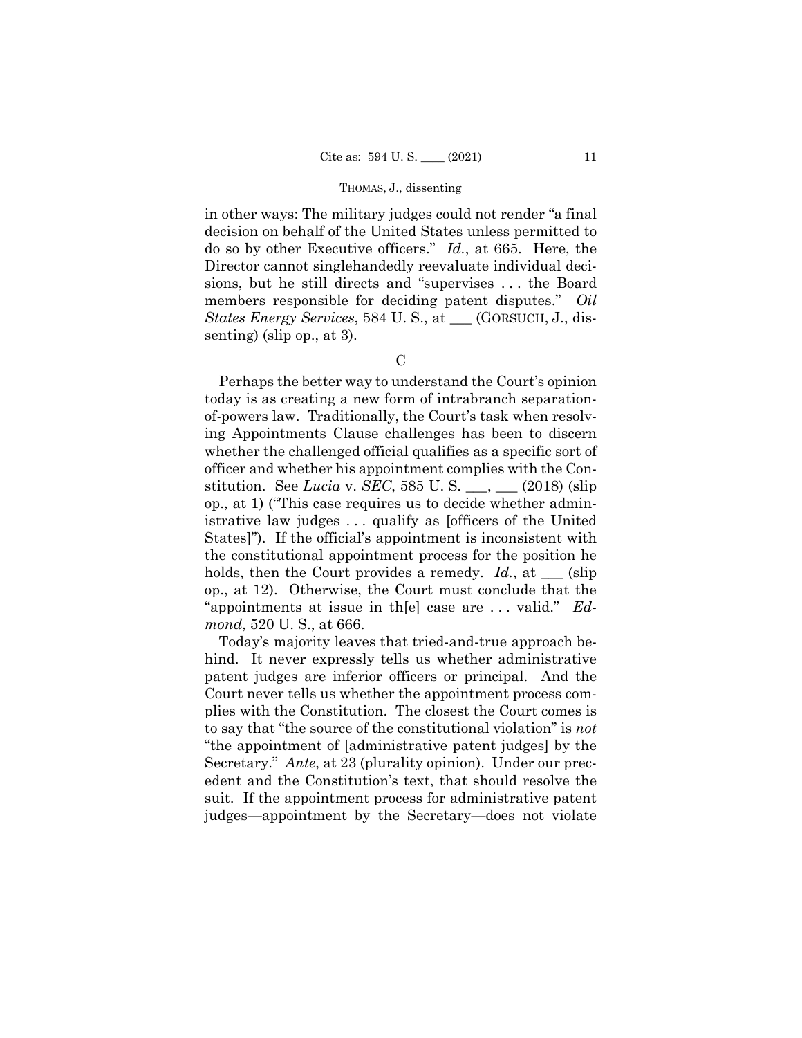in other ways: The military judges could not render "a final decision on behalf of the United States unless permitted to do so by other Executive officers." *Id.*, at 665. Here, the Director cannot singlehandedly reevaluate individual decisions, but he still directs and "supervises . . . the Board members responsible for deciding patent disputes." *Oil States Energy Services*, 584 U. S., at ___ (GORSUCH, J., dissenting) (slip op., at 3).

C

Perhaps the better way to understand the Court's opinion today is as creating a new form of intrabranch separation-of-powers law. Traditionally, the Court's task when resolving Appointments Clause challenges has been to discern whether the challenged official qualifies as a specific sort of officer and whether his appointment complies with the Constitution. See *Lucia* v. *SEC*, 585 U. S. ___, ___ (2018) (slip op., at 1) ("This case requires us to decide whether administrative law judges . . . qualify as [officers of the United States]"). If the official's appointment is inconsistent with the constitutional appointment process for the position he holds, then the Court provides a remedy. *Id.*, at ___ (slip op., at 12). Otherwise, the Court must conclude that the "appointments at issue in th[e] case are . . . valid." *Edmond*, 520 U. S., at 666.

Today's majority leaves that tried-and-true approach behind. It never expressly tells us whether administrative patent judges are inferior officers or principal. And the Court never tells us whether the appointment process complies with the Constitution. The closest the Court comes is to say that "the source of the constitutional violation" is *not* "the appointment of [administrative patent judges] by the Secretary." *Ante*, at 23 (plurality opinion). Under our precedent and the Constitution's text, that should resolve the suit. If the appointment process for administrative patent judges—appointment by the Secretary—does not violate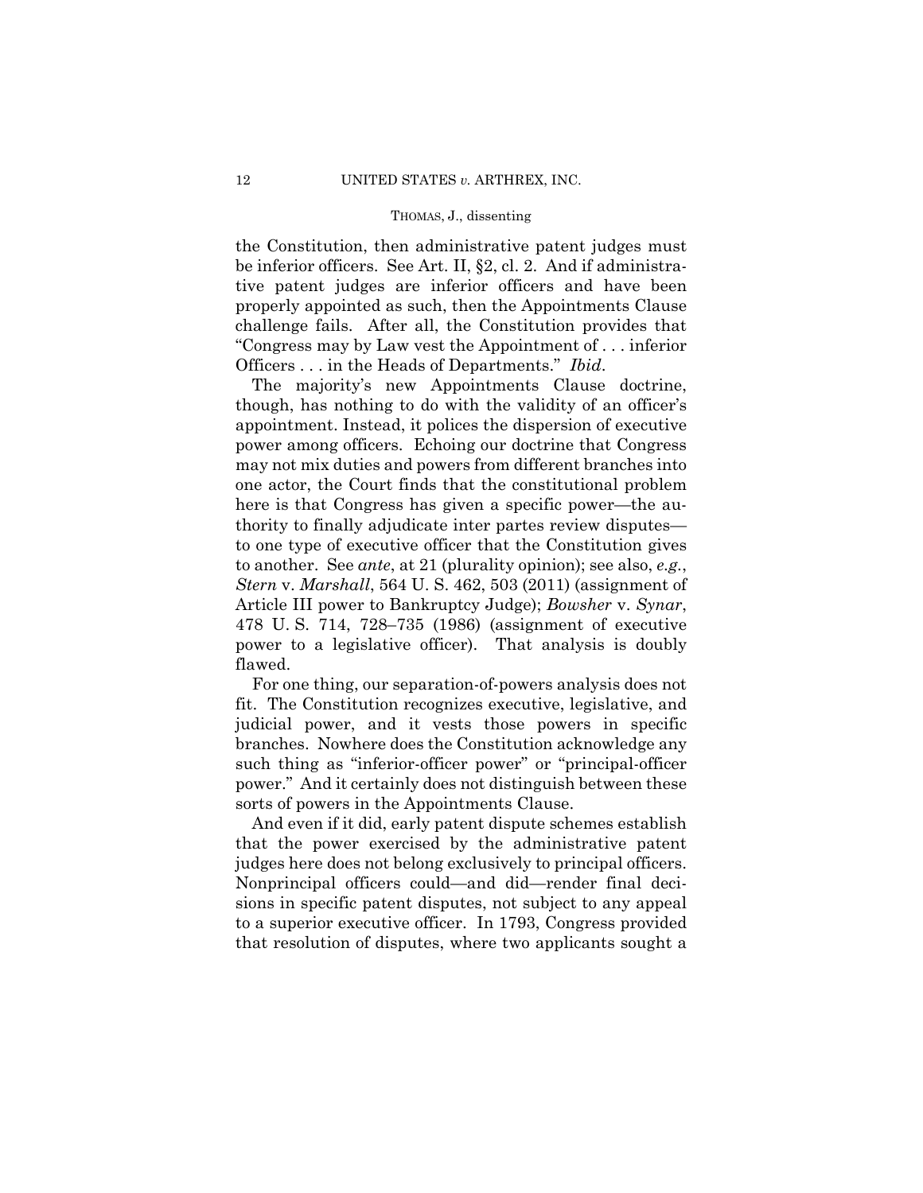the Constitution, then administrative patent judges must be inferior officers. See Art. II, §2, cl. 2. And if administrative patent judges are inferior officers and have been properly appointed as such, then the Appointments Clause challenge fails. After all, the Constitution provides that "Congress may by Law vest the Appointment of . . . inferior Officers . . . in the Heads of Departments." *Ibid*.

The majority's new Appointments Clause doctrine, though, has nothing to do with the validity of an officer's appointment. Instead, it polices the dispersion of executive power among officers. Echoing our doctrine that Congress may not mix duties and powers from different branches into one actor, the Court finds that the constitutional problem here is that Congress has given a specific power—the authority to finally adjudicate inter partes review disputes—to one type of executive officer that the Constitution gives to another. See *ante*, at 21 (plurality opinion); see also, *e.g.*, *Stern* v. *Marshall*, 564 U. S. 462, 503 (2011) (assignment of Article III power to Bankruptcy Judge); *Bowsher* v. *Synar*, 478 U. S. 714, 728–735 (1986) (assignment of executive power to a legislative officer). That analysis is doubly flawed.

For one thing, our separation-of-powers analysis does not fit. The Constitution recognizes executive, legislative, and judicial power, and it vests those powers in specific branches. Nowhere does the Constitution acknowledge any such thing as "inferior-officer power" or "principal-officer power." And it certainly does not distinguish between these sorts of powers in the Appointments Clause.

And even if it did, early patent dispute schemes establish that the power exercised by the administrative patent judges here does not belong exclusively to principal officers. Nonprincipal officers could—and did—render final decisions in specific patent disputes, not subject to any appeal to a superior executive officer. In 1793, Congress provided that resolution of disputes, where two applicants sought a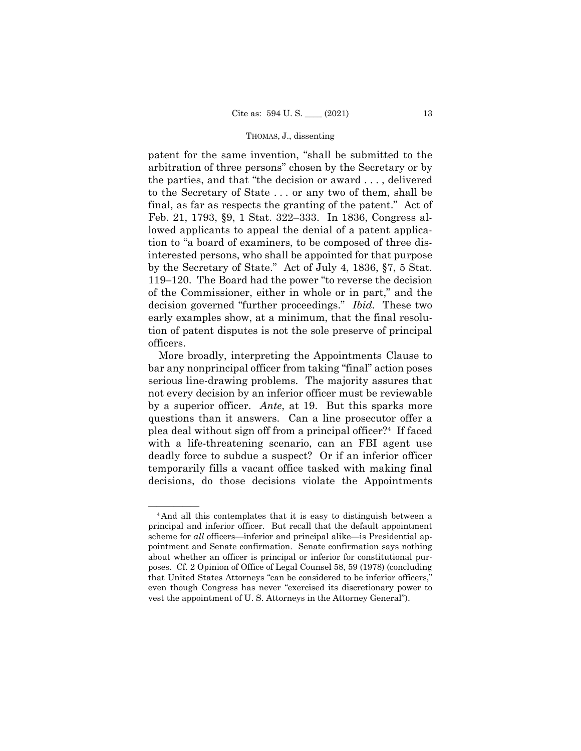patent for the same invention, "shall be submitted to the arbitration of three persons" chosen by the Secretary or by the parties, and that "the decision or award . . . , delivered to the Secretary of State . . . or any two of them, shall be final, as far as respects the granting of the patent." Act of Feb. 21, 1793, §9, 1 Stat. 322–333. In 1836, Congress allowed applicants to appeal the denial of a patent application to "a board of examiners, to be composed of three disinterested persons, who shall be appointed for that purpose by the Secretary of State." Act of July 4, 1836, §7, 5 Stat. 119–120. The Board had the power "to reverse the decision of the Commissioner, either in whole or in part," and the decision governed "further proceedings." *Ibid.* These two early examples show, at a minimum, that the final resolution of patent disputes is not the sole preserve of principal officers.

More broadly, interpreting the Appointments Clause to bar any nonprincipal officer from taking "final" action poses serious line-drawing problems. The majority assures that not every decision by an inferior officer must be reviewable by a superior officer. *Ante*, at 19. But this sparks more questions than it answers. Can a line prosecutor offer a plea deal without sign off from a principal officer?[4] If faced with a life-threatening scenario, can an FBI agent use deadly force to subdue a suspect? Or if an inferior officer temporarily fills a vacant office tasked with making final decisions, do those decisions violate the Appointments

---

[4] And all this contemplates that it is easy to distinguish between a principal and inferior officer. But recall that the default appointment scheme for *all* officers—inferior and principal alike—is Presidential appointment and Senate confirmation. Senate confirmation says nothing about whether an officer is principal or inferior for constitutional purposes. Cf. 2 Opinion of Office of Legal Counsel 58, 59 (1978) (concluding that United States Attorneys "can be considered to be inferior officers," even though Congress has never "exercised its discretionary power to vest the appointment of U. S. Attorneys in the Attorney General").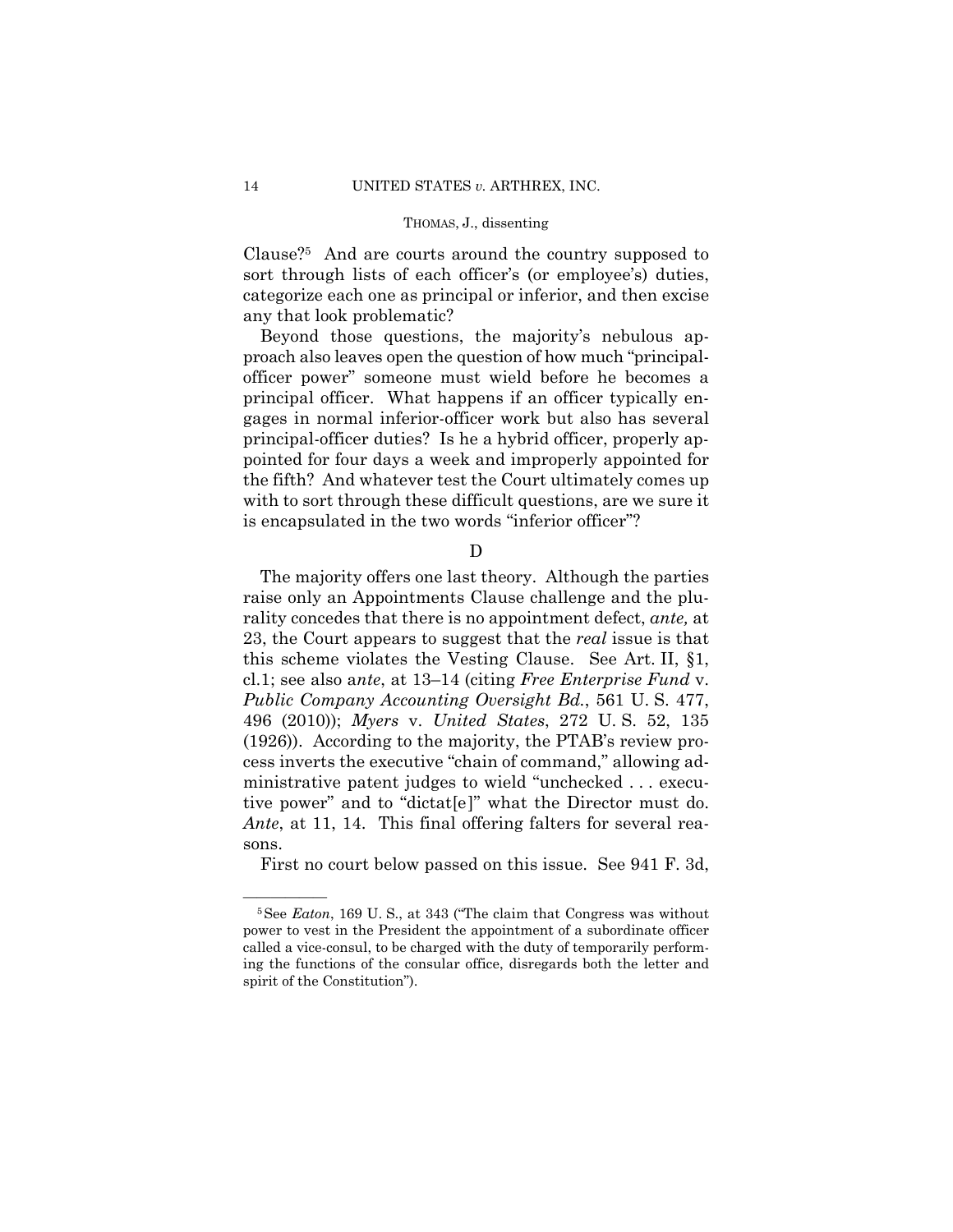Clause?[5] And are courts around the country supposed to sort through lists of each officer's (or employee's) duties, categorize each one as principal or inferior, and then excise any that look problematic?

Beyond those questions, the majority's nebulous approach also leaves open the question of how much "principal-officer power" someone must wield before he becomes a principal officer. What happens if an officer typically engages in normal inferior-officer work but also has several principal-officer duties? Is he a hybrid officer, properly appointed for four days a week and improperly appointed for the fifth? And whatever test the Court ultimately comes up with to sort through these difficult questions, are we sure it is encapsulated in the two words "inferior officer"?

D

The majority offers one last theory. Although the parties raise only an Appointments Clause challenge and the plurality concedes that there is no appointment defect, *ante,* at 23, the Court appears to suggest that the *real* issue is that this scheme violates the Vesting Clause. See Art. II, §1, cl.1; see also a*nte*, at 13–14 (citing *Free Enterprise Fund* v. *Public Company Accounting Oversight Bd.*, 561 U. S. 477, 496 (2010)); *Myers* v. *United States*, 272 U. S. 52, 135 (1926)). According to the majority, the PTAB's review process inverts the executive "chain of command," allowing administrative patent judges to wield "unchecked . . . executive power" and to "dictat[e]" what the Director must do. *Ante*, at 11, 14. This final offering falters for several reasons.

First no court below passed on this issue. See 941 F. 3d,

---

[5] See *Eaton*, 169 U. S., at 343 ("The claim that Congress was without power to vest in the President the appointment of a subordinate officer called a vice-consul, to be charged with the duty of temporarily performing the functions of the consular office, disregards both the letter and spirit of the Constitution").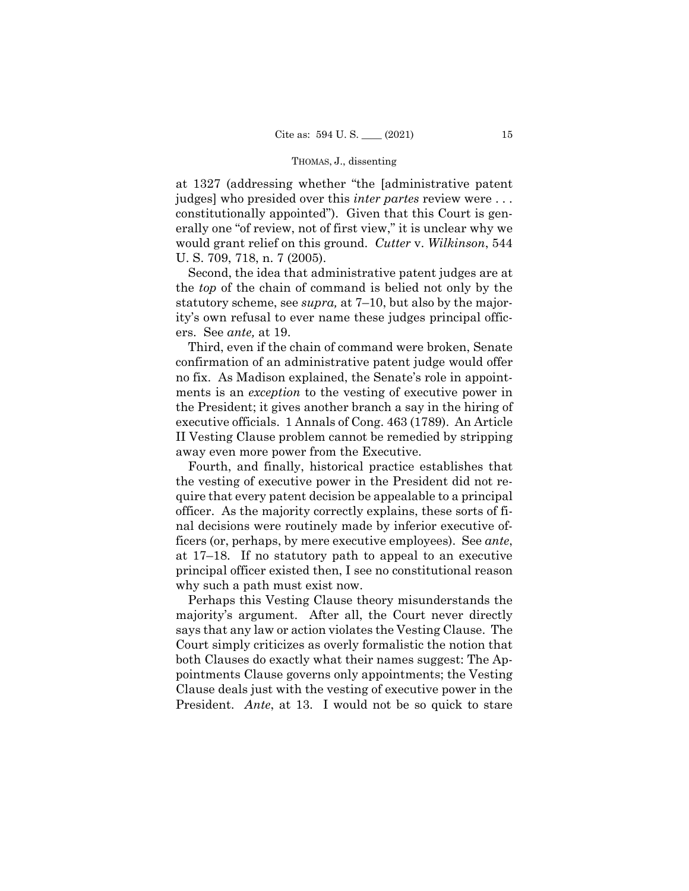at 1327 (addressing whether "the [administrative patent judges] who presided over this *inter partes* review were . . . constitutionally appointed"). Given that this Court is generally one "of review, not of first view," it is unclear why we would grant relief on this ground. *Cutter* v. *Wilkinson*, 544 U. S. 709, 718, n. 7 (2005).

Second, the idea that administrative patent judges are at the *top* of the chain of command is belied not only by the statutory scheme, see *supra,* at 7–10, but also by the majority's own refusal to ever name these judges principal officers. See *ante,* at 19.

Third, even if the chain of command were broken, Senate confirmation of an administrative patent judge would offer no fix. As Madison explained, the Senate's role in appointments is an *exception* to the vesting of executive power in the President; it gives another branch a say in the hiring of executive officials. 1 Annals of Cong. 463 (1789). An Article II Vesting Clause problem cannot be remedied by stripping away even more power from the Executive.

Fourth, and finally, historical practice establishes that the vesting of executive power in the President did not require that every patent decision be appealable to a principal officer. As the majority correctly explains, these sorts of final decisions were routinely made by inferior executive officers (or, perhaps, by mere executive employees). See *ante*, at 17–18. If no statutory path to appeal to an executive principal officer existed then, I see no constitutional reason why such a path must exist now.

Perhaps this Vesting Clause theory misunderstands the majority's argument. After all, the Court never directly says that any law or action violates the Vesting Clause. The Court simply criticizes as overly formalistic the notion that both Clauses do exactly what their names suggest: The Appointments Clause governs only appointments; the Vesting Clause deals just with the vesting of executive power in the President. *Ante*, at 13. I would not be so quick to stare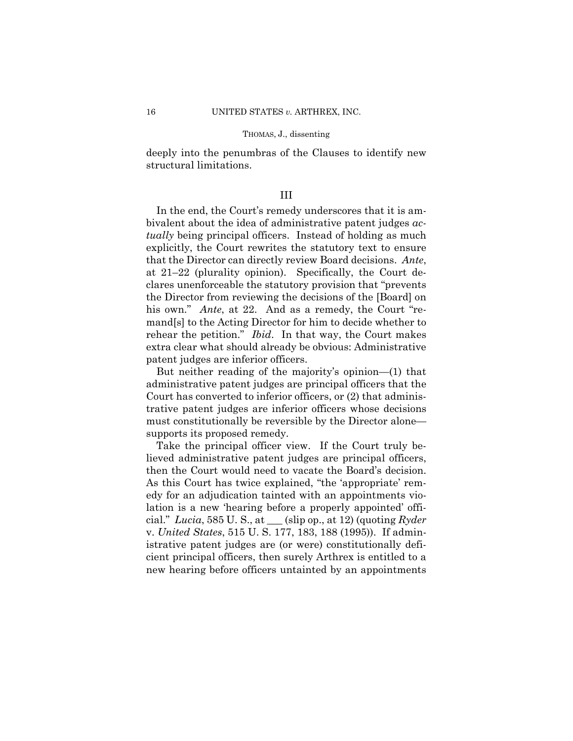deeply into the penumbras of the Clauses to identify new structural limitations.

### III

In the end, the Court's remedy underscores that it is ambivalent about the idea of administrative patent judges *actually* being principal officers. Instead of holding as much explicitly, the Court rewrites the statutory text to ensure that the Director can directly review Board decisions. *Ante*, at 21–22 (plurality opinion). Specifically, the Court declares unenforceable the statutory provision that "prevents the Director from reviewing the decisions of the [Board] on his own." *Ante*, at 22. And as a remedy, the Court "remand[s] to the Acting Director for him to decide whether to rehear the petition." *Ibid*. In that way, the Court makes extra clear what should already be obvious: Administrative patent judges are inferior officers.

But neither reading of the majority's opinion—(1) that administrative patent judges are principal officers that the Court has converted to inferior officers, or (2) that administrative patent judges are inferior officers whose decisions must constitutionally be reversible by the Director alone—supports its proposed remedy.

Take the principal officer view. If the Court truly believed administrative patent judges are principal officers, then the Court would need to vacate the Board's decision. As this Court has twice explained, "the 'appropriate' remedy for an adjudication tainted with an appointments violation is a new 'hearing before a properly appointed' official." *Lucia*, 585 U. S., at ___ (slip op., at 12) (quoting *Ryder* v. *United States*, 515 U. S. 177, 183, 188 (1995)). If administrative patent judges are (or were) constitutionally deficient principal officers, then surely Arthrex is entitled to a new hearing before officers untainted by an appointments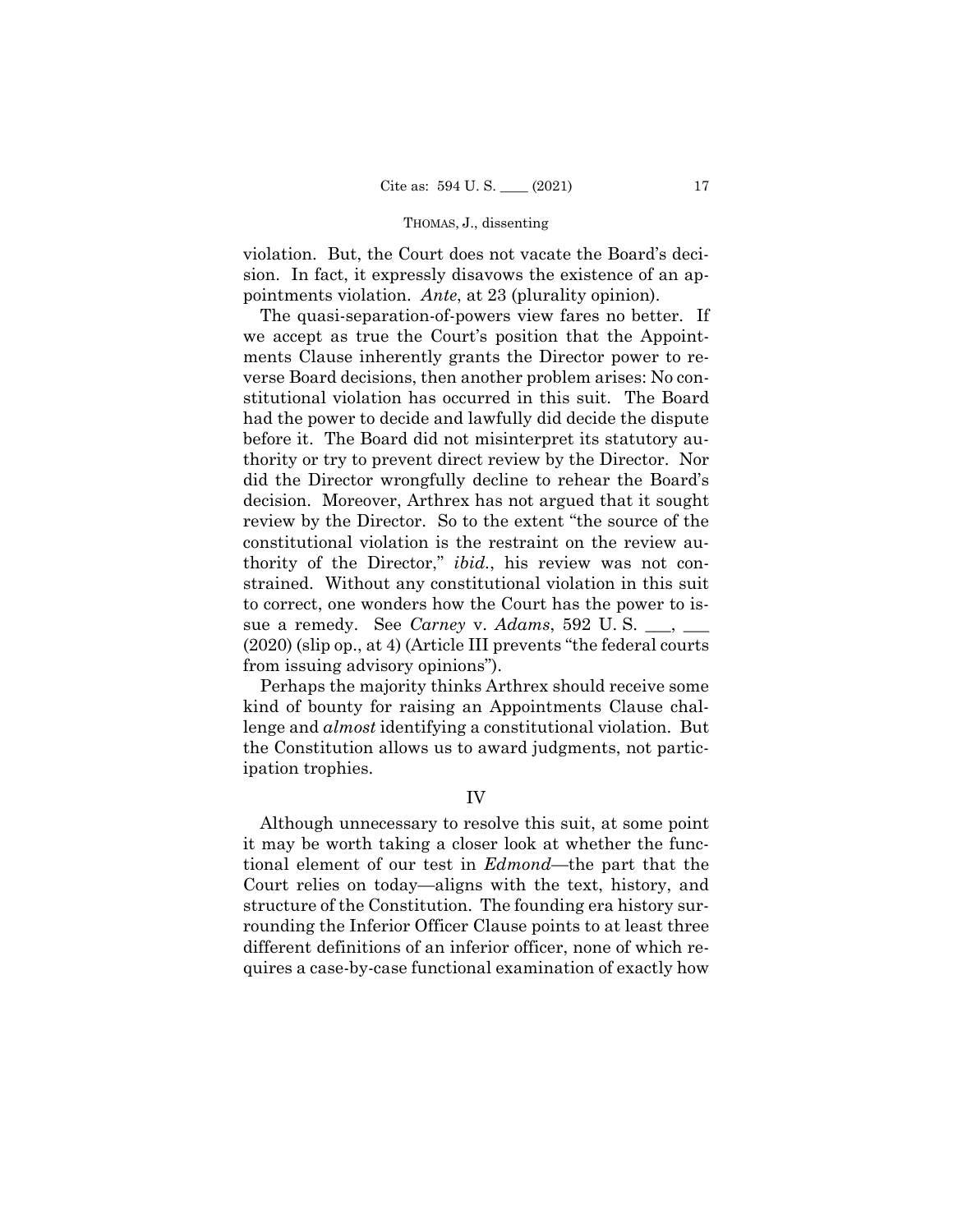violation. But, the Court does not vacate the Board's decision. In fact, it expressly disavows the existence of an appointments violation. *Ante*, at 23 (plurality opinion).

The quasi-separation-of-powers view fares no better. If we accept as true the Court's position that the Appointments Clause inherently grants the Director power to reverse Board decisions, then another problem arises: No constitutional violation has occurred in this suit. The Board had the power to decide and lawfully did decide the dispute before it. The Board did not misinterpret its statutory authority or try to prevent direct review by the Director. Nor did the Director wrongfully decline to rehear the Board's decision. Moreover, Arthrex has not argued that it sought review by the Director. So to the extent "the source of the constitutional violation is the restraint on the review authority of the Director," *ibid.*, his review was not constrained. Without any constitutional violation in this suit to correct, one wonders how the Court has the power to issue a remedy. See *Carney* v. *Adams*, 592 U. S. \_\_\_, \_\_\_ (2020) (slip op., at 4) (Article III prevents "the federal courts from issuing advisory opinions").

Perhaps the majority thinks Arthrex should receive some kind of bounty for raising an Appointments Clause challenge and *almost* identifying a constitutional violation. But the Constitution allows us to award judgments, not participation trophies.

## IV

Although unnecessary to resolve this suit, at some point it may be worth taking a closer look at whether the functional element of our test in *Edmond*—the part that the Court relies on today—aligns with the text, history, and structure of the Constitution. The founding era history surrounding the Inferior Officer Clause points to at least three different definitions of an inferior officer, none of which requires a case-by-case functional examination of exactly how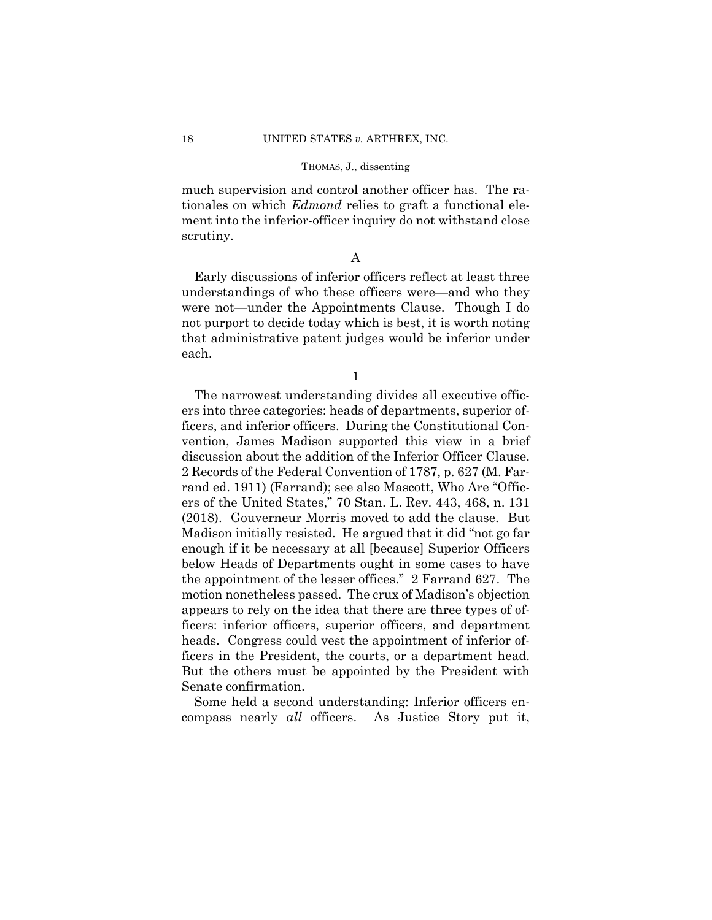much supervision and control another officer has. The rationales on which *Edmond* relies to graft a functional element into the inferior-officer inquiry do not withstand close scrutiny.

### A

Early discussions of inferior officers reflect at least three understandings of who these officers were—and who they were not—under the Appointments Clause. Though I do not purport to decide today which is best, it is worth noting that administrative patent judges would be inferior under each.

#### 1

The narrowest understanding divides all executive officers into three categories: heads of departments, superior officers, and inferior officers. During the Constitutional Convention, James Madison supported this view in a brief discussion about the addition of the Inferior Officer Clause. 2 Records of the Federal Convention of 1787, p. 627 (M. Farrand ed. 1911) (Farrand); see also Mascott, Who Are "Officers of the United States," 70 Stan. L. Rev. 443, 468, n. 131 (2018). Gouverneur Morris moved to add the clause. But Madison initially resisted. He argued that it did "not go far enough if it be necessary at all [because] Superior Officers below Heads of Departments ought in some cases to have the appointment of the lesser offices." 2 Farrand 627. The motion nonetheless passed. The crux of Madison's objection appears to rely on the idea that there are three types of officers: inferior officers, superior officers, and department heads. Congress could vest the appointment of inferior officers in the President, the courts, or a department head. But the others must be appointed by the President with Senate confirmation.

Some held a second understanding: Inferior officers encompass nearly *all* officers. As Justice Story put it,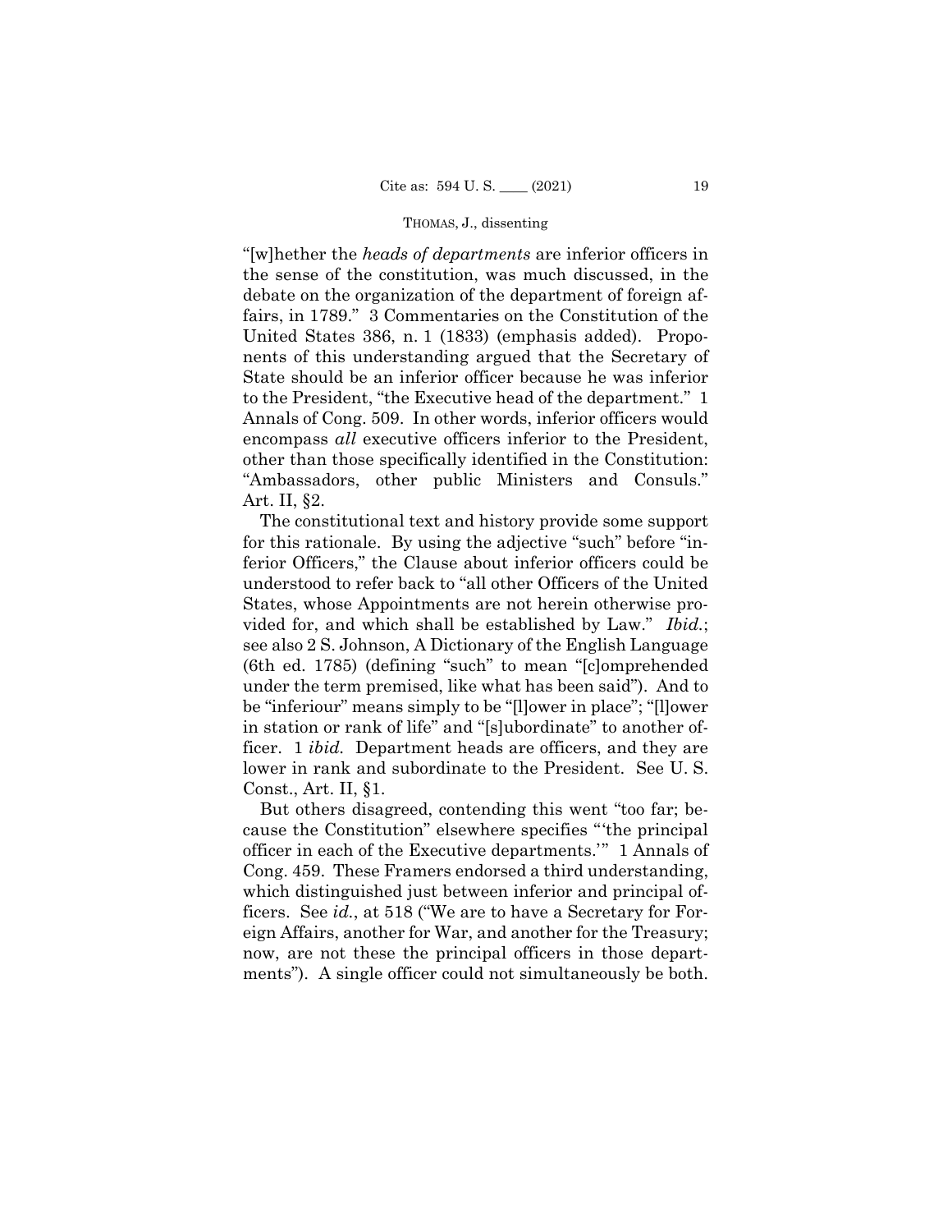"[w]hether the *heads of departments* are inferior officers in the sense of the constitution, was much discussed, in the debate on the organization of the department of foreign affairs, in 1789." 3 Commentaries on the Constitution of the United States 386, n. 1 (1833) (emphasis added). Proponents of this understanding argued that the Secretary of State should be an inferior officer because he was inferior to the President, "the Executive head of the department." 1 Annals of Cong. 509. In other words, inferior officers would encompass *all* executive officers inferior to the President, other than those specifically identified in the Constitution: "Ambassadors, other public Ministers and Consuls." Art. II, §2.

The constitutional text and history provide some support for this rationale. By using the adjective "such" before "inferior Officers," the Clause about inferior officers could be understood to refer back to "all other Officers of the United States, whose Appointments are not herein otherwise provided for, and which shall be established by Law." *Ibid.*; see also 2 S. Johnson, A Dictionary of the English Language (6th ed. 1785) (defining "such" to mean "[c]omprehended under the term premised, like what has been said"). And to be "inferiour" means simply to be "[l]ower in place"; "[l]ower in station or rank of life" and "[s]ubordinate" to another officer. 1 *ibid.* Department heads are officers, and they are lower in rank and subordinate to the President. See U. S. Const., Art. II, §1.

But others disagreed, contending this went "too far; because the Constitution" elsewhere specifies "'the principal officer in each of the Executive departments.'" 1 Annals of Cong. 459. These Framers endorsed a third understanding, which distinguished just between inferior and principal officers. See *id.*, at 518 ("We are to have a Secretary for Foreign Affairs, another for War, and another for the Treasury; now, are not these the principal officers in those departments"). A single officer could not simultaneously be both.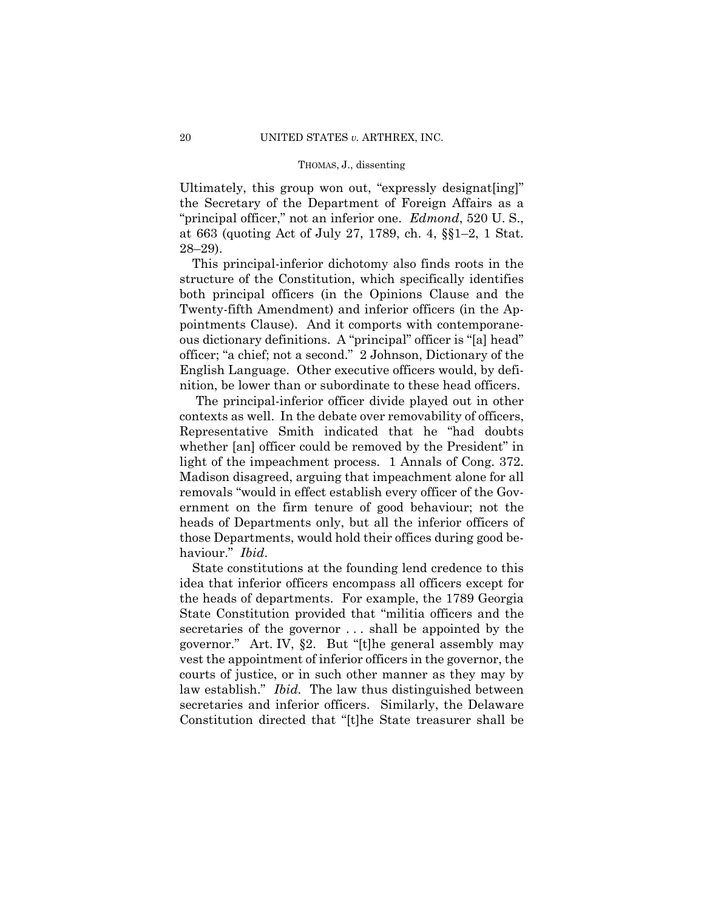Ultimately, this group won out, "expressly designat[ing]" the Secretary of the Department of Foreign Affairs as a "principal officer," not an inferior one. *Edmond*, 520 U. S., at 663 (quoting Act of July 27, 1789, ch. 4, §§1–2, 1 Stat. 28–29).

This principal-inferior dichotomy also finds roots in the structure of the Constitution, which specifically identifies both principal officers (in the Opinions Clause and the Twenty-fifth Amendment) and inferior officers (in the Appointments Clause). And it comports with contemporaneous dictionary definitions. A "principal" officer is "[a] head" officer; "a chief; not a second." 2 Johnson, Dictionary of the English Language. Other executive officers would, by definition, be lower than or subordinate to these head officers.

The principal-inferior officer divide played out in other contexts as well. In the debate over removability of officers, Representative Smith indicated that he "had doubts whether [an] officer could be removed by the President" in light of the impeachment process. 1 Annals of Cong. 372. Madison disagreed, arguing that impeachment alone for all removals "would in effect establish every officer of the Government on the firm tenure of good behaviour; not the heads of Departments only, but all the inferior officers of those Departments, would hold their offices during good behaviour." *Ibid*.

State constitutions at the founding lend credence to this idea that inferior officers encompass all officers except for the heads of departments. For example, the 1789 Georgia State Constitution provided that "militia officers and the secretaries of the governor . . . shall be appointed by the governor." Art. IV, §2. But "[t]he general assembly may vest the appointment of inferior officers in the governor, the courts of justice, or in such other manner as they may by law establish." *Ibid.* The law thus distinguished between secretaries and inferior officers. Similarly, the Delaware Constitution directed that "[t]he State treasurer shall be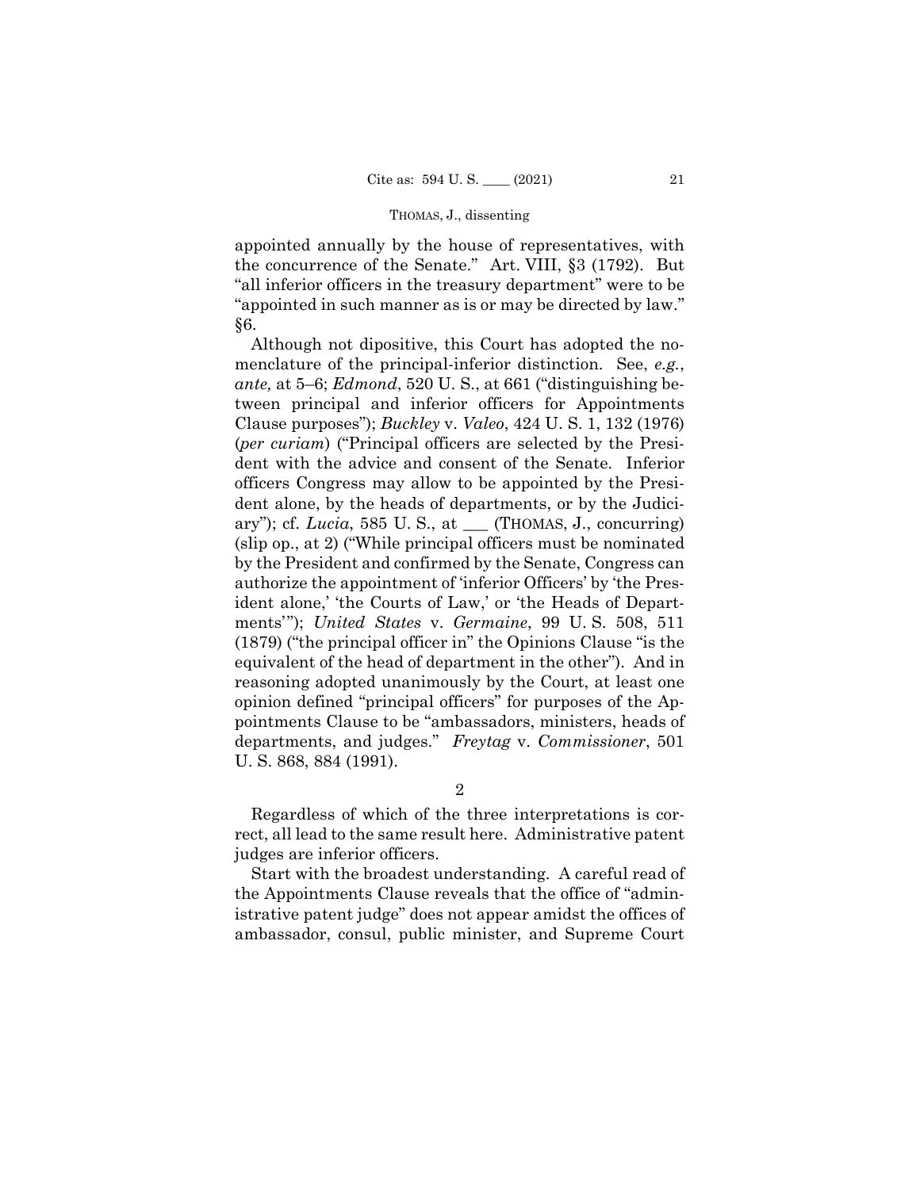appointed annually by the house of representatives, with the concurrence of the Senate." Art. VIII, §3 (1792). But "all inferior officers in the treasury department" were to be "appointed in such manner as is or may be directed by law." §6.

Although not dispositive, this Court has adopted the nomenclature of the principal-inferior distinction. See, *e.g.*, *ante,* at 5–6; *Edmond*, 520 U. S., at 661 ("distinguishing between principal and inferior officers for Appointments Clause purposes"); *Buckley* v. *Valeo*, 424 U. S. 1, 132 (1976) (*per curiam*) ("Principal officers are selected by the President with the advice and consent of the Senate. Inferior officers Congress may allow to be appointed by the President alone, by the heads of departments, or by the Judiciary"); cf. *Lucia*, 585 U. S., at \_\_\_ (THOMAS, J., concurring) (slip op., at 2) ("While principal officers must be nominated by the President and confirmed by the Senate, Congress can authorize the appointment of 'inferior Officers' by 'the President alone,' 'the Courts of Law,' or 'the Heads of Departments'"); *United States* v. *Germaine*, 99 U. S. 508, 511 (1879) ("the principal officer in" the Opinions Clause "is the equivalent of the head of department in the other"). And in reasoning adopted unanimously by the Court, at least one opinion defined "principal officers" for purposes of the Appointments Clause to be "ambassadors, ministers, heads of departments, and judges." *Freytag* v. *Commissioner*, 501 U. S. 868, 884 (1991).

2

Regardless of which of the three interpretations is correct, all lead to the same result here. Administrative patent judges are inferior officers.

Start with the broadest understanding. A careful read of the Appointments Clause reveals that the office of "administrative patent judge" does not appear amidst the offices of ambassador, consul, public minister, and Supreme Court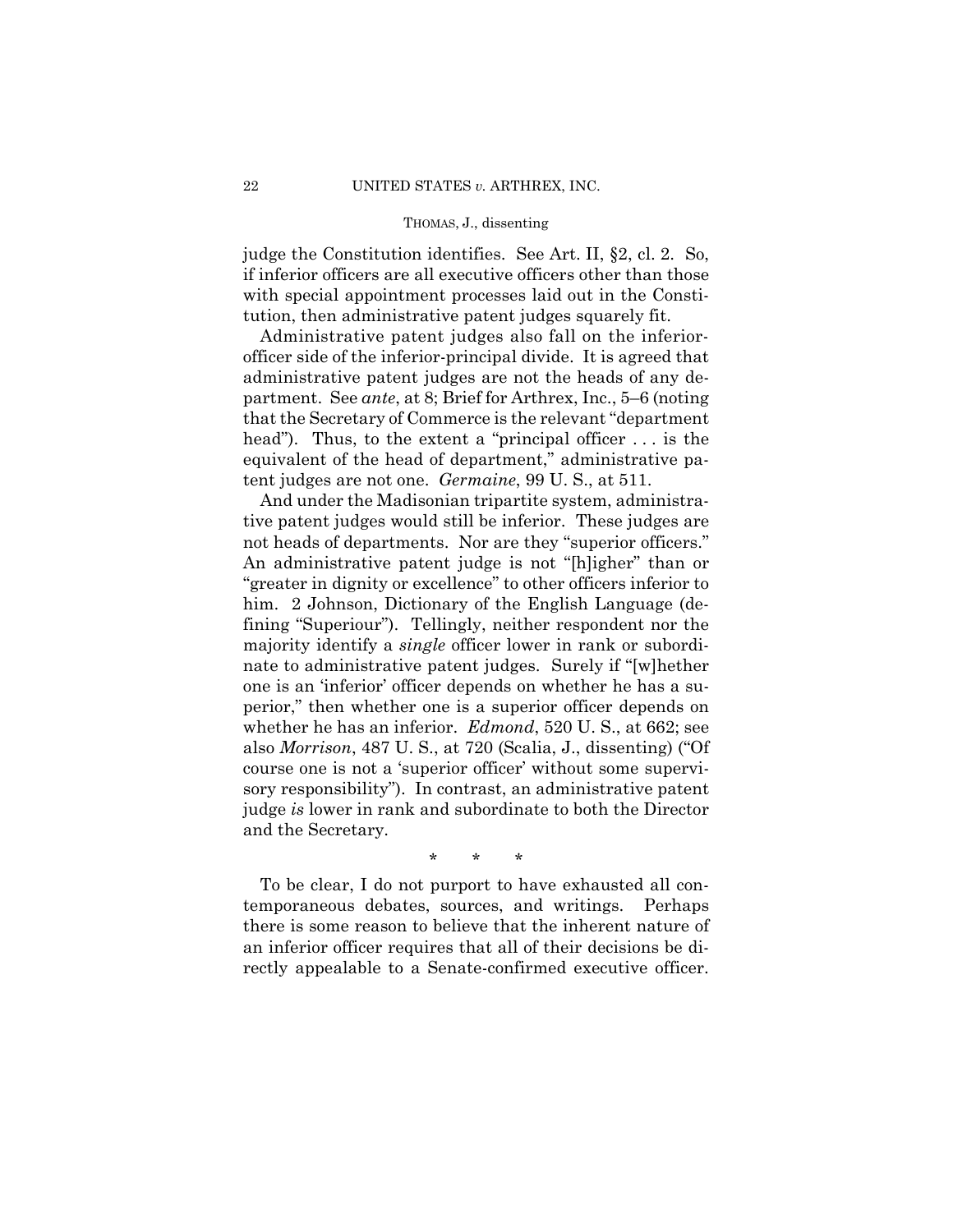judge the Constitution identifies. See Art. II, §2, cl. 2. So, if inferior officers are all executive officers other than those with special appointment processes laid out in the Constitution, then administrative patent judges squarely fit.

Administrative patent judges also fall on the inferior-officer side of the inferior-principal divide. It is agreed that administrative patent judges are not the heads of any department. See *ante*, at 8; Brief for Arthrex, Inc., 5–6 (noting that the Secretary of Commerce is the relevant "department head"). Thus, to the extent a "principal officer . . . is the equivalent of the head of department," administrative patent judges are not one. *Germaine*, 99 U. S., at 511.

And under the Madisonian tripartite system, administrative patent judges would still be inferior. These judges are not heads of departments. Nor are they "superior officers." An administrative patent judge is not "[h]igher" than or "greater in dignity or excellence" to other officers inferior to him. 2 Johnson, Dictionary of the English Language (defining "Superiour"). Tellingly, neither respondent nor the majority identify a *single* officer lower in rank or subordinate to administrative patent judges. Surely if "[w]hether one is an 'inferior' officer depends on whether he has a superior," then whether one is a superior officer depends on whether he has an inferior. *Edmond*, 520 U. S., at 662; see also *Morrison*, 487 U. S., at 720 (Scalia, J., dissenting) ("Of course one is not a 'superior officer' without some supervisory responsibility"). In contrast, an administrative patent judge *is* lower in rank and subordinate to both the Director and the Secretary.

\* \* \*

To be clear, I do not purport to have exhausted all contemporaneous debates, sources, and writings. Perhaps there is some reason to believe that the inherent nature of an inferior officer requires that all of their decisions be directly appealable to a Senate-confirmed executive officer.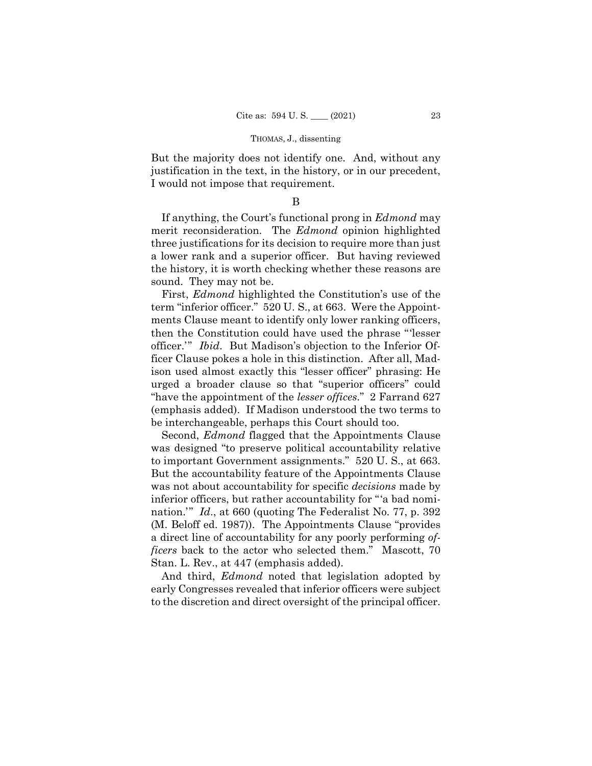But the majority does not identify one. And, without any justification in the text, in the history, or in our precedent, I would not impose that requirement.

### B

If anything, the Court's functional prong in *Edmond* may merit reconsideration. The *Edmond* opinion highlighted three justifications for its decision to require more than just a lower rank and a superior officer. But having reviewed the history, it is worth checking whether these reasons are sound. They may not be.

First, *Edmond* highlighted the Constitution's use of the term "inferior officer." 520 U. S., at 663. Were the Appointments Clause meant to identify only lower ranking officers, then the Constitution could have used the phrase "'lesser officer.'" *Ibid*. But Madison's objection to the Inferior Officer Clause pokes a hole in this distinction. After all, Madison used almost exactly this "lesser officer" phrasing: He urged a broader clause so that "superior officers" could "have the appointment of the *lesser offices*." 2 Farrand 627 (emphasis added). If Madison understood the two terms to be interchangeable, perhaps this Court should too.

Second, *Edmond* flagged that the Appointments Clause was designed "to preserve political accountability relative to important Government assignments." 520 U. S., at 663. But the accountability feature of the Appointments Clause was not about accountability for specific *decisions* made by inferior officers, but rather accountability for "'a bad nomination.'" *Id*., at 660 (quoting The Federalist No. 77, p. 392 (M. Beloff ed. 1987)). The Appointments Clause "provides a direct line of accountability for any poorly performing *officers* back to the actor who selected them." Mascott, 70 Stan. L. Rev., at 447 (emphasis added).

And third, *Edmond* noted that legislation adopted by early Congresses revealed that inferior officers were subject to the discretion and direct oversight of the principal officer.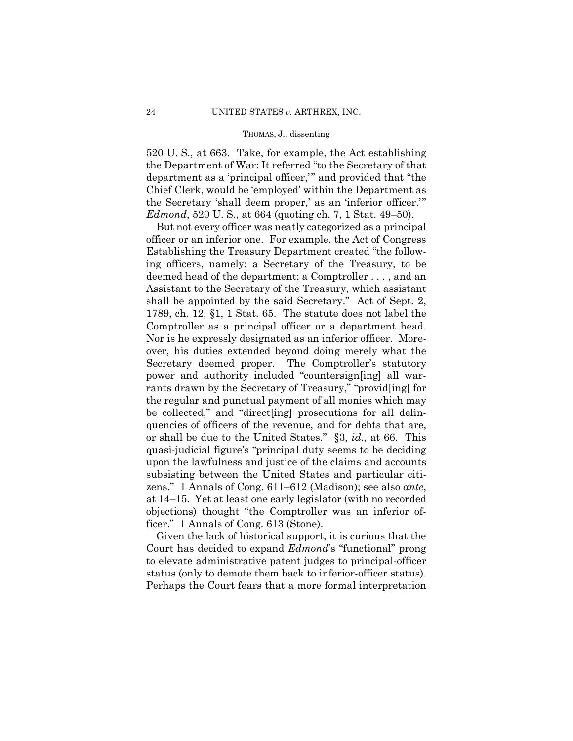520 U. S., at 663. Take, for example, the Act establishing the Department of War: It referred "to the Secretary of that department as a 'principal officer,'" and provided that "the Chief Clerk, would be 'employed' within the Department as the Secretary 'shall deem proper,' as an 'inferior officer.'" *Edmond*, 520 U. S., at 664 (quoting ch. 7, 1 Stat. 49–50).

But not every officer was neatly categorized as a principal officer or an inferior one. For example, the Act of Congress Establishing the Treasury Department created "the following officers, namely: a Secretary of the Treasury, to be deemed head of the department; a Comptroller . . . , and an Assistant to the Secretary of the Treasury, which assistant shall be appointed by the said Secretary." Act of Sept. 2, 1789, ch. 12, §1, 1 Stat. 65. The statute does not label the Comptroller as a principal officer or a department head. Nor is he expressly designated as an inferior officer. Moreover, his duties extended beyond doing merely what the Secretary deemed proper. The Comptroller's statutory power and authority included "countersign[ing] all warrants drawn by the Secretary of Treasury," "provid[ing] for the regular and punctual payment of all monies which may be collected," and "direct[ing] prosecutions for all delinquencies of officers of the revenue, and for debts that are, or shall be due to the United States." §3, *id.,* at 66. This quasi-judicial figure's "principal duty seems to be deciding upon the lawfulness and justice of the claims and accounts subsisting between the United States and particular citizens." 1 Annals of Cong. 611–612 (Madison); see also *ante*, at 14–15. Yet at least one early legislator (with no recorded objections) thought "the Comptroller was an inferior officer." 1 Annals of Cong. 613 (Stone).

Given the lack of historical support, it is curious that the Court has decided to expand *Edmond*'s "functional" prong to elevate administrative patent judges to principal-officer status (only to demote them back to inferior-officer status). Perhaps the Court fears that a more formal interpretation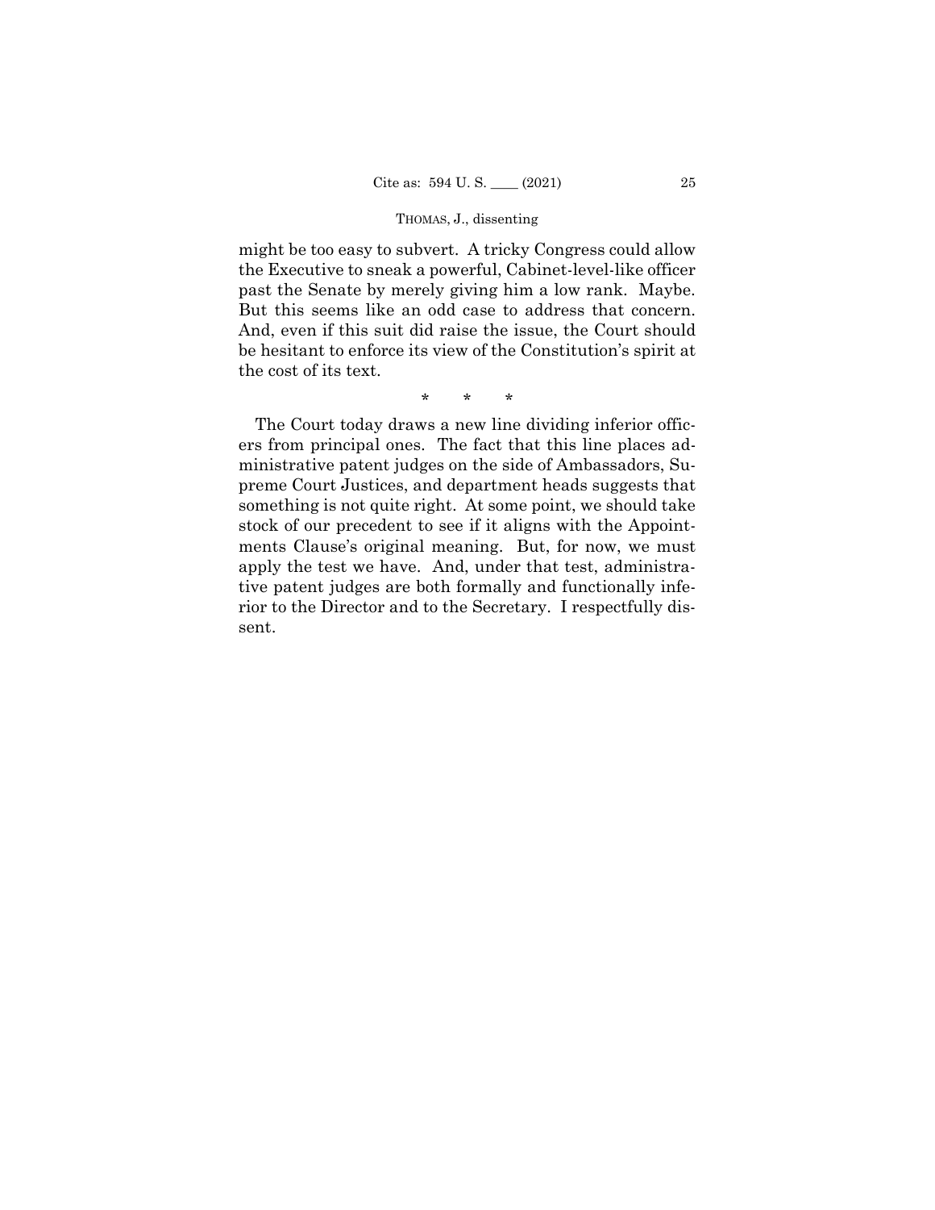might be too easy to subvert. A tricky Congress could allow the Executive to sneak a powerful, Cabinet-level-like officer past the Senate by merely giving him a low rank. Maybe. But this seems like an odd case to address that concern. And, even if this suit did raise the issue, the Court should be hesitant to enforce its view of the Constitution's spirit at the cost of its text.

\* \* \*

The Court today draws a new line dividing inferior officers from principal ones. The fact that this line places administrative patent judges on the side of Ambassadors, Supreme Court Justices, and department heads suggests that something is not quite right. At some point, we should take stock of our precedent to see if it aligns with the Appointments Clause's original meaning. But, for now, we must apply the test we have. And, under that test, administrative patent judges are both formally and functionally inferior to the Director and to the Secretary. I respectfully dissent.